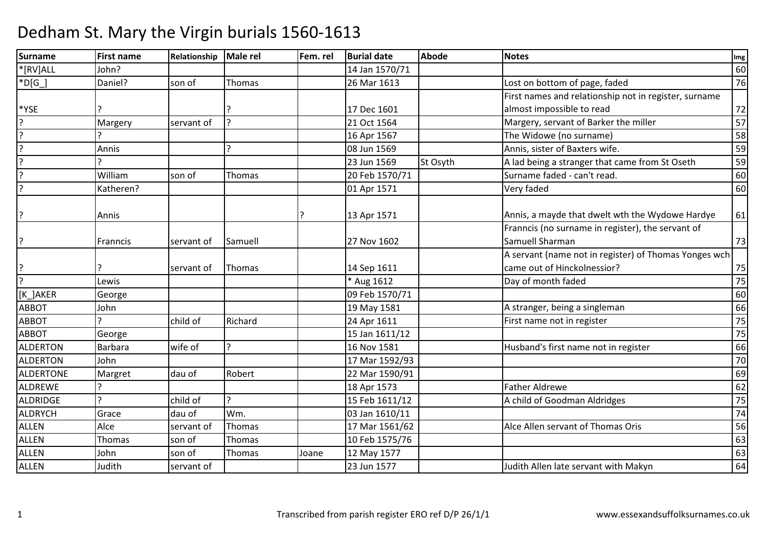# Dedham St. Mary the Virgin burials 1560-1613

| Surname | First name | Relationship | Male rel | Fem. rel | Burial date | Abode | Notes | Img |
|---|---|---|---|---|---|---|---|---|
| *[RV]ALL | John? | | | | 14 Jan 1570/71 | | | 60 |
| *D[G_] | Daniel? | son of | Thomas | | 26 Mar 1613 | | Lost on bottom of page, faded | 76 |
| *YSE | ? | | ? | | 17 Dec 1601 | | First names and relationship not in register, surname almost impossible to read | 72 |
| ? | Margery | servant of | ? | | 21 Oct 1564 | | Margery, servant of Barker the miller | 57 |
| ? | ? | | | | 16 Apr 1567 | | The Widowe (no surname) | 58 |
| ? | Annis | | ? | | 08 Jun 1569 | | Annis, sister of Baxters wife. | 59 |
| ? | ? | | | | 23 Jun 1569 | St Osyth | A lad being a stranger that came from St Oseth | 59 |
| ? | William | son of | Thomas | | 20 Feb 1570/71 | | Surname faded - can't read. | 60 |
| ? | Katheren? | | | | 01 Apr 1571 | | Very faded | 60 |
| ? | Annis | | | ? | 13 Apr 1571 | | Annis, a mayde that dwelt wth the Wydowe Hardye | 61 |
| ? | Franncis | servant of | Samuell | | 27 Nov 1602 | | Franncis (no surname in register), the servant of Samuell Sharman | 73 |
| ? | ? | servant of | Thomas | | 14 Sep 1611 | | A servant (name not in register) of Thomas Yonges wch came out of Hinckolnessior? | 75 |
| ? | Lewis | | | | * Aug 1612 | | Day of month faded | 75 |
| [K_]AKER | George | | | | 09 Feb 1570/71 | | | 60 |
| ABBOT | John | | | | 19 May 1581 | | A stranger, being a singleman | 66 |
| ABBOT | ? | child of | Richard | | 24 Apr 1611 | | First name not in register | 75 |
| ABBOT | George | | | | 15 Jan 1611/12 | | | 75 |
| ALDERTON | Barbara | wife of | ? | | 16 Nov 1581 | | Husband's first name not in register | 66 |
| ALDERTON | John | | | | 17 Mar 1592/93 | | | 70 |
| ALDERTONE | Margret | dau of | Robert | | 22 Mar 1590/91 | | | 69 |
| ALDREWE | ? | | | | 18 Apr 1573 | | Father Aldrewe | 62 |
| ALDRIDGE | ? | child of | ? | | 15 Feb 1611/12 | | A child of Goodman Aldridges | 75 |
| ALDRYCH | Grace | dau of | Wm. | | 03 Jan 1610/11 | | | 74 |
| ALLEN | Alce | servant of | Thomas | | 17 Mar 1561/62 | | Alce Allen servant of Thomas Oris | 56 |
| ALLEN | Thomas | son of | Thomas | | 10 Feb 1575/76 | | | 63 |
| ALLEN | John | son of | Thomas | Joane | 12 May 1577 | | | 63 |
| ALLEN | Judith | servant of | | | 23 Jun 1577 | | Judith Allen late servant with Makyn | 64 |

Transcribed from parish register ERO ref D/P 26/1/1 www.essexandsuffolksurnames.co.uk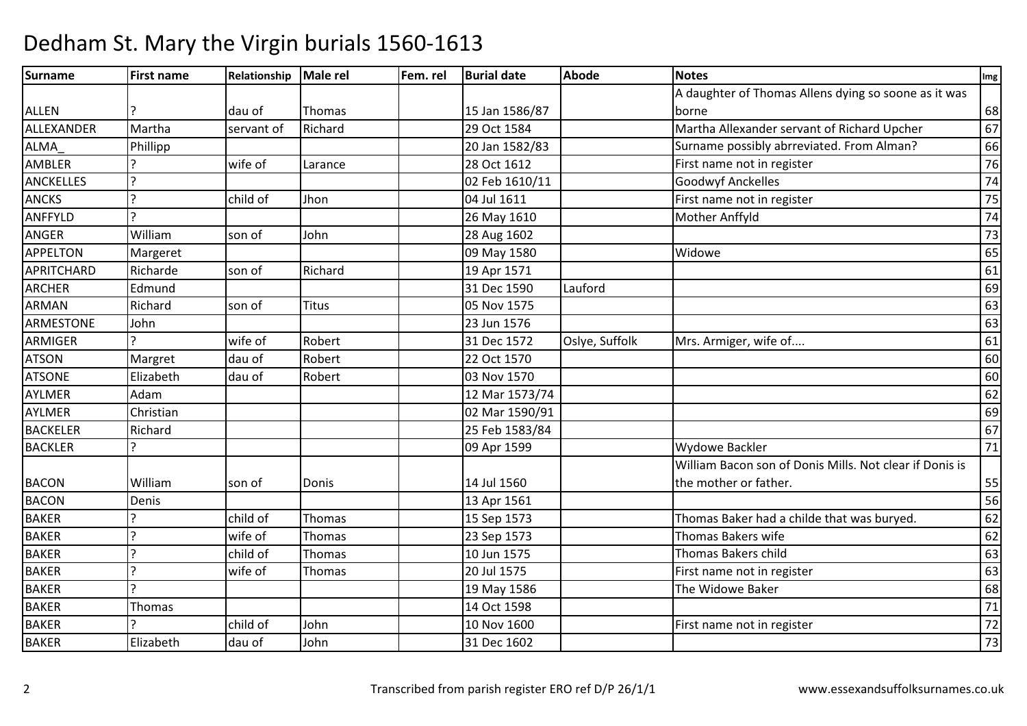# Dedham St. Mary the Virgin burials 1560-1613

| Surname | First name | Relationship | Male rel | Fem. rel | Burial date | Abode | Notes | Img |
|---|---|---|---|---|---|---|---|---|
| ALLEN | ? | dau of | Thomas | | 15 Jan 1586/87 | | A daughter of Thomas Allens dying so soone as it was borne | 68 |
| ALLEXANDER | Martha | servant of | Richard | | 29 Oct 1584 | | Martha Allexander servant of Richard Upcher | 67 |
| ALMA_ | Phillipp | | | | 20 Jan 1582/83 | | Surname possibly abrreviated. From Alman? | 66 |
| AMBLER | ? | wife of | Larance | | 28 Oct 1612 | | First name not in register | 76 |
| ANCKELLES | ? | | | | 02 Feb 1610/11 | | Goodwyf Anckelles | 74 |
| ANCKS | ? | child of | Jhon | | 04 Jul 1611 | | First name not in register | 75 |
| ANFFYLD | ? | | | | 26 May 1610 | | Mother Anffyld | 74 |
| ANGER | William | son of | John | | 28 Aug 1602 | | | 73 |
| APPELTON | Margeret | | | | 09 May 1580 | | Widowe | 65 |
| APRITCHARD | Richarde | son of | Richard | | 19 Apr 1571 | | | 61 |
| ARCHER | Edmund | | | | 31 Dec 1590 | Lauford | | 69 |
| ARMAN | Richard | son of | Titus | | 05 Nov 1575 | | | 63 |
| ARMESTONE | John | | | | 23 Jun 1576 | | | 63 |
| ARMIGER | ? | wife of | Robert | | 31 Dec 1572 | Oslye, Suffolk | Mrs. Armiger, wife of.... | 61 |
| ATSON | Margret | dau of | Robert | | 22 Oct 1570 | | | 60 |
| ATSONE | Elizabeth | dau of | Robert | | 03 Nov 1570 | | | 60 |
| AYLMER | Adam | | | | 12 Mar 1573/74 | | | 62 |
| AYLMER | Christian | | | | 02 Mar 1590/91 | | | 69 |
| BACKELER | Richard | | | | 25 Feb 1583/84 | | | 67 |
| BACKLER | ? | | | | 09 Apr 1599 | | Wydowe Backler | 71 |
| BACON | William | son of | Donis | | 14 Jul 1560 | | William Bacon son of Donis Mills. Not clear if Donis is the mother or father. | 55 |
| BACON | Denis | | | | 13 Apr 1561 | | | 56 |
| BAKER | ? | child of | Thomas | | 15 Sep 1573 | | Thomas Baker had a childe that was buryed. | 62 |
| BAKER | ? | wife of | Thomas | | 23 Sep 1573 | | Thomas Bakers wife | 62 |
| BAKER | ? | child of | Thomas | | 10 Jun 1575 | | Thomas Bakers child | 63 |
| BAKER | ? | wife of | Thomas | | 20 Jul 1575 | | First name not in register | 63 |
| BAKER | ? | | | | 19 May 1586 | | The Widowe Baker | 68 |
| BAKER | Thomas | | | | 14 Oct 1598 | | | 71 |
| BAKER | ? | child of | John | | 10 Nov 1600 | | First name not in register | 72 |
| BAKER | Elizabeth | dau of | John | | 31 Dec 1602 | | | 73 |

Transcribed from parish register ERO ref D/P 26/1/1 www.essexandsuffolksurnames.co.uk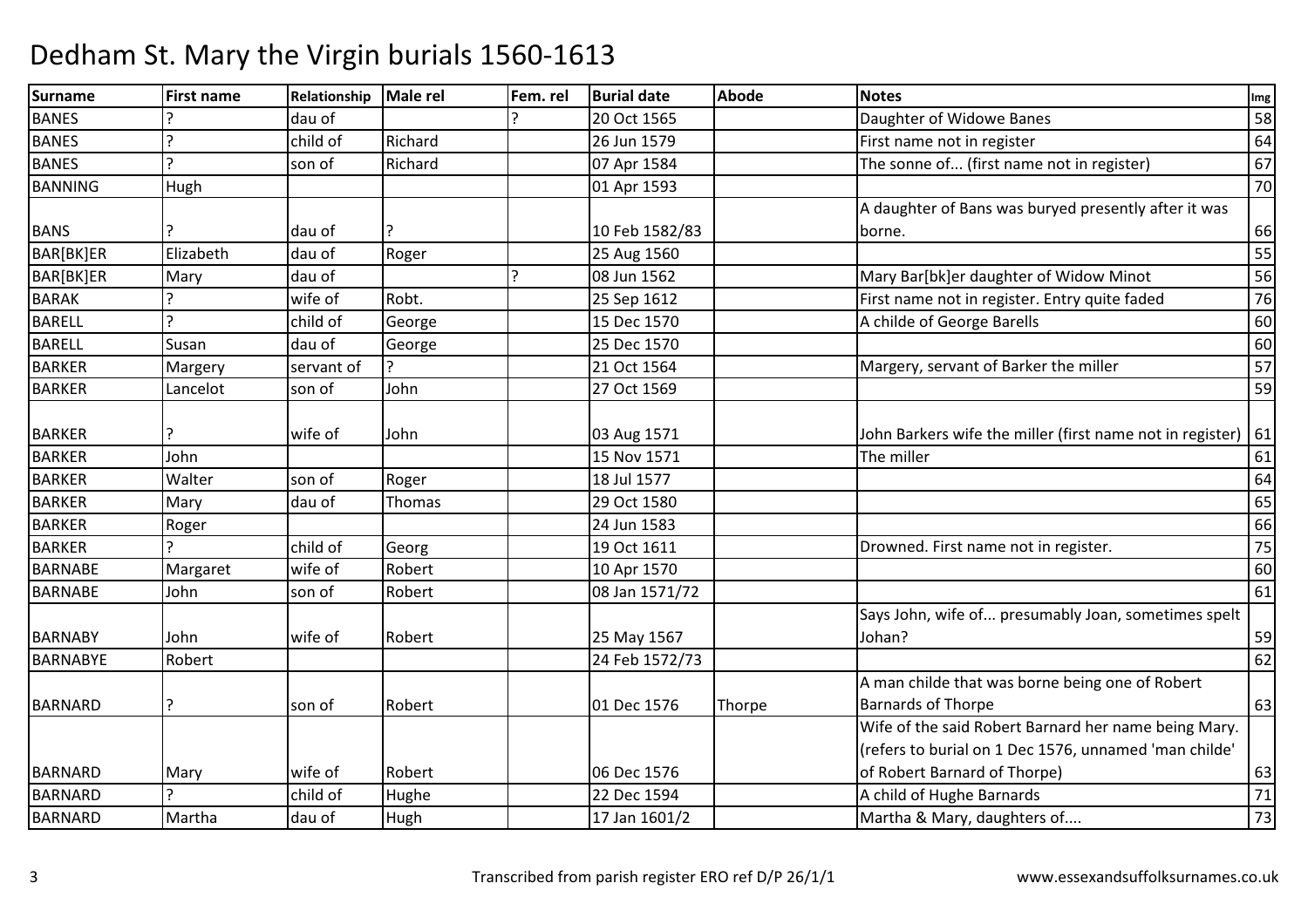# Dedham St. Mary the Virgin burials 1560-1613

| Surname | First name | Relationship | Male rel | Fem. rel | Burial date | Abode | Notes | Img |
|---|---|---|---|---|---|---|---|---|
| BANES | ? | dau of | | ? | 20 Oct 1565 | | Daughter of Widowe Banes | 58 |
| BANES | ? | child of | Richard | | 26 Jun 1579 | | First name not in register | 64 |
| BANES | ? | son of | Richard | | 07 Apr 1584 | | The sonne of... (first name not in register) | 67 |
| BANNING | Hugh | | | | 01 Apr 1593 | | | 70 |
| BANS | ? | dau of | ? | | 10 Feb 1582/83 | | A daughter of Bans was buryed presently after it was borne. | 66 |
| BAR[BK]ER | Elizabeth | dau of | Roger | | 25 Aug 1560 | | | 55 |
| BAR[BK]ER | Mary | dau of | | ? | 08 Jun 1562 | | Mary Bar[bk]er daughter of Widow Minot | 56 |
| BARAK | ? | wife of | Robt. | | 25 Sep 1612 | | First name not in register. Entry quite faded | 76 |
| BARELL | ? | child of | George | | 15 Dec 1570 | | A childe of George Barells | 60 |
| BARELL | Susan | dau of | George | | 25 Dec 1570 | | | 60 |
| BARKER | Margery | servant of | ? | | 21 Oct 1564 | | Margery, servant of Barker the miller | 57 |
| BARKER | Lancelot | son of | John | | 27 Oct 1569 | | | 59 |
| BARKER | ? | wife of | John | | 03 Aug 1571 | | John Barkers wife the miller (first name not in register) | 61 |
| BARKER | John | | | | 15 Nov 1571 | | The miller | 61 |
| BARKER | Walter | son of | Roger | | 18 Jul 1577 | | | 64 |
| BARKER | Mary | dau of | Thomas | | 29 Oct 1580 | | | 65 |
| BARKER | Roger | | | | 24 Jun 1583 | | | 66 |
| BARKER | ? | child of | Georg | | 19 Oct 1611 | | Drowned. First name not in register. | 75 |
| BARNABE | Margaret | wife of | Robert | | 10 Apr 1570 | | | 60 |
| BARNABE | John | son of | Robert | | 08 Jan 1571/72 | | | 61 |
| BARNABY | John | wife of | Robert | | 25 May 1567 | | Says John, wife of... presumably Joan, sometimes spelt Johan? | 59 |
| BARNABYE | Robert | | | | 24 Feb 1572/73 | | | 62 |
| BARNARD | ? | son of | Robert | | 01 Dec 1576 | Thorpe | A man childe that was borne being one of Robert Barnards of Thorpe | 63 |
| BARNARD | Mary | wife of | Robert | | 06 Dec 1576 | | Wife of the said Robert Barnard her name being Mary. (refers to burial on 1 Dec 1576, unnamed 'man childe' of Robert Barnard of Thorpe) | 63 |
| BARNARD | ? | child of | Hughe | | 22 Dec 1594 | | A child of Hughe Barnards | 71 |
| BARNARD | Martha | dau of | Hugh | | 17 Jan 1601/2 | | Martha & Mary, daughters of.... | 73 |

Transcribed from parish register ERO ref D/P 26/1/1 www.essexandsuffolksurnames.co.uk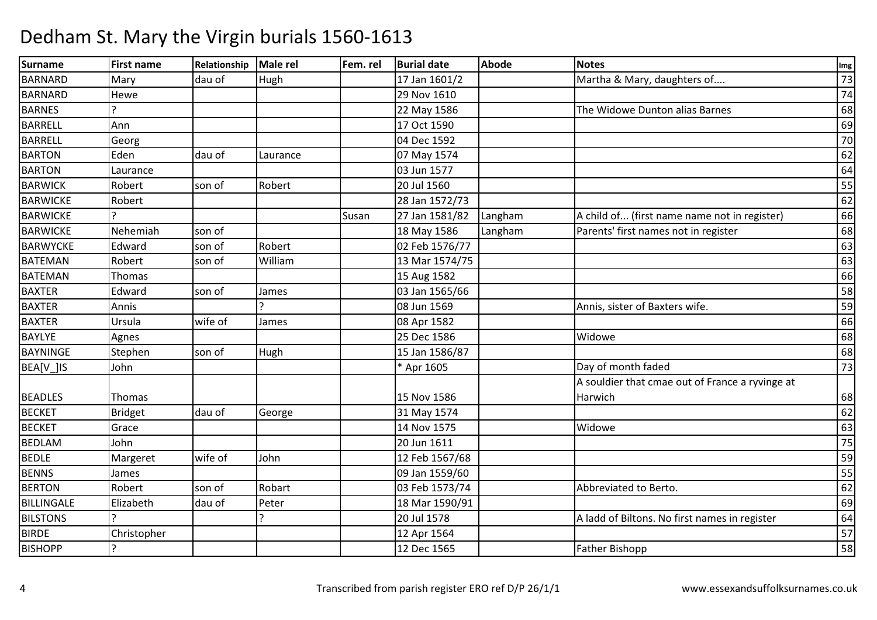# Dedham St. Mary the Virgin burials 1560-1613

| Surname | First name | Relationship | Male rel | Fem. rel | Burial date | Abode | Notes | Img |
|---|---|---|---|---|---|---|---|---|
| BARNARD | Mary | dau of | Hugh | | 17 Jan 1601/2 | | Martha & Mary, daughters of.... | 73 |
| BARNARD | Hewe | | | | 29 Nov 1610 | | | 74 |
| BARNES | ? | | | | 22 May 1586 | | The Widowe Dunton alias Barnes | 68 |
| BARRELL | Ann | | | | 17 Oct 1590 | | | 69 |
| BARRELL | Georg | | | | 04 Dec 1592 | | | 70 |
| BARTON | Eden | dau of | Laurance | | 07 May 1574 | | | 62 |
| BARTON | Laurance | | | | 03 Jun 1577 | | | 64 |
| BARWICK | Robert | son of | Robert | | 20 Jul 1560 | | | 55 |
| BARWICKE | Robert | | | | 28 Jan 1572/73 | | | 62 |
| BARWICKE | ? | | | Susan | 27 Jan 1581/82 | Langham | A child of... (first name name not in register) | 66 |
| BARWICKE | Nehemiah | son of | | | 18 May 1586 | Langham | Parents' first names not in register | 68 |
| BARWYCKE | Edward | son of | Robert | | 02 Feb 1576/77 | | | 63 |
| BATEMAN | Robert | son of | William | | 13 Mar 1574/75 | | | 63 |
| BATEMAN | Thomas | | | | 15 Aug 1582 | | | 66 |
| BAXTER | Edward | son of | James | | 03 Jan 1565/66 | | | 58 |
| BAXTER | Annis | | ? | | 08 Jun 1569 | | Annis, sister of Baxters wife. | 59 |
| BAXTER | Ursula | wife of | James | | 08 Apr 1582 | | | 66 |
| BAYLYE | Agnes | | | | 25 Dec 1586 | | Widowe | 68 |
| BAYNINGE | Stephen | son of | Hugh | | 15 Jan 1586/87 | | | 68 |
| BEA[V_]IS | John | | | | * Apr 1605 | | Day of month faded | 73 |
| BEADLES | Thomas | | | | 15 Nov 1586 | | A souldier that cmae out of France a ryvinge at Harwich | 68 |
| BECKET | Bridget | dau of | George | | 31 May 1574 | | | 62 |
| BECKET | Grace | | | | 14 Nov 1575 | | Widowe | 63 |
| BEDLAM | John | | | | 20 Jun 1611 | | | 75 |
| BEDLE | Margeret | wife of | John | | 12 Feb 1567/68 | | | 59 |
| BENNS | James | | | | 09 Jan 1559/60 | | | 55 |
| BERTON | Robert | son of | Robart | | 03 Feb 1573/74 | | Abbreviated to Berto. | 62 |
| BILLINGALE | Elizabeth | dau of | Peter | | 18 Mar 1590/91 | | | 69 |
| BILSTONS | ? | | ? | | 20 Jul 1578 | | A ladd of Biltons. No first names in register | 64 |
| BIRDE | Christopher | | | | 12 Apr 1564 | | | 57 |
| BISHOPP | ? | | | | 12 Dec 1565 | | Father Bishopp | 58 |

Transcribed from parish register ERO ref D/P 26/1/1 www.essexandsuffolksurnames.co.uk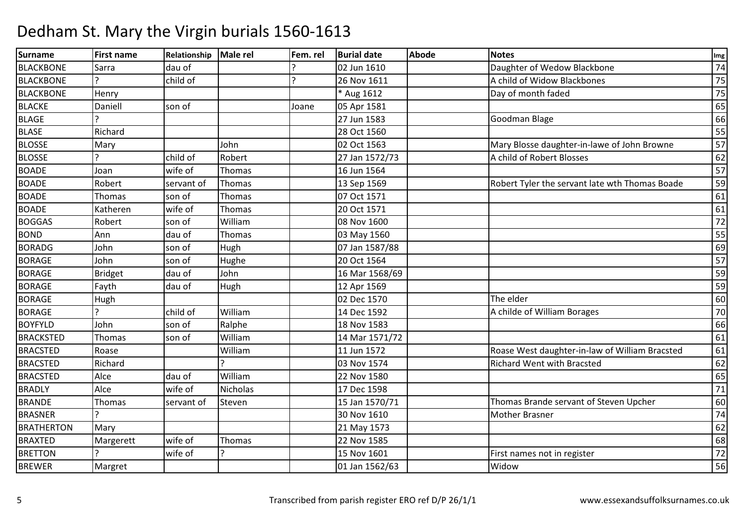# Dedham St. Mary the Virgin burials 1560-1613

| Surname | First name | Relationship | Male rel | Fem. rel | Burial date | Abode | Notes | Img |
|---|---|---|---|---|---|---|---|---|
| BLACKBONE | Sarra | dau of | | ? | 02 Jun 1610 | | Daughter of Wedow Blackbone | 74 |
| BLACKBONE | ? | child of | | ? | 26 Nov 1611 | | A child of Widow Blackbones | 75 |
| BLACKBONE | Henry | | | | * Aug 1612 | | Day of month faded | 75 |
| BLACKE | Daniell | son of | | Joane | 05 Apr 1581 | | | 65 |
| BLAGE | ? | | | | 27 Jun 1583 | | Goodman Blage | 66 |
| BLASE | Richard | | | | 28 Oct 1560 | | | 55 |
| BLOSSE | Mary | | John | | 02 Oct 1563 | | Mary Blosse daughter-in-lawe of John Browne | 57 |
| BLOSSE | ? | child of | Robert | | 27 Jan 1572/73 | | A child of Robert Blosses | 62 |
| BOADE | Joan | wife of | Thomas | | 16 Jun 1564 | | | 57 |
| BOADE | Robert | servant of | Thomas | | 13 Sep 1569 | | Robert Tyler the servant late wth Thomas Boade | 59 |
| BOADE | Thomas | son of | Thomas | | 07 Oct 1571 | | | 61 |
| BOADE | Katheren | wife of | Thomas | | 20 Oct 1571 | | | 61 |
| BOGGAS | Robert | son of | William | | 08 Nov 1600 | | | 72 |
| BOND | Ann | dau of | Thomas | | 03 May 1560 | | | 55 |
| BORADG | John | son of | Hugh | | 07 Jan 1587/88 | | | 69 |
| BORAGE | John | son of | Hughe | | 20 Oct 1564 | | | 57 |
| BORAGE | Bridget | dau of | John | | 16 Mar 1568/69 | | | 59 |
| BORAGE | Fayth | dau of | Hugh | | 12 Apr 1569 | | | 59 |
| BORAGE | Hugh | | | | 02 Dec 1570 | | The elder | 60 |
| BORAGE | ? | child of | William | | 14 Dec 1592 | | A childe of William Borages | 70 |
| BOYFYLD | John | son of | Ralphe | | 18 Nov 1583 | | | 66 |
| BRACKSTED | Thomas | son of | William | | 14 Mar 1571/72 | | | 61 |
| BRACSTED | Roase | | William | | 11 Jun 1572 | | Roase West daughter-in-law of William Bracsted | 61 |
| BRACSTED | Richard | | ? | | 03 Nov 1574 | | Richard Went with Bracsted | 62 |
| BRACSTED | Alce | dau of | William | | 22 Nov 1580 | | | 65 |
| BRADLY | Alce | wife of | Nicholas | | 17 Dec 1598 | | | 71 |
| BRANDE | Thomas | servant of | Steven | | 15 Jan 1570/71 | | Thomas Brande servant of Steven Upcher | 60 |
| BRASNER | ? | | | | 30 Nov 1610 | | Mother Brasner | 74 |
| BRATHERTON | Mary | | | | 21 May 1573 | | | 62 |
| BRAXTED | Margerett | wife of | Thomas | | 22 Nov 1585 | | | 68 |
| BRETTON | ? | wife of | ? | | 15 Nov 1601 | | First names not in register | 72 |
| BREWER | Margret | | | | 01 Jan 1562/63 | | Widow | 56 |

Transcribed from parish register ERO ref D/P 26/1/1 www.essexandsuffolksurnames.co.uk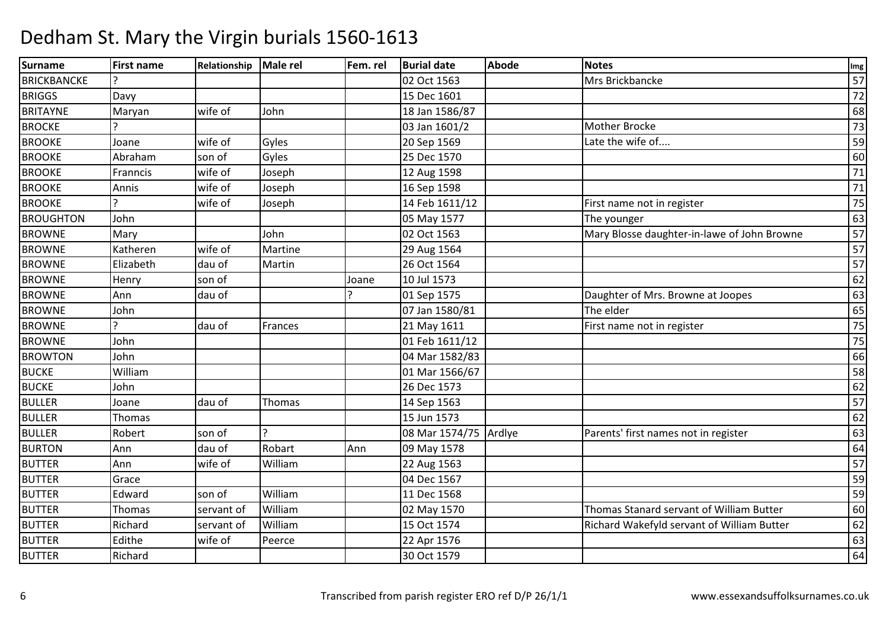# Dedham St. Mary the Virgin burials 1560-1613

| Surname | First name | Relationship | Male rel | Fem. rel | Burial date | Abode | Notes | Img |
|---|---|---|---|---|---|---|---|---|
| BRICKBANCKE | ? | | | | 02 Oct 1563 | | Mrs Brickbancke | 57 |
| BRIGGS | Davy | | | | 15 Dec 1601 | | | 72 |
| BRITAYNE | Maryan | wife of | John | | 18 Jan 1586/87 | | | 68 |
| BROCKE | ? | | | | 03 Jan 1601/2 | | Mother Brocke | 73 |
| BROOKE | Joane | wife of | Gyles | | 20 Sep 1569 | | Late the wife of.... | 59 |
| BROOKE | Abraham | son of | Gyles | | 25 Dec 1570 | | | 60 |
| BROOKE | Franncis | wife of | Joseph | | 12 Aug 1598 | | | 71 |
| BROOKE | Annis | wife of | Joseph | | 16 Sep 1598 | | | 71 |
| BROOKE | ? | wife of | Joseph | | 14 Feb 1611/12 | | First name not in register | 75 |
| BROUGHTON | John | | | | 05 May 1577 | | The younger | 63 |
| BROWNE | Mary | | John | | 02 Oct 1563 | | Mary Blosse daughter-in-lawe of John Browne | 57 |
| BROWNE | Katheren | wife of | Martine | | 29 Aug 1564 | | | 57 |
| BROWNE | Elizabeth | dau of | Martin | | 26 Oct 1564 | | | 57 |
| BROWNE | Henry | son of | | Joane | 10 Jul 1573 | | | 62 |
| BROWNE | Ann | dau of | | ? | 01 Sep 1575 | | Daughter of Mrs. Browne at Joopes | 63 |
| BROWNE | John | | | | 07 Jan 1580/81 | | The elder | 65 |
| BROWNE | ? | dau of | Frances | | 21 May 1611 | | First name not in register | 75 |
| BROWNE | John | | | | 01 Feb 1611/12 | | | 75 |
| BROWTON | John | | | | 04 Mar 1582/83 | | | 66 |
| BUCKE | William | | | | 01 Mar 1566/67 | | | 58 |
| BUCKE | John | | | | 26 Dec 1573 | | | 62 |
| BULLER | Joane | dau of | Thomas | | 14 Sep 1563 | | | 57 |
| BULLER | Thomas | | | | 15 Jun 1573 | | | 62 |
| BULLER | Robert | son of | ? | | 08 Mar 1574/75 | Ardlye | Parents' first names not in register | 63 |
| BURTON | Ann | dau of | Robart | Ann | 09 May 1578 | | | 64 |
| BUTTER | Ann | wife of | William | | 22 Aug 1563 | | | 57 |
| BUTTER | Grace | | | | 04 Dec 1567 | | | 59 |
| BUTTER | Edward | son of | William | | 11 Dec 1568 | | | 59 |
| BUTTER | Thomas | servant of | William | | 02 May 1570 | | Thomas Stanard servant of William Butter | 60 |
| BUTTER | Richard | servant of | William | | 15 Oct 1574 | | Richard Wakefyld servant of William Butter | 62 |
| BUTTER | Edithe | wife of | Peerce | | 22 Apr 1576 | | | 63 |
| BUTTER | Richard | | | | 30 Oct 1579 | | | 64 |

Transcribed from parish register ERO ref D/P 26/1/1 www.essexandsuffolksurnames.co.uk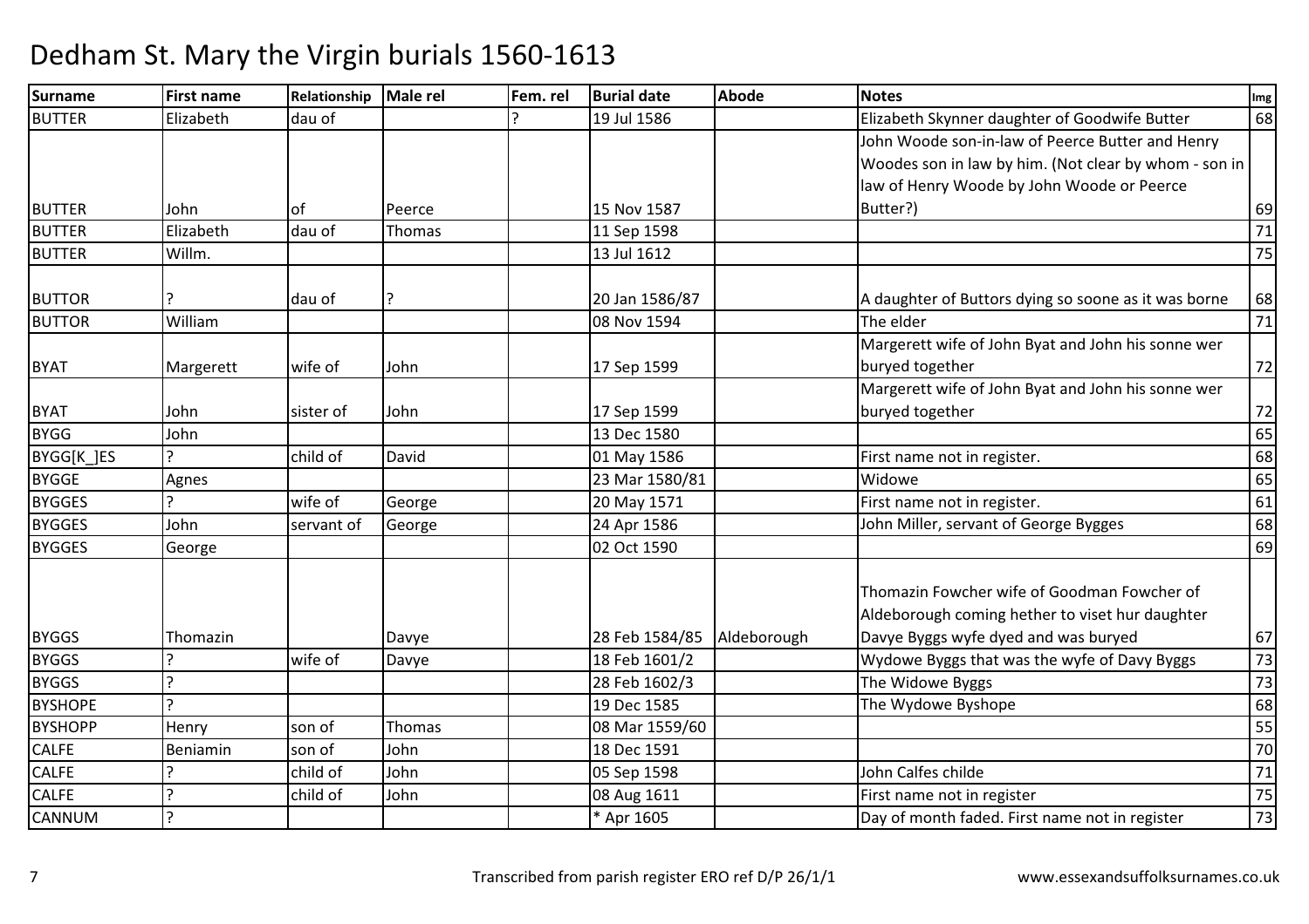# Dedham St. Mary the Virgin burials 1560-1613

| Surname | First name | Relationship | Male rel | Fem. rel | Burial date | Abode | Notes | Img |
|---|---|---|---|---|---|---|---|---|
| BUTTER | Elizabeth | dau of | | ? | 19 Jul 1586 | | Elizabeth Skynner daughter of Goodwife Butter | 68 |
| BUTTER | John | of | Peerce | | 15 Nov 1587 | | John Woode son-in-law of Peerce Butter and Henry Woodes son in law by him. (Not clear by whom - son in law of Henry Woode by John Woode or Peerce Butter?) | 69 |
| BUTTER | Elizabeth | dau of | Thomas | | 11 Sep 1598 | | | 71 |
| BUTTER | Willm. | | | | 13 Jul 1612 | | | 75 |
| BUTTOR | ? | dau of | ? | | 20 Jan 1586/87 | | A daughter of Buttors dying so soone as it was borne | 68 |
| BUTTOR | William | | | | 08 Nov 1594 | | The elder | 71 |
| BYAT | Margerett | wife of | John | | 17 Sep 1599 | | Margerett wife of John Byat and John his sonne wer buryed together | 72 |
| BYAT | John | sister of | John | | 17 Sep 1599 | | Margerett wife of John Byat and John his sonne wer buryed together | 72 |
| BYGG | John | | | | 13 Dec 1580 | | | 65 |
| BYGG[K_]ES | ? | child of | David | | 01 May 1586 | | First name not in register. | 68 |
| BYGGE | Agnes | | | | 23 Mar 1580/81 | | Widowe | 65 |
| BYGGES | ? | wife of | George | | 20 May 1571 | | First name not in register. | 61 |
| BYGGES | John | servant of | George | | 24 Apr 1586 | | John Miller, servant of George Bygges | 68 |
| BYGGES | George | | | | 02 Oct 1590 | | | 69 |
| BYGGS | Thomazin | | Davye | | 28 Feb 1584/85 | Aldeborough | Thomazin Fowcher wife of Goodman Fowcher of Aldeborough coming hether to viset hur daughter Davye Byggs wyfe dyed and was buryed | 67 |
| BYGGS | ? | wife of | Davye | | 18 Feb 1601/2 | | Wydowe Byggs that was the wyfe of Davy Byggs | 73 |
| BYGGS | ? | | | | 28 Feb 1602/3 | | The Widowe Byggs | 73 |
| BYSHOPE | ? | | | | 19 Dec 1585 | | The Wydowe Byshope | 68 |
| BYSHOPP | Henry | son of | Thomas | | 08 Mar 1559/60 | | | 55 |
| CALFE | Beniamin | son of | John | | 18 Dec 1591 | | | 70 |
| CALFE | ? | child of | John | | 05 Sep 1598 | | John Calfes childe | 71 |
| CALFE | ? | child of | John | | 08 Aug 1611 | | First name not in register | 75 |
| CANNUM | ? | | | | * Apr 1605 | | Day of month faded. First name not in register | 73 |

Transcribed from parish register ERO ref D/P 26/1/1 www.essexandsuffolksurnames.co.uk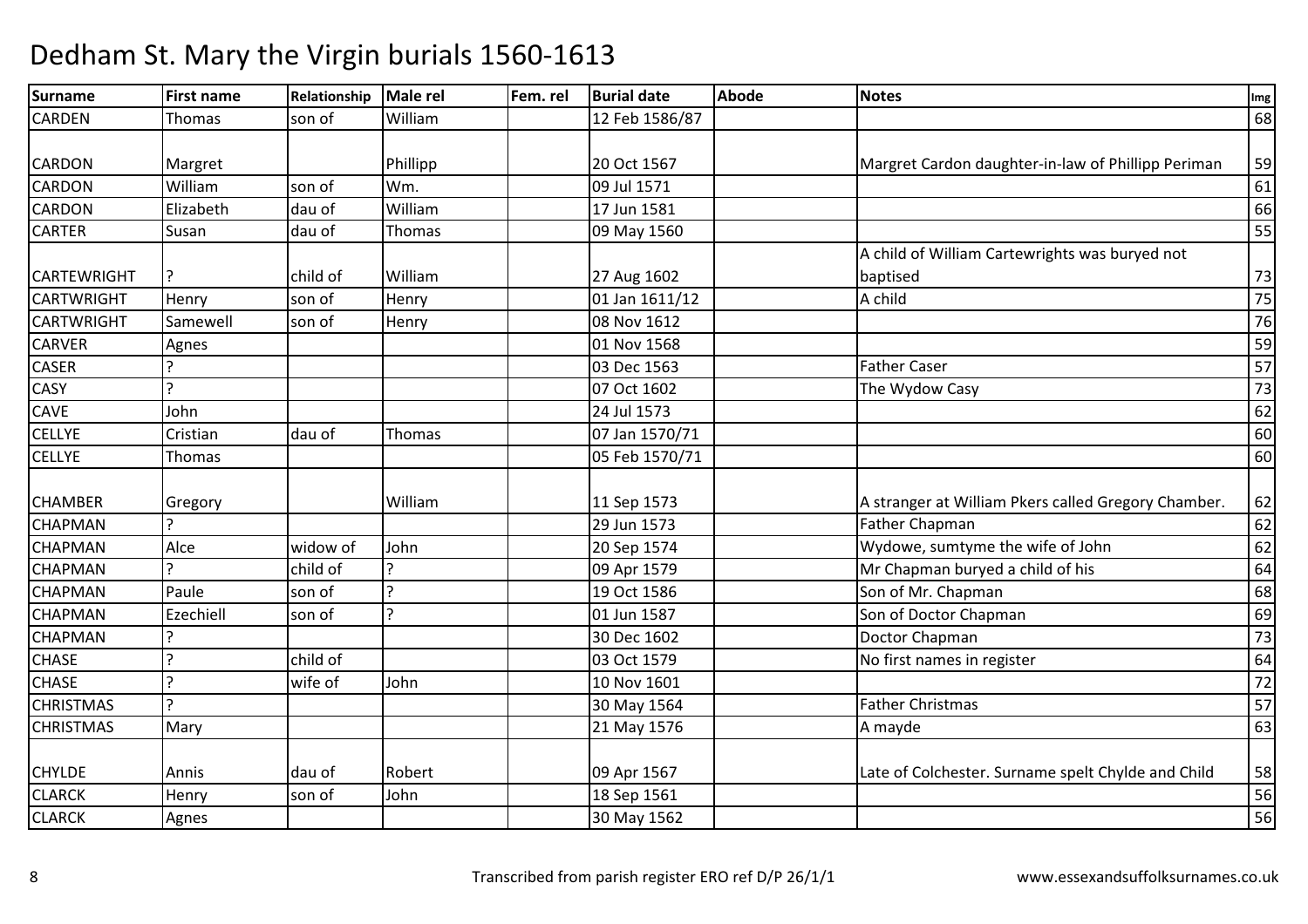# Dedham St. Mary the Virgin burials 1560-1613

| Surname | First name | Relationship | Male rel | Fem. rel | Burial date | Abode | Notes | Img |
|---|---|---|---|---|---|---|---|---|
| CARDEN | Thomas | son of | William | | 12 Feb 1586/87 | | | 68 |
| CARDON | Margret | | Phillipp | | 20 Oct 1567 | | Margret Cardon daughter-in-law of Phillipp Periman | 59 |
| CARDON | William | son of | Wm. | | 09 Jul 1571 | | | 61 |
| CARDON | Elizabeth | dau of | William | | 17 Jun 1581 | | | 66 |
| CARTER | Susan | dau of | Thomas | | 09 May 1560 | | | 55 |
| CARTEWRIGHT | ? | child of | William | | 27 Aug 1602 | | A child of William Cartewrights was buryed not baptised | 73 |
| CARTWRIGHT | Henry | son of | Henry | | 01 Jan 1611/12 | | A child | 75 |
| CARTWRIGHT | Samewell | son of | Henry | | 08 Nov 1612 | | | 76 |
| CARVER | Agnes | | | | 01 Nov 1568 | | | 59 |
| CASER | ? | | | | 03 Dec 1563 | | Father Caser | 57 |
| CASY | ? | | | | 07 Oct 1602 | | The Wydow Casy | 73 |
| CAVE | John | | | | 24 Jul 1573 | | | 62 |
| CELLYE | Cristian | dau of | Thomas | | 07 Jan 1570/71 | | | 60 |
| CELLYE | Thomas | | | | 05 Feb 1570/71 | | | 60 |
| CHAMBER | Gregory | | William | | 11 Sep 1573 | | A stranger at William Pkers called Gregory Chamber. | 62 |
| CHAPMAN | ? | | | | 29 Jun 1573 | | Father Chapman | 62 |
| CHAPMAN | Alce | widow of | John | | 20 Sep 1574 | | Wydowe, sumtyme the wife of John | 62 |
| CHAPMAN | ? | child of | ? | | 09 Apr 1579 | | Mr Chapman buryed a child of his | 64 |
| CHAPMAN | Paule | son of | ? | | 19 Oct 1586 | | Son of Mr. Chapman | 68 |
| CHAPMAN | Ezechiell | son of | ? | | 01 Jun 1587 | | Son of Doctor Chapman | 69 |
| CHAPMAN | ? | | | | 30 Dec 1602 | | Doctor Chapman | 73 |
| CHASE | ? | child of | | | 03 Oct 1579 | | No first names in register | 64 |
| CHASE | ? | wife of | John | | 10 Nov 1601 | | | 72 |
| CHRISTMAS | ? | | | | 30 May 1564 | | Father Christmas | 57 |
| CHRISTMAS | Mary | | | | 21 May 1576 | | A mayde | 63 |
| CHYLDE | Annis | dau of | Robert | | 09 Apr 1567 | | Late of Colchester. Surname spelt Chylde and Child | 58 |
| CLARCK | Henry | son of | John | | 18 Sep 1561 | | | 56 |
| CLARCK | Agnes | | | | 30 May 1562 | | | 56 |

Transcribed from parish register ERO ref D/P 26/1/1 | www.essexandsuffolksurnames.co.uk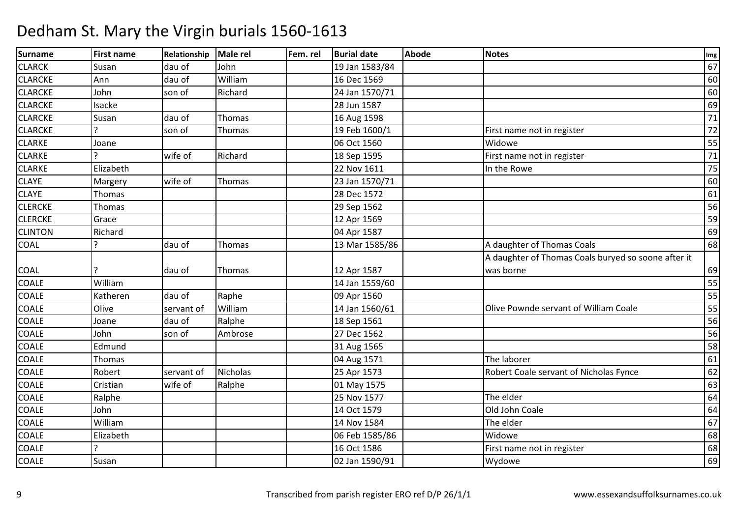# Dedham St. Mary the Virgin burials 1560-1613

| Surname | First name | Relationship | Male rel | Fem. rel | Burial date | Abode | Notes | Img |
|---|---|---|---|---|---|---|---|---|
| CLARCK | Susan | dau of | John | | 19 Jan 1583/84 | | | 67 |
| CLARCKE | Ann | dau of | William | | 16 Dec 1569 | | | 60 |
| CLARCKE | John | son of | Richard | | 24 Jan 1570/71 | | | 60 |
| CLARCKE | Isacke | | | | 28 Jun 1587 | | | 69 |
| CLARCKE | Susan | dau of | Thomas | | 16 Aug 1598 | | | 71 |
| CLARCKE | ? | son of | Thomas | | 19 Feb 1600/1 | | First name not in register | 72 |
| CLARKE | Joane | | | | 06 Oct 1560 | | Widowe | 55 |
| CLARKE | ? | wife of | Richard | | 18 Sep 1595 | | First name not in register | 71 |
| CLARKE | Elizabeth | | | | 22 Nov 1611 | | In the Rowe | 75 |
| CLAYE | Margery | wife of | Thomas | | 23 Jan 1570/71 | | | 60 |
| CLAYE | Thomas | | | | 28 Dec 1572 | | | 61 |
| CLERCKE | Thomas | | | | 29 Sep 1562 | | | 56 |
| CLERCKE | Grace | | | | 12 Apr 1569 | | | 59 |
| CLINTON | Richard | | | | 04 Apr 1587 | | | 69 |
| COAL | ? | dau of | Thomas | | 13 Mar 1585/86 | | A daughter of Thomas Coals | 68 |
| COAL | ? | dau of | Thomas | | 12 Apr 1587 | | A daughter of Thomas Coals buryed so soone after it was borne | 69 |
| COALE | William | | | | 14 Jan 1559/60 | | | 55 |
| COALE | Katheren | dau of | Raphe | | 09 Apr 1560 | | | 55 |
| COALE | Olive | servant of | William | | 14 Jan 1560/61 | | Olive Pownde servant of William Coale | 55 |
| COALE | Joane | dau of | Ralphe | | 18 Sep 1561 | | | 56 |
| COALE | John | son of | Ambrose | | 27 Dec 1562 | | | 56 |
| COALE | Edmund | | | | 31 Aug 1565 | | | 58 |
| COALE | Thomas | | | | 04 Aug 1571 | | The laborer | 61 |
| COALE | Robert | servant of | Nicholas | | 25 Apr 1573 | | Robert Coale servant of Nicholas Fynce | 62 |
| COALE | Cristian | wife of | Ralphe | | 01 May 1575 | | | 63 |
| COALE | Ralphe | | | | 25 Nov 1577 | | The elder | 64 |
| COALE | John | | | | 14 Oct 1579 | | Old John Coale | 64 |
| COALE | William | | | | 14 Nov 1584 | | The elder | 67 |
| COALE | Elizabeth | | | | 06 Feb 1585/86 | | Widowe | 68 |
| COALE | ? | | | | 16 Oct 1586 | | First name not in register | 68 |
| COALE | Susan | | | | 02 Jan 1590/91 | | Wydowe | 69 |

Transcribed from parish register ERO ref D/P 26/1/1 www.essexandsuffolksurnames.co.uk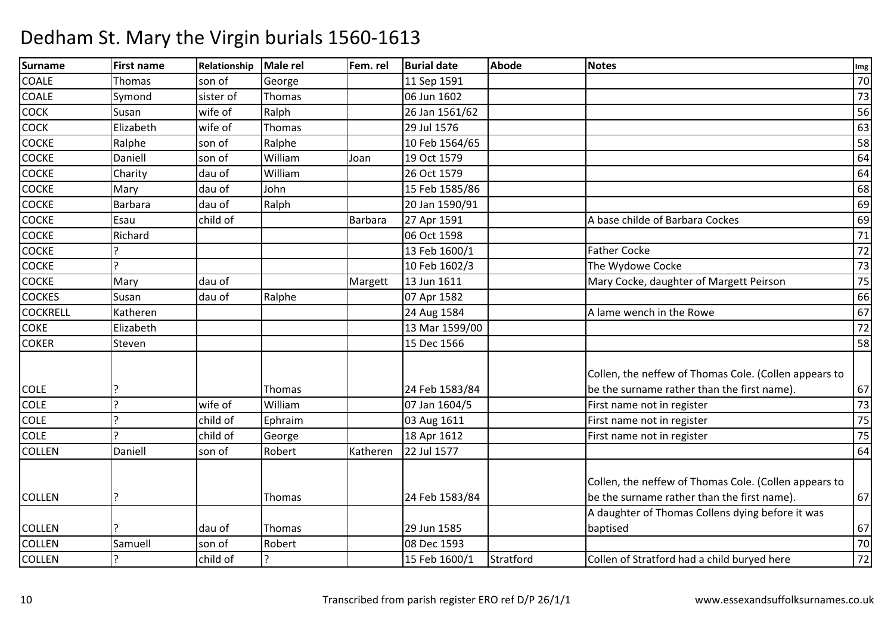# Dedham St. Mary the Virgin burials 1560-1613

| Surname | First name | Relationship | Male rel | Fem. rel | Burial date | Abode | Notes | Img |
|---|---|---|---|---|---|---|---|---|
| COALE | Thomas | son of | George | | 11 Sep 1591 | | | 70 |
| COALE | Symond | sister of | Thomas | | 06 Jun 1602 | | | 73 |
| COCK | Susan | wife of | Ralph | | 26 Jan 1561/62 | | | 56 |
| COCK | Elizabeth | wife of | Thomas | | 29 Jul 1576 | | | 63 |
| COCKE | Ralphe | son of | Ralphe | | 10 Feb 1564/65 | | | 58 |
| COCKE | Daniell | son of | William | Joan | 19 Oct 1579 | | | 64 |
| COCKE | Charity | dau of | William | | 26 Oct 1579 | | | 64 |
| COCKE | Mary | dau of | John | | 15 Feb 1585/86 | | | 68 |
| COCKE | Barbara | dau of | Ralph | | 20 Jan 1590/91 | | | 69 |
| COCKE | Esau | child of | | Barbara | 27 Apr 1591 | | A base childe of Barbara Cockes | 69 |
| COCKE | Richard | | | | 06 Oct 1598 | | | 71 |
| COCKE | ? | | | | 13 Feb 1600/1 | | Father Cocke | 72 |
| COCKE | ? | | | | 10 Feb 1602/3 | | The Wydowe Cocke | 73 |
| COCKE | Mary | dau of | | Margett | 13 Jun 1611 | | Mary Cocke, daughter of Margett Peirson | 75 |
| COCKES | Susan | dau of | Ralphe | | 07 Apr 1582 | | | 66 |
| COCKRELL | Katheren | | | | 24 Aug 1584 | | A lame wench in the Rowe | 67 |
| COKE | Elizabeth | | | | 13 Mar 1599/00 | | | 72 |
| COKER | Steven | | | | 15 Dec 1566 | | | 58 |
| COLE | ? | | Thomas | | 24 Feb 1583/84 | | Collen, the neffew of Thomas Cole. (Collen appears to be the surname rather than the first name). | 67 |
| COLE | ? | wife of | William | | 07 Jan 1604/5 | | First name not in register | 73 |
| COLE | ? | child of | Ephraim | | 03 Aug 1611 | | First name not in register | 75 |
| COLE | ? | child of | George | | 18 Apr 1612 | | First name not in register | 75 |
| COLLEN | Daniell | son of | Robert | Katheren | 22 Jul 1577 | | | 64 |
| COLLEN | ? | | Thomas | | 24 Feb 1583/84 | | Collen, the neffew of Thomas Cole. (Collen appears to be the surname rather than the first name). | 67 |
| COLLEN | ? | dau of | Thomas | | 29 Jun 1585 | | A daughter of Thomas Collens dying before it was baptised | 67 |
| COLLEN | Samuell | son of | Robert | | 08 Dec 1593 | | | 70 |
| COLLEN | ? | child of | ? | | 15 Feb 1600/1 | Stratford | Collen of Stratford had a child buryed here | 72 |

Transcribed from parish register ERO ref D/P 26/1/1 www.essexandsuffolksurnames.co.uk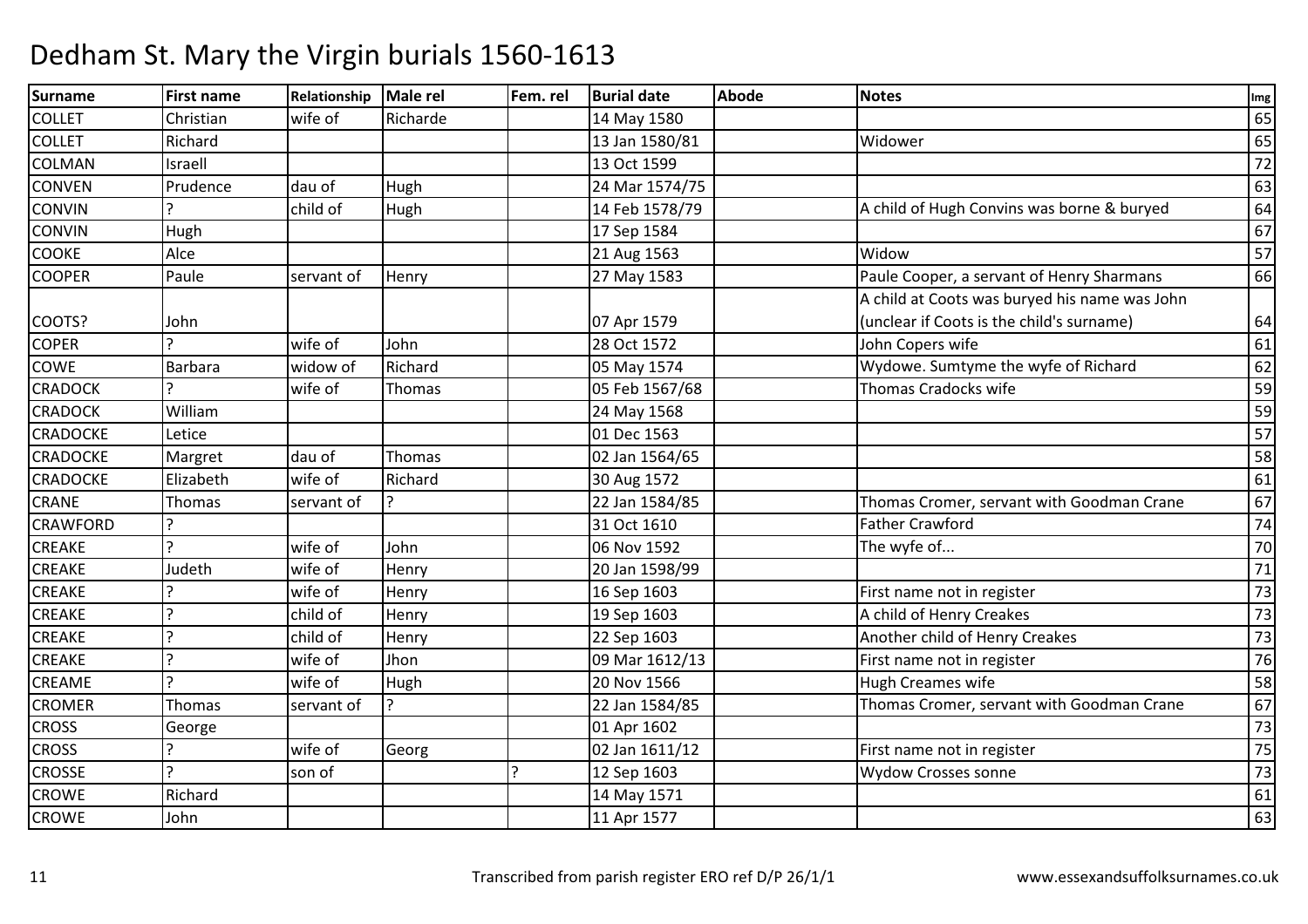# Dedham St. Mary the Virgin burials 1560-1613

| Surname | First name | Relationship | Male rel | Fem. rel | Burial date | Abode | Notes | Img |
|---|---|---|---|---|---|---|---|---|
| COLLET | Christian | wife of | Richarde | | 14 May 1580 | | | 65 |
| COLLET | Richard | | | | 13 Jan 1580/81 | | Widower | 65 |
| COLMAN | Israell | | | | 13 Oct 1599 | | | 72 |
| CONVEN | Prudence | dau of | Hugh | | 24 Mar 1574/75 | | | 63 |
| CONVIN | ? | child of | Hugh | | 14 Feb 1578/79 | | A child of Hugh Convins was borne & buryed | 64 |
| CONVIN | Hugh | | | | 17 Sep 1584 | | | 67 |
| COOKE | Alce | | | | 21 Aug 1563 | | Widow | 57 |
| COOPER | Paule | servant of | Henry | | 27 May 1583 | | Paule Cooper, a servant of Henry Sharmans | 66 |
| COOTS? | John | | | | 07 Apr 1579 | | A child at Coots was buryed his name was John (unclear if Coots is the child's surname) | 64 |
| COPER | ? | wife of | John | | 28 Oct 1572 | | John Copers wife | 61 |
| COWE | Barbara | widow of | Richard | | 05 May 1574 | | Wydowe. Sumtyme the wyfe of Richard | 62 |
| CRADOCK | ? | wife of | Thomas | | 05 Feb 1567/68 | | Thomas Cradocks wife | 59 |
| CRADOCK | William | | | | 24 May 1568 | | | 59 |
| CRADOCKE | Letice | | | | 01 Dec 1563 | | | 57 |
| CRADOCKE | Margret | dau of | Thomas | | 02 Jan 1564/65 | | | 58 |
| CRADOCKE | Elizabeth | wife of | Richard | | 30 Aug 1572 | | | 61 |
| CRANE | Thomas | servant of | ? | | 22 Jan 1584/85 | | Thomas Cromer, servant with Goodman Crane | 67 |
| CRAWFORD | ? | | | | 31 Oct 1610 | | Father Crawford | 74 |
| CREAKE | ? | wife of | John | | 06 Nov 1592 | | The wyfe of... | 70 |
| CREAKE | Judeth | wife of | Henry | | 20 Jan 1598/99 | | | 71 |
| CREAKE | ? | wife of | Henry | | 16 Sep 1603 | | First name not in register | 73 |
| CREAKE | ? | child of | Henry | | 19 Sep 1603 | | A child of Henry Creakes | 73 |
| CREAKE | ? | child of | Henry | | 22 Sep 1603 | | Another child of Henry Creakes | 73 |
| CREAKE | ? | wife of | Jhon | | 09 Mar 1612/13 | | First name not in register | 76 |
| CREAME | ? | wife of | Hugh | | 20 Nov 1566 | | Hugh Creames wife | 58 |
| CROMER | Thomas | servant of | ? | | 22 Jan 1584/85 | | Thomas Cromer, servant with Goodman Crane | 67 |
| CROSS | George | | | | 01 Apr 1602 | | | 73 |
| CROSS | ? | wife of | Georg | | 02 Jan 1611/12 | | First name not in register | 75 |
| CROSSE | ? | son of | | ? | 12 Sep 1603 | | Wydow Crosses sonne | 73 |
| CROWE | Richard | | | | 14 May 1571 | | | 61 |
| CROWE | John | | | | 11 Apr 1577 | | | 63 |

Transcribed from parish register ERO ref D/P 26/1/1 www.essexandsuffolksurnames.co.uk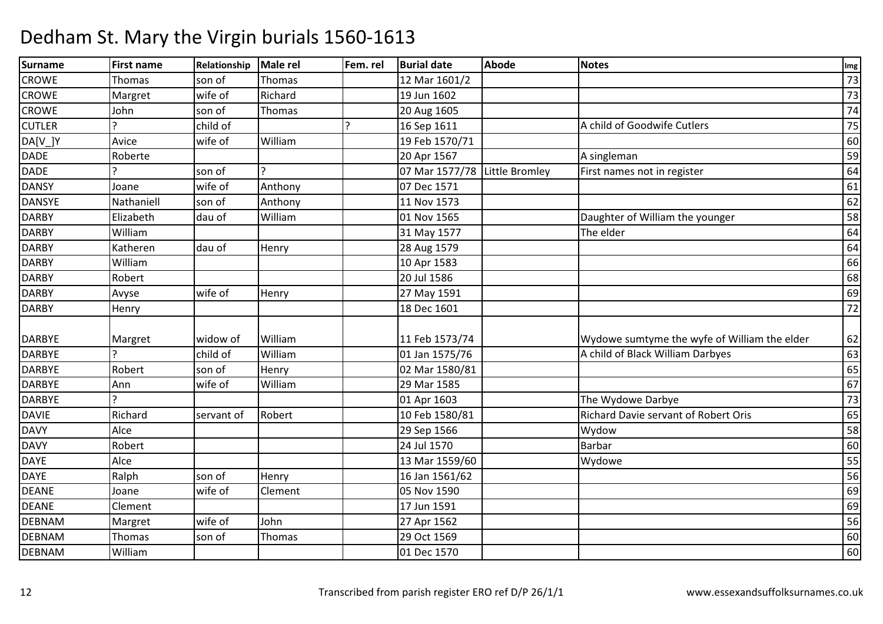# Dedham St. Mary the Virgin burials 1560-1613

| Surname | First name | Relationship | Male rel | Fem. rel | Burial date | Abode | Notes | Img |
|---|---|---|---|---|---|---|---|---|
| CROWE | Thomas | son of | Thomas | | 12 Mar 1601/2 | | | 73 |
| CROWE | Margret | wife of | Richard | | 19 Jun 1602 | | | 73 |
| CROWE | John | son of | Thomas | | 20 Aug 1605 | | | 74 |
| CUTLER | ? | child of | | ? | 16 Sep 1611 | | A child of Goodwife Cutlers | 75 |
| DA[V_]Y | Avice | wife of | William | | 19 Feb 1570/71 | | | 60 |
| DADE | Roberte | | | | 20 Apr 1567 | | A singleman | 59 |
| DADE | ? | son of | ? | | 07 Mar 1577/78 | Little Bromley | First names not in register | 64 |
| DANSY | Joane | wife of | Anthony | | 07 Dec 1571 | | | 61 |
| DANSYE | Nathaniell | son of | Anthony | | 11 Nov 1573 | | | 62 |
| DARBY | Elizabeth | dau of | William | | 01 Nov 1565 | | Daughter of William the younger | 58 |
| DARBY | William | | | | 31 May 1577 | | The elder | 64 |
| DARBY | Katheren | dau of | Henry | | 28 Aug 1579 | | | 64 |
| DARBY | William | | | | 10 Apr 1583 | | | 66 |
| DARBY | Robert | | | | 20 Jul 1586 | | | 68 |
| DARBY | Avyse | wife of | Henry | | 27 May 1591 | | | 69 |
| DARBY | Henry | | | | 18 Dec 1601 | | | 72 |
| DARBYE | Margret | widow of | William | | 11 Feb 1573/74 | | Wydowe sumtyme the wyfe of William the elder | 62 |
| DARBYE | ? | child of | William | | 01 Jan 1575/76 | | A child of Black William Darbyes | 63 |
| DARBYE | Robert | son of | Henry | | 02 Mar 1580/81 | | | 65 |
| DARBYE | Ann | wife of | William | | 29 Mar 1585 | | | 67 |
| DARBYE | ? | | | | 01 Apr 1603 | | The Wydowe Darbye | 73 |
| DAVIE | Richard | servant of | Robert | | 10 Feb 1580/81 | | Richard Davie servant of Robert Oris | 65 |
| DAVY | Alce | | | | 29 Sep 1566 | | Wydow | 58 |
| DAVY | Robert | | | | 24 Jul 1570 | | Barbar | 60 |
| DAYE | Alce | | | | 13 Mar 1559/60 | | Wydowe | 55 |
| DAYE | Ralph | son of | Henry | | 16 Jan 1561/62 | | | 56 |
| DEANE | Joane | wife of | Clement | | 05 Nov 1590 | | | 69 |
| DEANE | Clement | | | | 17 Jun 1591 | | | 69 |
| DEBNAM | Margret | wife of | John | | 27 Apr 1562 | | | 56 |
| DEBNAM | Thomas | son of | Thomas | | 29 Oct 1569 | | | 60 |
| DEBNAM | William | | | | 01 Dec 1570 | | | 60 |

Transcribed from parish register ERO ref D/P 26/1/1

www.essexandsuffolksurnames.co.uk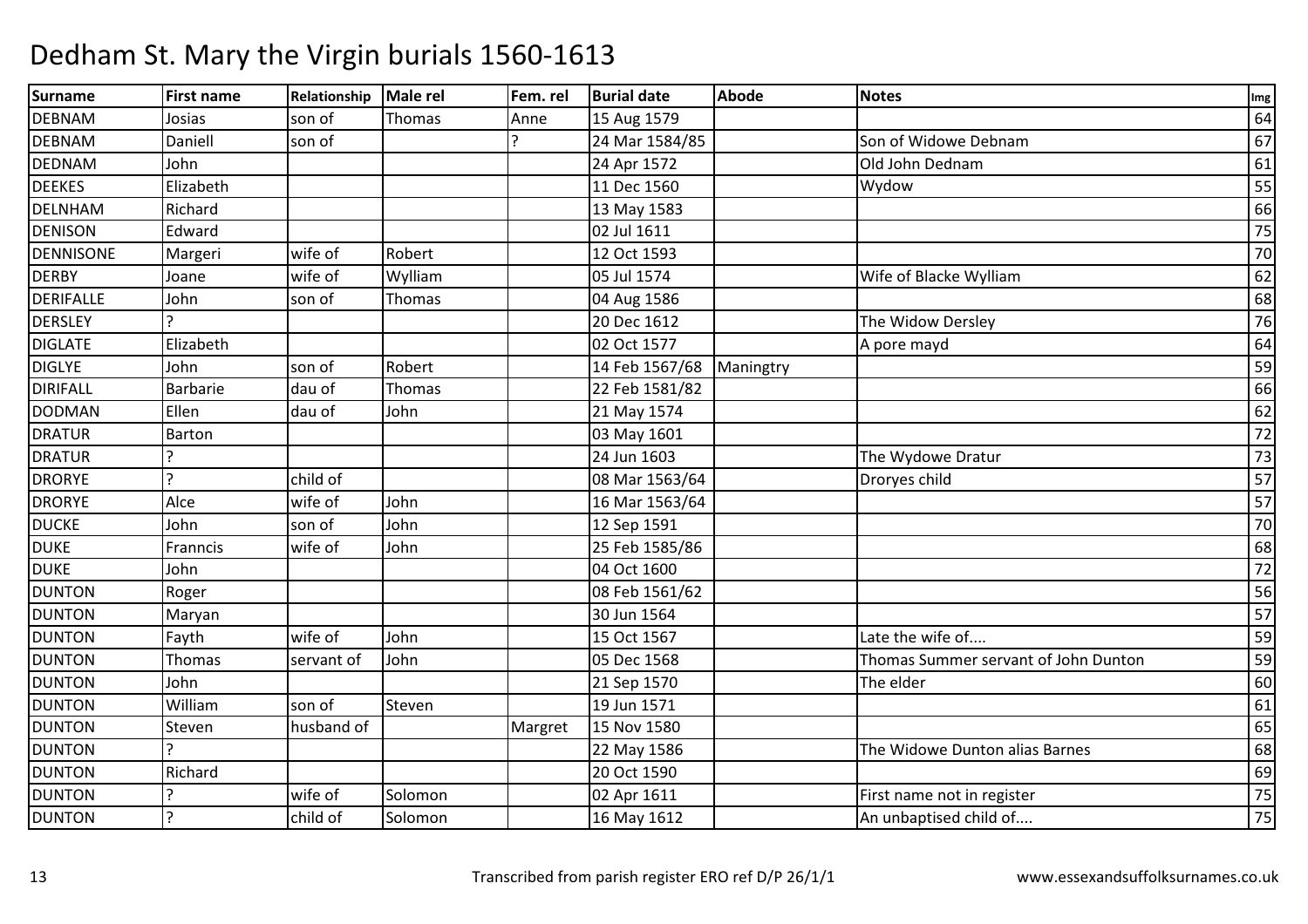# Dedham St. Mary the Virgin burials 1560-1613

| Surname | First name | Relationship | Male rel | Fem. rel | Burial date | Abode | Notes | Img |
|---|---|---|---|---|---|---|---|---|
| DEBNAM | Josias | son of | Thomas | Anne | 15 Aug 1579 | | | 64 |
| DEBNAM | Daniell | son of | | ? | 24 Mar 1584/85 | | Son of Widowe Debnam | 67 |
| DEDNAM | John | | | | 24 Apr 1572 | | Old John Dednam | 61 |
| DEEKES | Elizabeth | | | | 11 Dec 1560 | | Wydow | 55 |
| DELNHAM | Richard | | | | 13 May 1583 | | | 66 |
| DENISON | Edward | | | | 02 Jul 1611 | | | 75 |
| DENNISONE | Margeri | wife of | Robert | | 12 Oct 1593 | | | 70 |
| DERBY | Joane | wife of | Wylliam | | 05 Jul 1574 | | Wife of Blacke Wylliam | 62 |
| DERIFALLE | John | son of | Thomas | | 04 Aug 1586 | | | 68 |
| DERSLEY | ? | | | | 20 Dec 1612 | | The Widow Dersley | 76 |
| DIGLATE | Elizabeth | | | | 02 Oct 1577 | | A pore mayd | 64 |
| DIGLYE | John | son of | Robert | | 14 Feb 1567/68 | Maningtry | | 59 |
| DIRIFALL | Barbarie | dau of | Thomas | | 22 Feb 1581/82 | | | 66 |
| DODMAN | Ellen | dau of | John | | 21 May 1574 | | | 62 |
| DRATUR | Barton | | | | 03 May 1601 | | | 72 |
| DRATUR | ? | | | | 24 Jun 1603 | | The Wydowe Dratur | 73 |
| DRORYE | ? | child of | | | 08 Mar 1563/64 | | Droryes child | 57 |
| DRORYE | Alce | wife of | John | | 16 Mar 1563/64 | | | 57 |
| DUCKE | John | son of | John | | 12 Sep 1591 | | | 70 |
| DUKE | Franncis | wife of | John | | 25 Feb 1585/86 | | | 68 |
| DUKE | John | | | | 04 Oct 1600 | | | 72 |
| DUNTON | Roger | | | | 08 Feb 1561/62 | | | 56 |
| DUNTON | Maryan | | | | 30 Jun 1564 | | | 57 |
| DUNTON | Fayth | wife of | John | | 15 Oct 1567 | | Late the wife of.... | 59 |
| DUNTON | Thomas | servant of | John | | 05 Dec 1568 | | Thomas Summer servant of John Dunton | 59 |
| DUNTON | John | | | | 21 Sep 1570 | | The elder | 60 |
| DUNTON | William | son of | Steven | | 19 Jun 1571 | | | 61 |
| DUNTON | Steven | husband of | | Margret | 15 Nov 1580 | | | 65 |
| DUNTON | ? | | | | 22 May 1586 | | The Widowe Dunton alias Barnes | 68 |
| DUNTON | Richard | | | | 20 Oct 1590 | | | 69 |
| DUNTON | ? | wife of | Solomon | | 02 Apr 1611 | | First name not in register | 75 |
| DUNTON | ? | child of | Solomon | | 16 May 1612 | | An unbaptised child of.... | 75 |

Transcribed from parish register ERO ref D/P 26/1/1 www.essexandsuffolksurnames.co.uk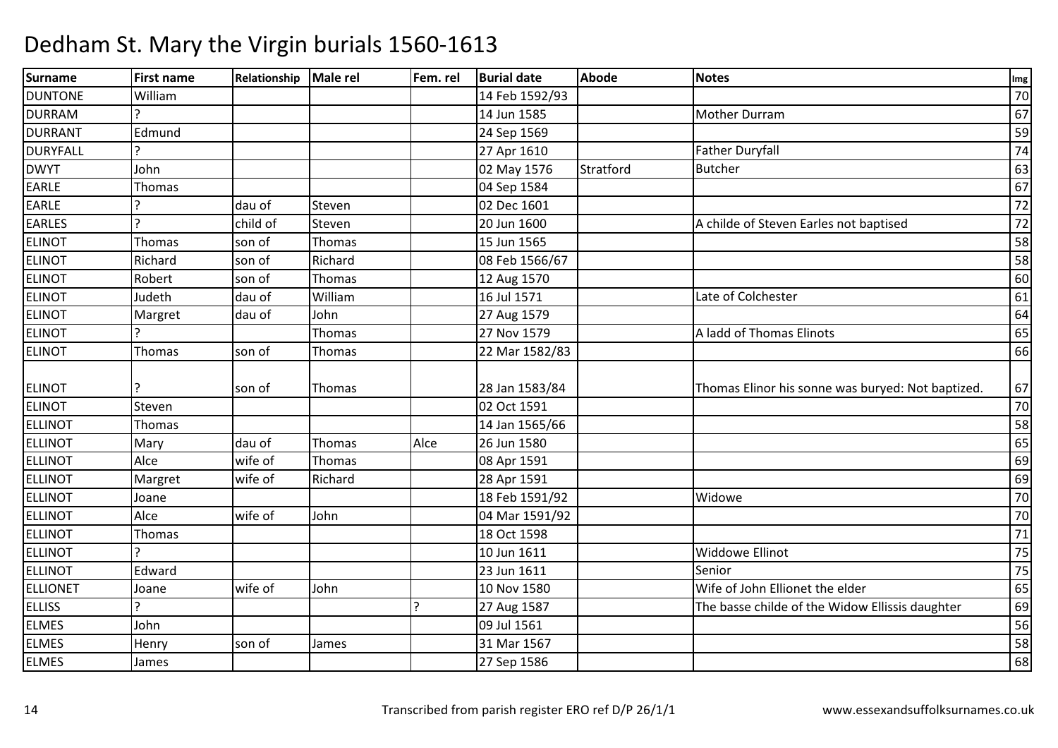# Dedham St. Mary the Virgin burials 1560-1613

| Surname | First name | Relationship | Male rel | Fem. rel | Burial date | Abode | Notes | Img |
|---|---|---|---|---|---|---|---|---|
| DUNTONE | William | | | | 14 Feb 1592/93 | | | 70 |
| DURRAM | ? | | | | 14 Jun 1585 | | Mother Durram | 67 |
| DURRANT | Edmund | | | | 24 Sep 1569 | | | 59 |
| DURYFALL | ? | | | | 27 Apr 1610 | | Father Duryfall | 74 |
| DWYT | John | | | | 02 May 1576 | Stratford | Butcher | 63 |
| EARLE | Thomas | | | | 04 Sep 1584 | | | 67 |
| EARLE | ? | dau of | Steven | | 02 Dec 1601 | | | 72 |
| EARLES | ? | child of | Steven | | 20 Jun 1600 | | A childe of Steven Earles not baptised | 72 |
| ELINOT | Thomas | son of | Thomas | | 15 Jun 1565 | | | 58 |
| ELINOT | Richard | son of | Richard | | 08 Feb 1566/67 | | | 58 |
| ELINOT | Robert | son of | Thomas | | 12 Aug 1570 | | | 60 |
| ELINOT | Judeth | dau of | William | | 16 Jul 1571 | | Late of Colchester | 61 |
| ELINOT | Margret | dau of | John | | 27 Aug 1579 | | | 64 |
| ELINOT | ? | | Thomas | | 27 Nov 1579 | | A ladd of Thomas Elinots | 65 |
| ELINOT | Thomas | son of | Thomas | | 22 Mar 1582/83 | | | 66 |
| ELINOT | ? | son of | Thomas | | 28 Jan 1583/84 | | Thomas Elinor his sonne was buryed: Not baptized. | 67 |
| ELINOT | Steven | | | | 02 Oct 1591 | | | 70 |
| ELLINOT | Thomas | | | | 14 Jan 1565/66 | | | 58 |
| ELLINOT | Mary | dau of | Thomas | Alce | 26 Jun 1580 | | | 65 |
| ELLINOT | Alce | wife of | Thomas | | 08 Apr 1591 | | | 69 |
| ELLINOT | Margret | wife of | Richard | | 28 Apr 1591 | | | 69 |
| ELLINOT | Joane | | | | 18 Feb 1591/92 | | Widowe | 70 |
| ELLINOT | Alce | wife of | John | | 04 Mar 1591/92 | | | 70 |
| ELLINOT | Thomas | | | | 18 Oct 1598 | | | 71 |
| ELLINOT | ? | | | | 10 Jun 1611 | | Widdowe Ellinot | 75 |
| ELLINOT | Edward | | | | 23 Jun 1611 | | Senior | 75 |
| ELLIONET | Joane | wife of | John | | 10 Nov 1580 | | Wife of John Ellionet the elder | 65 |
| ELLISS | ? | | | ? | 27 Aug 1587 | | The basse childe of the Widow Ellissis daughter | 69 |
| ELMES | John | | | | 09 Jul 1561 | | | 56 |
| ELMES | Henry | son of | James | | 31 Mar 1567 | | | 58 |
| ELMES | James | | | | 27 Sep 1586 | | | 68 |

Transcribed from parish register ERO ref D/P 26/1/1

www.essexandsuffolksurnames.co.uk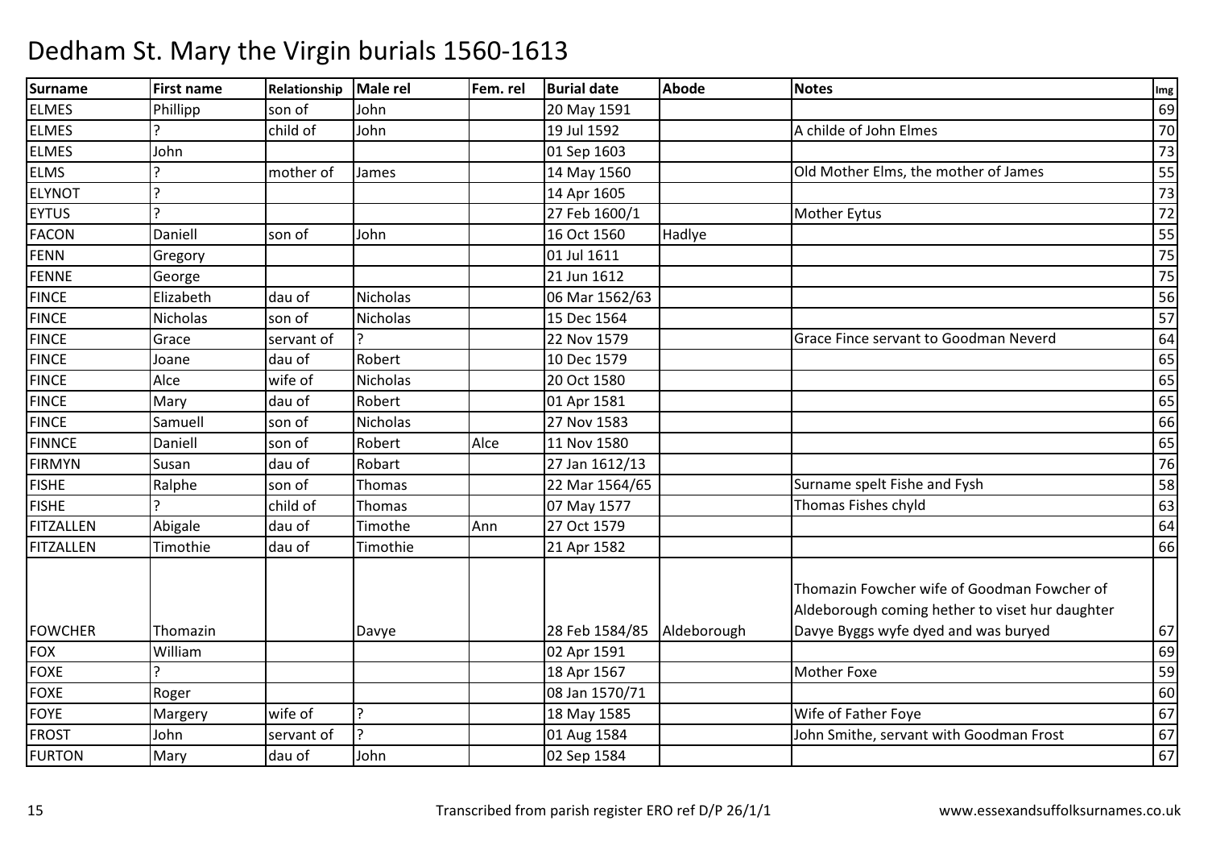# Dedham St. Mary the Virgin burials 1560-1613

| Surname | First name | Relationship | Male rel | Fem. rel | Burial date | Abode | Notes | Img |
|---|---|---|---|---|---|---|---|---|
| ELMES | Phillipp | son of | John | | 20 May 1591 | | | 69 |
| ELMES | ? | child of | John | | 19 Jul 1592 | | A childe of John Elmes | 70 |
| ELMES | John | | | | 01 Sep 1603 | | | 73 |
| ELMS | ? | mother of | James | | 14 May 1560 | | Old Mother Elms, the mother of James | 55 |
| ELYNOT | ? | | | | 14 Apr 1605 | | | 73 |
| EYTUS | ? | | | | 27 Feb 1600/1 | | Mother Eytus | 72 |
| FACON | Daniell | son of | John | | 16 Oct 1560 | Hadlye | | 55 |
| FENN | Gregory | | | | 01 Jul 1611 | | | 75 |
| FENNE | George | | | | 21 Jun 1612 | | | 75 |
| FINCE | Elizabeth | dau of | Nicholas | | 06 Mar 1562/63 | | | 56 |
| FINCE | Nicholas | son of | Nicholas | | 15 Dec 1564 | | | 57 |
| FINCE | Grace | servant of | ? | | 22 Nov 1579 | | Grace Fince servant to Goodman Neverd | 64 |
| FINCE | Joane | dau of | Robert | | 10 Dec 1579 | | | 65 |
| FINCE | Alce | wife of | Nicholas | | 20 Oct 1580 | | | 65 |
| FINCE | Mary | dau of | Robert | | 01 Apr 1581 | | | 65 |
| FINCE | Samuell | son of | Nicholas | | 27 Nov 1583 | | | 66 |
| FINNCE | Daniell | son of | Robert | Alce | 11 Nov 1580 | | | 65 |
| FIRMYN | Susan | dau of | Robart | | 27 Jan 1612/13 | | | 76 |
| FISHE | Ralphe | son of | Thomas | | 22 Mar 1564/65 | | Surname spelt Fishe and Fysh | 58 |
| FISHE | ? | child of | Thomas | | 07 May 1577 | | Thomas Fishes chyld | 63 |
| FITZALLEN | Abigale | dau of | Timothe | Ann | 27 Oct 1579 | | | 64 |
| FITZALLEN | Timothie | dau of | Timothie | | 21 Apr 1582 | | | 66 |
| FOWCHER | Thomazin | | Davye | | 28 Feb 1584/85 | Aldeborough | Thomazin Fowcher wife of Goodman Fowcher of Aldeborough coming hether to viset hur daughter Davye Byggs wyfe dyed and was buryed | 67 |
| FOX | William | | | | 02 Apr 1591 | | | 69 |
| FOXE | ? | | | | 18 Apr 1567 | | Mother Foxe | 59 |
| FOXE | Roger | | | | 08 Jan 1570/71 | | | 60 |
| FOYE | Margery | wife of | ? | | 18 May 1585 | | Wife of Father Foye | 67 |
| FROST | John | servant of | ? | | 01 Aug 1584 | | John Smithe, servant with Goodman Frost | 67 |
| FURTON | Mary | dau of | John | | 02 Sep 1584 | | | 67 |

Transcribed from parish register ERO ref D/P 26/1/1

www.essexandsuffolksurnames.co.uk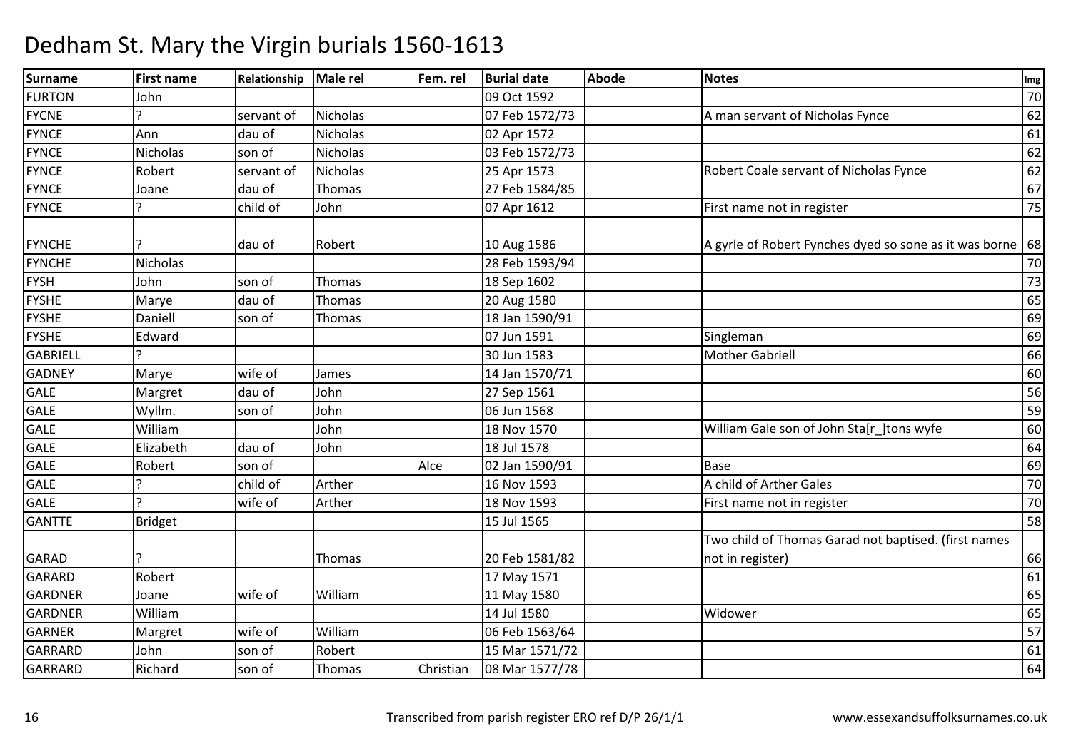# Dedham St. Mary the Virgin burials 1560-1613

| Surname | First name | Relationship | Male rel | Fem. rel | Burial date | Abode | Notes | Img |
|---|---|---|---|---|---|---|---|---|
| FURTON | John | | | | 09 Oct 1592 | | | 70 |
| FYCNE | ? | servant of | Nicholas | | 07 Feb 1572/73 | | A man servant of Nicholas Fynce | 62 |
| FYNCE | Ann | dau of | Nicholas | | 02 Apr 1572 | | | 61 |
| FYNCE | Nicholas | son of | Nicholas | | 03 Feb 1572/73 | | | 62 |
| FYNCE | Robert | servant of | Nicholas | | 25 Apr 1573 | | Robert Coale servant of Nicholas Fynce | 62 |
| FYNCE | Joane | dau of | Thomas | | 27 Feb 1584/85 | | | 67 |
| FYNCE | ? | child of | John | | 07 Apr 1612 | | First name not in register | 75 |
| FYNCHE | ? | dau of | Robert | | 10 Aug 1586 | | A gyrle of Robert Fynches dyed so sone as it was borne | 68 |
| FYNCHE | Nicholas | | | | 28 Feb 1593/94 | | | 70 |
| FYSH | John | son of | Thomas | | 18 Sep 1602 | | | 73 |
| FYSHE | Marye | dau of | Thomas | | 20 Aug 1580 | | | 65 |
| FYSHE | Daniell | son of | Thomas | | 18 Jan 1590/91 | | | 69 |
| FYSHE | Edward | | | | 07 Jun 1591 | | Singleman | 69 |
| GABRIELL | ? | | | | 30 Jun 1583 | | Mother Gabriell | 66 |
| GADNEY | Marye | wife of | James | | 14 Jan 1570/71 | | | 60 |
| GALE | Margret | dau of | John | | 27 Sep 1561 | | | 56 |
| GALE | Wyllm. | son of | John | | 06 Jun 1568 | | | 59 |
| GALE | William | | John | | 18 Nov 1570 | | William Gale son of John Sta[r_]tons wyfe | 60 |
| GALE | Elizabeth | dau of | John | | 18 Jul 1578 | | | 64 |
| GALE | Robert | son of | | Alce | 02 Jan 1590/91 | | Base | 69 |
| GALE | ? | child of | Arther | | 16 Nov 1593 | | A child of Arther Gales | 70 |
| GALE | ? | wife of | Arther | | 18 Nov 1593 | | First name not in register | 70 |
| GANTTE | Bridget | | | | 15 Jul 1565 | | | 58 |
| GARAD | ? | | Thomas | | 20 Feb 1581/82 | | Two child of Thomas Garad not baptised. (first names not in register) | 66 |
| GARARD | Robert | | | | 17 May 1571 | | | 61 |
| GARDNER | Joane | wife of | William | | 11 May 1580 | | | 65 |
| GARDNER | William | | | | 14 Jul 1580 | | Widower | 65 |
| GARNER | Margret | wife of | William | | 06 Feb 1563/64 | | | 57 |
| GARRARD | John | son of | Robert | | 15 Mar 1571/72 | | | 61 |
| GARRARD | Richard | son of | Thomas | Christian | 08 Mar 1577/78 | | | 64 |

Transcribed from parish register ERO ref D/P 26/1/1 www.essexandsuffolksurnames.co.uk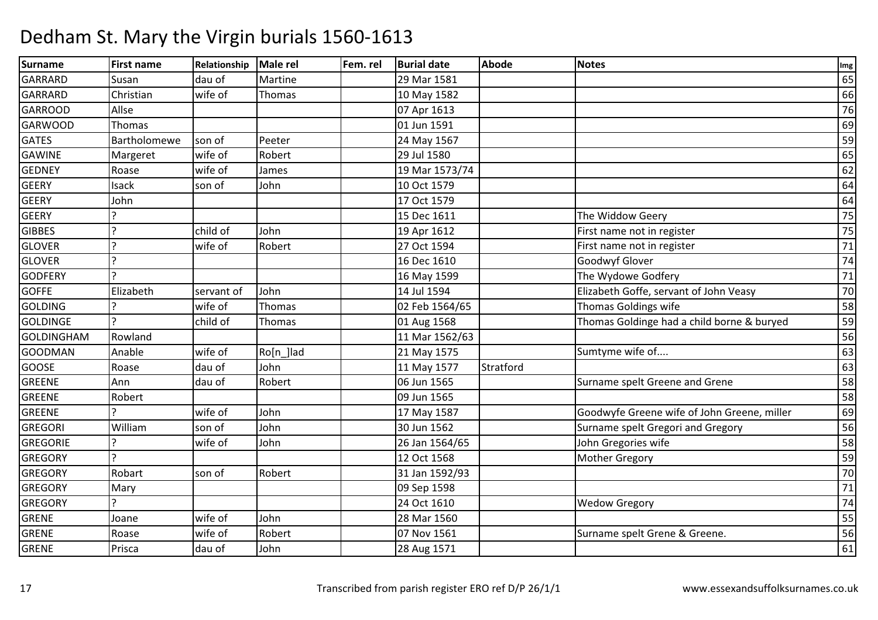# Dedham St. Mary the Virgin burials 1560-1613

| Surname | First name | Relationship | Male rel | Fem. rel | Burial date | Abode | Notes | Img |
|---|---|---|---|---|---|---|---|---|
| GARRARD | Susan | dau of | Martine | | 29 Mar 1581 | | | 65 |
| GARRARD | Christian | wife of | Thomas | | 10 May 1582 | | | 66 |
| GARROOD | Allse | | | | 07 Apr 1613 | | | 76 |
| GARWOOD | Thomas | | | | 01 Jun 1591 | | | 69 |
| GATES | Bartholomewe | son of | Peeter | | 24 May 1567 | | | 59 |
| GAWINE | Margeret | wife of | Robert | | 29 Jul 1580 | | | 65 |
| GEDNEY | Roase | wife of | James | | 19 Mar 1573/74 | | | 62 |
| GEERY | Isack | son of | John | | 10 Oct 1579 | | | 64 |
| GEERY | John | | | | 17 Oct 1579 | | | 64 |
| GEERY | ? | | | | 15 Dec 1611 | | The Widdow Geery | 75 |
| GIBBES | ? | child of | John | | 19 Apr 1612 | | First name not in register | 75 |
| GLOVER | ? | wife of | Robert | | 27 Oct 1594 | | First name not in register | 71 |
| GLOVER | ? | | | | 16 Dec 1610 | | Goodwyf Glover | 74 |
| GODFERY | ? | | | | 16 May 1599 | | The Wydowe Godfery | 71 |
| GOFFE | Elizabeth | servant of | John | | 14 Jul 1594 | | Elizabeth Goffe, servant of John Veasy | 70 |
| GOLDING | ? | wife of | Thomas | | 02 Feb 1564/65 | | Thomas Goldings wife | 58 |
| GOLDINGE | ? | child of | Thomas | | 01 Aug 1568 | | Thomas Goldinge had a child borne & buryed | 59 |
| GOLDINGHAM | Rowland | | | | 11 Mar 1562/63 | | | 56 |
| GOODMAN | Anable | wife of | Ro[n_]lad | | 21 May 1575 | | Sumtyme wife of.... | 63 |
| GOOSE | Roase | dau of | John | | 11 May 1577 | Stratford | | 63 |
| GREENE | Ann | dau of | Robert | | 06 Jun 1565 | | Surname spelt Greene and Grene | 58 |
| GREENE | Robert | | | | 09 Jun 1565 | | | 58 |
| GREENE | ? | wife of | John | | 17 May 1587 | | Goodwyfe Greene wife of John Greene, miller | 69 |
| GREGORI | William | son of | John | | 30 Jun 1562 | | Surname spelt Gregori and Gregory | 56 |
| GREGORIE | ? | wife of | John | | 26 Jan 1564/65 | | John Gregories wife | 58 |
| GREGORY | ? | | | | 12 Oct 1568 | | Mother Gregory | 59 |
| GREGORY | Robart | son of | Robert | | 31 Jan 1592/93 | | | 70 |
| GREGORY | Mary | | | | 09 Sep 1598 | | | 71 |
| GREGORY | ? | | | | 24 Oct 1610 | | Wedow Gregory | 74 |
| GRENE | Joane | wife of | John | | 28 Mar 1560 | | | 55 |
| GRENE | Roase | wife of | Robert | | 07 Nov 1561 | | Surname spelt Grene & Greene. | 56 |
| GRENE | Prisca | dau of | John | | 28 Aug 1571 | | | 61 |

Transcribed from parish register ERO ref D/P 26/1/1 www.essexandsuffolksurnames.co.uk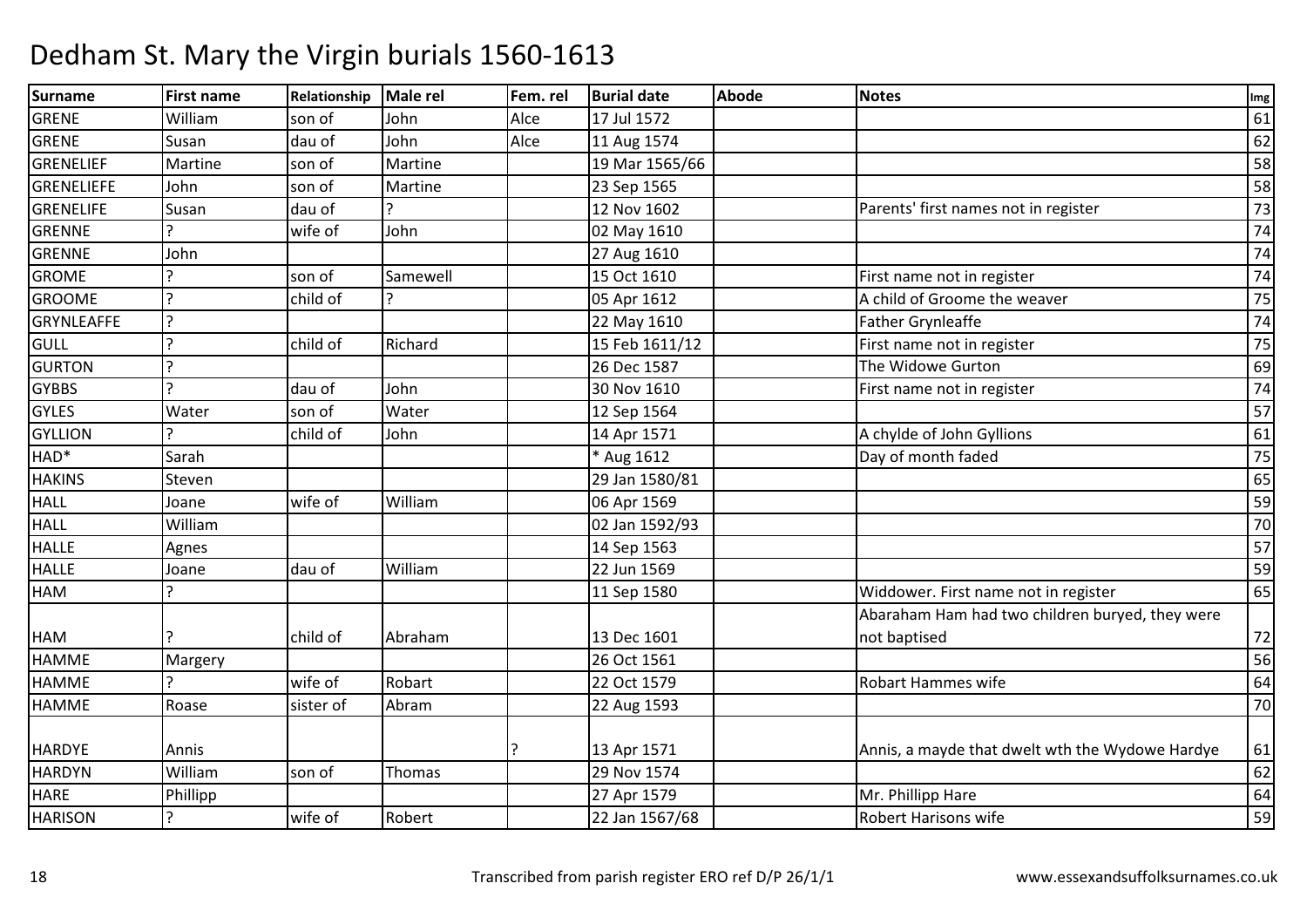# Dedham St. Mary the Virgin burials 1560-1613

| Surname | First name | Relationship | Male rel | Fem. rel | Burial date | Abode | Notes | Img |
|---|---|---|---|---|---|---|---|---|
| GRENE | William | son of | John | Alce | 17 Jul 1572 | | | 61 |
| GRENE | Susan | dau of | John | Alce | 11 Aug 1574 | | | 62 |
| GRENELIEF | Martine | son of | Martine | | 19 Mar 1565/66 | | | 58 |
| GRENELIEFE | John | son of | Martine | | 23 Sep 1565 | | | 58 |
| GRENELIFE | Susan | dau of | ? | | 12 Nov 1602 | | Parents' first names not in register | 73 |
| GRENNE | ? | wife of | John | | 02 May 1610 | | | 74 |
| GRENNE | John | | | | 27 Aug 1610 | | | 74 |
| GROME | ? | son of | Samewell | | 15 Oct 1610 | | First name not in register | 74 |
| GROOME | ? | child of | ? | | 05 Apr 1612 | | A child of Groome the weaver | 75 |
| GRYNLEAFFE | ? | | | | 22 May 1610 | | Father Grynleaffe | 74 |
| GULL | ? | child of | Richard | | 15 Feb 1611/12 | | First name not in register | 75 |
| GURTON | ? | | | | 26 Dec 1587 | | The Widowe Gurton | 69 |
| GYBBS | ? | dau of | John | | 30 Nov 1610 | | First name not in register | 74 |
| GYLES | Water | son of | Water | | 12 Sep 1564 | | | 57 |
| GYLLION | ? | child of | John | | 14 Apr 1571 | | A chylde of John Gyllions | 61 |
| HAD* | Sarah | | | | * Aug 1612 | | Day of month faded | 75 |
| HAKINS | Steven | | | | 29 Jan 1580/81 | | | 65 |
| HALL | Joane | wife of | William | | 06 Apr 1569 | | | 59 |
| HALL | William | | | | 02 Jan 1592/93 | | | 70 |
| HALLE | Agnes | | | | 14 Sep 1563 | | | 57 |
| HALLE | Joane | dau of | William | | 22 Jun 1569 | | | 59 |
| HAM | ? | | | | 11 Sep 1580 | | Widdower. First name not in register | 65 |
| HAM | ? | child of | Abraham | | 13 Dec 1601 | | Abaraham Ham had two children buryed, they were not baptised | 72 |
| HAMME | Margery | | | | 26 Oct 1561 | | | 56 |
| HAMME | ? | wife of | Robart | | 22 Oct 1579 | | Robart Hammes wife | 64 |
| HAMME | Roase | sister of | Abram | | 22 Aug 1593 | | | 70 |
| HARDYE | Annis | | | ? | 13 Apr 1571 | | Annis, a mayde that dwelt wth the Wydowe Hardye | 61 |
| HARDYN | William | son of | Thomas | | 29 Nov 1574 | | | 62 |
| HARE | Phillipp | | | | 27 Apr 1579 | | Mr. Phillipp Hare | 64 |
| HARISON | ? | wife of | Robert | | 22 Jan 1567/68 | | Robert Harisons wife | 59 |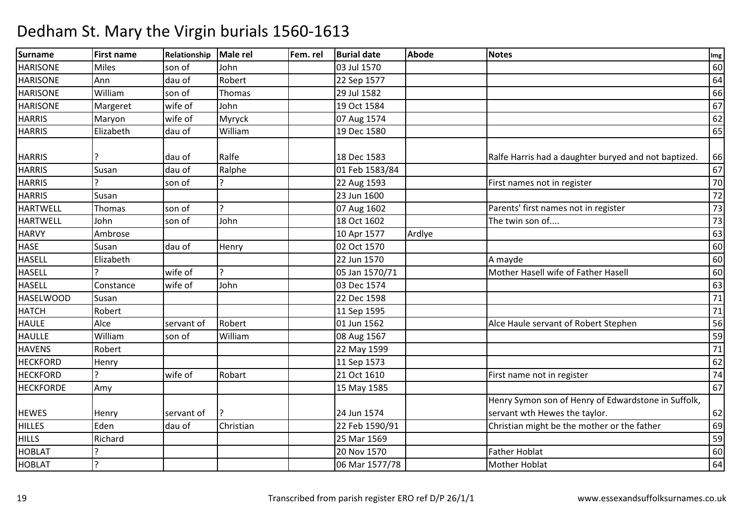# Dedham St. Mary the Virgin burials 1560-1613

| Surname | First name | Relationship | Male rel | Fem. rel | Burial date | Abode | Notes | Img |
|---|---|---|---|---|---|---|---|---|
| HARISONE | Miles | son of | John | | 03 Jul 1570 | | | 60 |
| HARISONE | Ann | dau of | Robert | | 22 Sep 1577 | | | 64 |
| HARISONE | William | son of | Thomas | | 29 Jul 1582 | | | 66 |
| HARISONE | Margeret | wife of | John | | 19 Oct 1584 | | | 67 |
| HARRIS | Maryon | wife of | Myryck | | 07 Aug 1574 | | | 62 |
| HARRIS | Elizabeth | dau of | William | | 19 Dec 1580 | | | 65 |
| HARRIS | ? | dau of | Ralfe | | 18 Dec 1583 | | Ralfe Harris had a daughter buryed and not baptized. | 66 |
| HARRIS | Susan | dau of | Ralphe | | 01 Feb 1583/84 | | | 67 |
| HARRIS | ? | son of | ? | | 22 Aug 1593 | | First names not in register | 70 |
| HARRIS | Susan | | | | 23 Jun 1600 | | | 72 |
| HARTWELL | Thomas | son of | ? | | 07 Aug 1602 | | Parents' first names not in register | 73 |
| HARTWELL | John | son of | John | | 18 Oct 1602 | | The twin son of.... | 73 |
| HARVY | Ambrose | | | | 10 Apr 1577 | Ardlye | | 63 |
| HASE | Susan | dau of | Henry | | 02 Oct 1570 | | | 60 |
| HASELL | Elizabeth | | | | 22 Jun 1570 | | A mayde | 60 |
| HASELL | ? | wife of | ? | | 05 Jan 1570/71 | | Mother Hasell wife of Father Hasell | 60 |
| HASELL | Constance | wife of | John | | 03 Dec 1574 | | | 63 |
| HASELWOOD | Susan | | | | 22 Dec 1598 | | | 71 |
| HATCH | Robert | | | | 11 Sep 1595 | | | 71 |
| HAULE | Alce | servant of | Robert | | 01 Jun 1562 | | Alce Haule servant of Robert Stephen | 56 |
| HAULLE | William | son of | William | | 08 Aug 1567 | | | 59 |
| HAVENS | Robert | | | | 22 May 1599 | | | 71 |
| HECKFORD | Henry | | | | 11 Sep 1573 | | | 62 |
| HECKFORD | ? | wife of | Robart | | 21 Oct 1610 | | First name not in register | 74 |
| HECKFORDE | Amy | | | | 15 May 1585 | | | 67 |
| HEWES | Henry | servant of | ? | | 24 Jun 1574 | | Henry Symon son of Henry of Edwardstone in Suffolk, servant wth Hewes the taylor. | 62 |
| HILLES | Eden | dau of | Christian | | 22 Feb 1590/91 | | Christian might be the mother or the father | 69 |
| HILLS | Richard | | | | 25 Mar 1569 | | | 59 |
| HOBLAT | ? | | | | 20 Nov 1570 | | Father Hoblat | 60 |
| HOBLAT | ? | | | | 06 Mar 1577/78 | | Mother Hoblat | 64 |

Transcribed from parish register ERO ref D/P 26/1/1

www.essexandsuffolksurnames.co.uk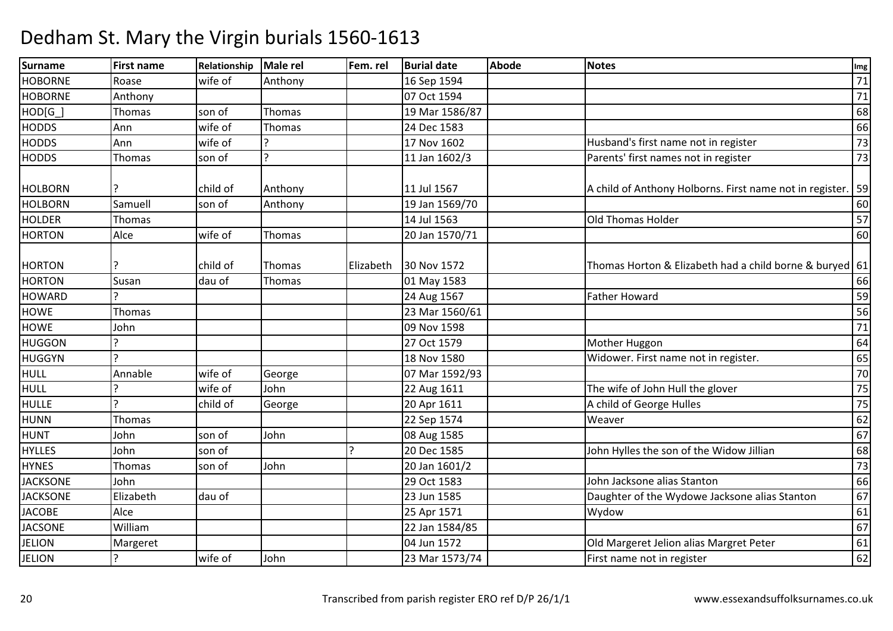# Dedham St. Mary the Virgin burials 1560-1613

| Surname | First name | Relationship | Male rel | Fem. rel | Burial date | Abode | Notes | Img |
|---|---|---|---|---|---|---|---|---|
| HOBORNE | Roase | wife of | Anthony | | 16 Sep 1594 | | | 71 |
| HOBORNE | Anthony | | | | 07 Oct 1594 | | | 71 |
| HOD[G_] | Thomas | son of | Thomas | | 19 Mar 1586/87 | | | 68 |
| HODDS | Ann | wife of | Thomas | | 24 Dec 1583 | | | 66 |
| HODDS | Ann | wife of | ? | | 17 Nov 1602 | | Husband's first name not in register | 73 |
| HODDS | Thomas | son of | ? | | 11 Jan 1602/3 | | Parents' first names not in register | 73 |
| HOLBORN | ? | child of | Anthony | | 11 Jul 1567 | | A child of Anthony Holborns. First name not in register. | 59 |
| HOLBORN | Samuell | son of | Anthony | | 19 Jan 1569/70 | | | 60 |
| HOLDER | Thomas | | | | 14 Jul 1563 | | Old Thomas Holder | 57 |
| HORTON | Alce | wife of | Thomas | | 20 Jan 1570/71 | | | 60 |
| HORTON | ? | child of | Thomas | Elizabeth | 30 Nov 1572 | | Thomas Horton & Elizabeth had a child borne & buryed | 61 |
| HORTON | Susan | dau of | Thomas | | 01 May 1583 | | | 66 |
| HOWARD | ? | | | | 24 Aug 1567 | | Father Howard | 59 |
| HOWE | Thomas | | | | 23 Mar 1560/61 | | | 56 |
| HOWE | John | | | | 09 Nov 1598 | | | 71 |
| HUGGON | ? | | | | 27 Oct 1579 | | Mother Huggon | 64 |
| HUGGYN | ? | | | | 18 Nov 1580 | | Widower. First name not in register. | 65 |
| HULL | Annable | wife of | George | | 07 Mar 1592/93 | | | 70 |
| HULL | ? | wife of | John | | 22 Aug 1611 | | The wife of John Hull the glover | 75 |
| HULLE | ? | child of | George | | 20 Apr 1611 | | A child of George Hulles | 75 |
| HUNN | Thomas | | | | 22 Sep 1574 | | Weaver | 62 |
| HUNT | John | son of | John | | 08 Aug 1585 | | | 67 |
| HYLLES | John | son of | | ? | 20 Dec 1585 | | John Hylles the son of the Widow Jillian | 68 |
| HYNES | Thomas | son of | John | | 20 Jan 1601/2 | | | 73 |
| JACKSONE | John | | | | 29 Oct 1583 | | John Jacksone alias Stanton | 66 |
| JACKSONE | Elizabeth | dau of | | | 23 Jun 1585 | | Daughter of the Wydowe Jacksone alias Stanton | 67 |
| JACOBE | Alce | | | | 25 Apr 1571 | | Wydow | 61 |
| JACSONE | William | | | | 22 Jan 1584/85 | | | 67 |
| JELION | Margeret | | | | 04 Jun 1572 | | Old Margeret Jelion alias Margret Peter | 61 |
| JELION | ? | wife of | John | | 23 Mar 1573/74 | | First name not in register | 62 |

Transcribed from parish register ERO ref D/P 26/1/1

www.essexandsuffolksurnames.co.uk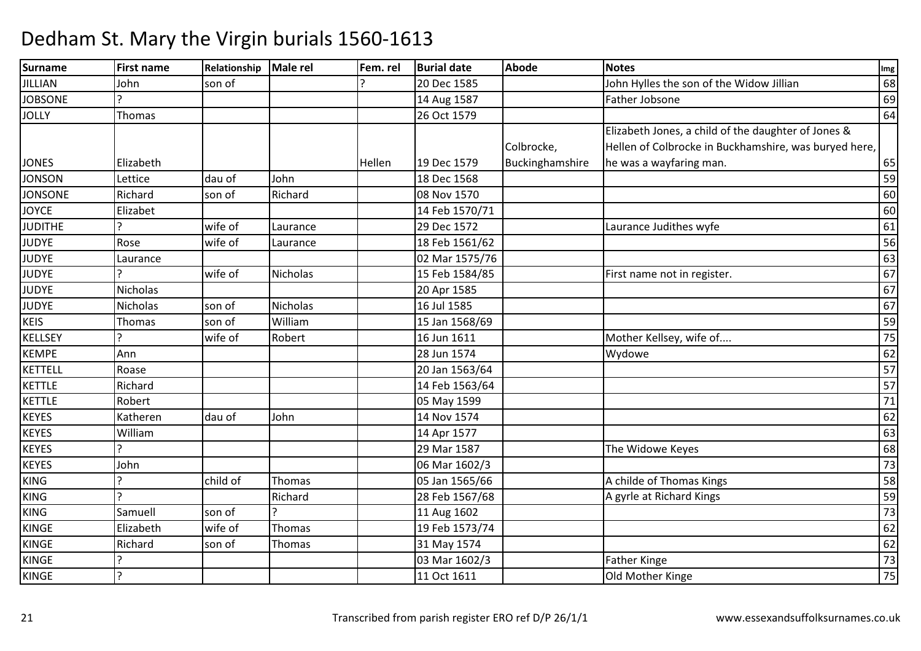# Dedham St. Mary the Virgin burials 1560-1613

| Surname | First name | Relationship | Male rel | Fem. rel | Burial date | Abode | Notes | Img |
|---|---|---|---|---|---|---|---|---|
| JILLIAN | John | son of | | ? | 20 Dec 1585 | | John Hylles the son of the Widow Jillian | 68 |
| JOBSONE | ? | | | | 14 Aug 1587 | | Father Jobsone | 69 |
| JOLLY | Thomas | | | | 26 Oct 1579 | | | 64 |
| JONES | Elizabeth | | | Hellen | 19 Dec 1579 | Colbrocke, Buckinghamshire | Elizabeth Jones, a child of the daughter of Jones & Hellen of Colbrocke in Buckhamshire, was buryed here, he was a wayfaring man. | 65 |
| JONSON | Lettice | dau of | John | | 18 Dec 1568 | | | 59 |
| JONSONE | Richard | son of | Richard | | 08 Nov 1570 | | | 60 |
| JOYCE | Elizabet | | | | 14 Feb 1570/71 | | | 60 |
| JUDITHE | ? | wife of | Laurance | | 29 Dec 1572 | | Laurance Judithes wyfe | 61 |
| JUDYE | Rose | wife of | Laurance | | 18 Feb 1561/62 | | | 56 |
| JUDYE | Laurance | | | | 02 Mar 1575/76 | | | 63 |
| JUDYE | ? | wife of | Nicholas | | 15 Feb 1584/85 | | First name not in register. | 67 |
| JUDYE | Nicholas | | | | 20 Apr 1585 | | | 67 |
| JUDYE | Nicholas | son of | Nicholas | | 16 Jul 1585 | | | 67 |
| KEIS | Thomas | son of | William | | 15 Jan 1568/69 | | | 59 |
| KELLSEY | ? | wife of | Robert | | 16 Jun 1611 | | Mother Kellsey, wife of.... | 75 |
| KEMPE | Ann | | | | 28 Jun 1574 | | Wydowe | 62 |
| KETTELL | Roase | | | | 20 Jan 1563/64 | | | 57 |
| KETTLE | Richard | | | | 14 Feb 1563/64 | | | 57 |
| KETTLE | Robert | | | | 05 May 1599 | | | 71 |
| KEYES | Katheren | dau of | John | | 14 Nov 1574 | | | 62 |
| KEYES | William | | | | 14 Apr 1577 | | | 63 |
| KEYES | ? | | | | 29 Mar 1587 | | The Widowe Keyes | 68 |
| KEYES | John | | | | 06 Mar 1602/3 | | | 73 |
| KING | ? | child of | Thomas | | 05 Jan 1565/66 | | A childe of Thomas Kings | 58 |
| KING | ? | | Richard | | 28 Feb 1567/68 | | A gyrle at Richard Kings | 59 |
| KING | Samuell | son of | ? | | 11 Aug 1602 | | | 73 |
| KINGE | Elizabeth | wife of | Thomas | | 19 Feb 1573/74 | | | 62 |
| KINGE | Richard | son of | Thomas | | 31 May 1574 | | | 62 |
| KINGE | ? | | | | 03 Mar 1602/3 | | Father Kinge | 73 |
| KINGE | ? | | | | 11 Oct 1611 | | Old Mother Kinge | 75 |

Transcribed from parish register ERO ref D/P 26/1/1 www.essexandsuffolksurnames.co.uk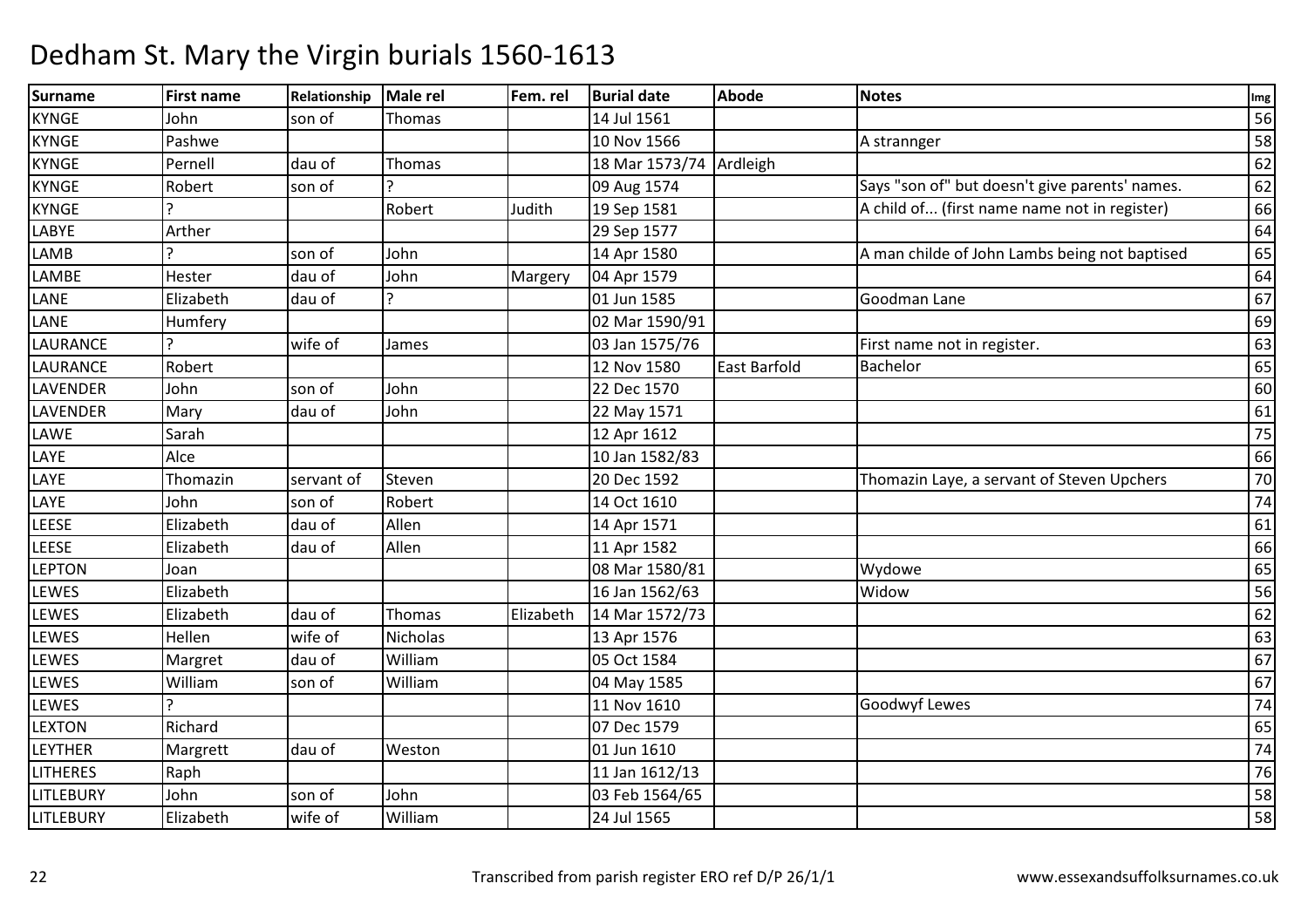# Dedham St. Mary the Virgin burials 1560-1613

| Surname | First name | Relationship | Male rel | Fem. rel | Burial date | Abode | Notes | Img |
|---|---|---|---|---|---|---|---|---|
| KYNGE | John | son of | Thomas | | 14 Jul 1561 | | | 56 |
| KYNGE | Pashwe | | | | 10 Nov 1566 | | A strannger | 58 |
| KYNGE | Pernell | dau of | Thomas | | 18 Mar 1573/74 | Ardleigh | | 62 |
| KYNGE | Robert | son of | ? | | 09 Aug 1574 | | Says "son of" but doesn't give parents' names. | 62 |
| KYNGE | ? | | Robert | Judith | 19 Sep 1581 | | A child of... (first name name not in register) | 66 |
| LABYE | Arther | | | | 29 Sep 1577 | | | 64 |
| LAMB | ? | son of | John | | 14 Apr 1580 | | A man childe of John Lambs being not baptised | 65 |
| LAMBE | Hester | dau of | John | Margery | 04 Apr 1579 | | | 64 |
| LANE | Elizabeth | dau of | ? | | 01 Jun 1585 | | Goodman Lane | 67 |
| LANE | Humfery | | | | 02 Mar 1590/91 | | | 69 |
| LAURANCE | ? | wife of | James | | 03 Jan 1575/76 | | First name not in register. | 63 |
| LAURANCE | Robert | | | | 12 Nov 1580 | East Barfold | Bachelor | 65 |
| LAVENDER | John | son of | John | | 22 Dec 1570 | | | 60 |
| LAVENDER | Mary | dau of | John | | 22 May 1571 | | | 61 |
| LAWE | Sarah | | | | 12 Apr 1612 | | | 75 |
| LAYE | Alce | | | | 10 Jan 1582/83 | | | 66 |
| LAYE | Thomazin | servant of | Steven | | 20 Dec 1592 | | Thomazin Laye, a servant of Steven Upchers | 70 |
| LAYE | John | son of | Robert | | 14 Oct 1610 | | | 74 |
| LEESE | Elizabeth | dau of | Allen | | 14 Apr 1571 | | | 61 |
| LEESE | Elizabeth | dau of | Allen | | 11 Apr 1582 | | | 66 |
| LEPTON | Joan | | | | 08 Mar 1580/81 | | Wydowe | 65 |
| LEWES | Elizabeth | | | | 16 Jan 1562/63 | | Widow | 56 |
| LEWES | Elizabeth | dau of | Thomas | Elizabeth | 14 Mar 1572/73 | | | 62 |
| LEWES | Hellen | wife of | Nicholas | | 13 Apr 1576 | | | 63 |
| LEWES | Margret | dau of | William | | 05 Oct 1584 | | | 67 |
| LEWES | William | son of | William | | 04 May 1585 | | | 67 |
| LEWES | ? | | | | 11 Nov 1610 | | Goodwyf Lewes | 74 |
| LEXTON | Richard | | | | 07 Dec 1579 | | | 65 |
| LEYTHER | Margrett | dau of | Weston | | 01 Jun 1610 | | | 74 |
| LITHERES | Raph | | | | 11 Jan 1612/13 | | | 76 |
| LITLEBURY | John | son of | John | | 03 Feb 1564/65 | | | 58 |
| LITLEBURY | Elizabeth | wife of | William | | 24 Jul 1565 | | | 58 |

Transcribed from parish register ERO ref D/P 26/1/1 www.essexandsuffolksurnames.co.uk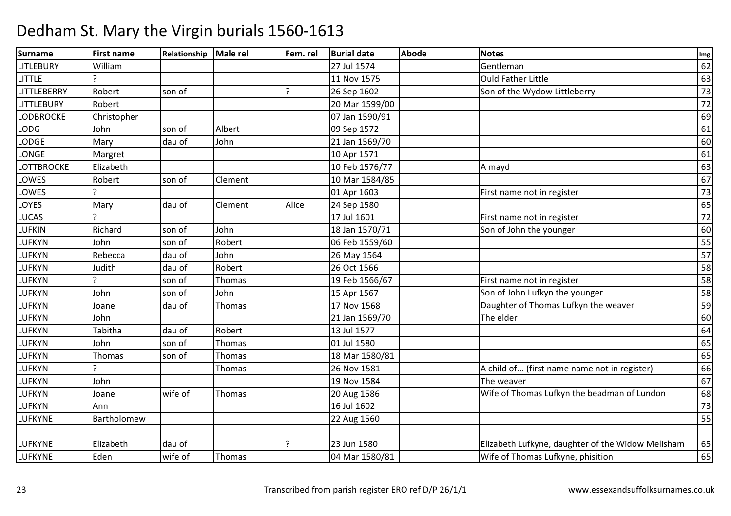# Dedham St. Mary the Virgin burials 1560-1613

| Surname | First name | Relationship | Male rel | Fem. rel | Burial date | Abode | Notes | Img |
|---|---|---|---|---|---|---|---|---|
| LITLEBURY | William | | | | 27 Jul 1574 | | Gentleman | 62 |
| LITTLE | ? | | | | 11 Nov 1575 | | Ould Father Little | 63 |
| LITTLEBERRY | Robert | son of | | ? | 26 Sep 1602 | | Son of the Wydow Littleberry | 73 |
| LITTLEBURY | Robert | | | | 20 Mar 1599/00 | | | 72 |
| LODBROCKE | Christopher | | | | 07 Jan 1590/91 | | | 69 |
| LODG | John | son of | Albert | | 09 Sep 1572 | | | 61 |
| LODGE | Mary | dau of | John | | 21 Jan 1569/70 | | | 60 |
| LONGE | Margret | | | | 10 Apr 1571 | | | 61 |
| LOTTBROCKE | Elizabeth | | | | 10 Feb 1576/77 | | A mayd | 63 |
| LOWES | Robert | son of | Clement | | 10 Mar 1584/85 | | | 67 |
| LOWES | ? | | | | 01 Apr 1603 | | First name not in register | 73 |
| LOYES | Mary | dau of | Clement | Alice | 24 Sep 1580 | | | 65 |
| LUCAS | ? | | | | 17 Jul 1601 | | First name not in register | 72 |
| LUFKIN | Richard | son of | John | | 18 Jan 1570/71 | | Son of John the younger | 60 |
| LUFKYN | John | son of | Robert | | 06 Feb 1559/60 | | | 55 |
| LUFKYN | Rebecca | dau of | John | | 26 May 1564 | | | 57 |
| LUFKYN | Judith | dau of | Robert | | 26 Oct 1566 | | | 58 |
| LUFKYN | ? | son of | Thomas | | 19 Feb 1566/67 | | First name not in register | 58 |
| LUFKYN | John | son of | John | | 15 Apr 1567 | | Son of John Lufkyn the younger | 58 |
| LUFKYN | Joane | dau of | Thomas | | 17 Nov 1568 | | Daughter of Thomas Lufkyn the weaver | 59 |
| LUFKYN | John | | | | 21 Jan 1569/70 | | The elder | 60 |
| LUFKYN | Tabitha | dau of | Robert | | 13 Jul 1577 | | | 64 |
| LUFKYN | John | son of | Thomas | | 01 Jul 1580 | | | 65 |
| LUFKYN | Thomas | son of | Thomas | | 18 Mar 1580/81 | | | 65 |
| LUFKYN | ? | | Thomas | | 26 Nov 1581 | | A child of... (first name name not in register) | 66 |
| LUFKYN | John | | | | 19 Nov 1584 | | The weaver | 67 |
| LUFKYN | Joane | wife of | Thomas | | 20 Aug 1586 | | Wife of Thomas Lufkyn the beadman of Lundon | 68 |
| LUFKYN | Ann | | | | 16 Jul 1602 | | | 73 |
| LUFKYNE | Bartholomew | | | | 22 Aug 1560 | | | 55 |
| LUFKYNE | Elizabeth | dau of | | ? | 23 Jun 1580 | | Elizabeth Lufkyne, daughter of the Widow Melisham | 65 |
| LUFKYNE | Eden | wife of | Thomas | | 04 Mar 1580/81 | | Wife of Thomas Lufkyne, phisition | 65 |

Transcribed from parish register ERO ref D/P 26/1/1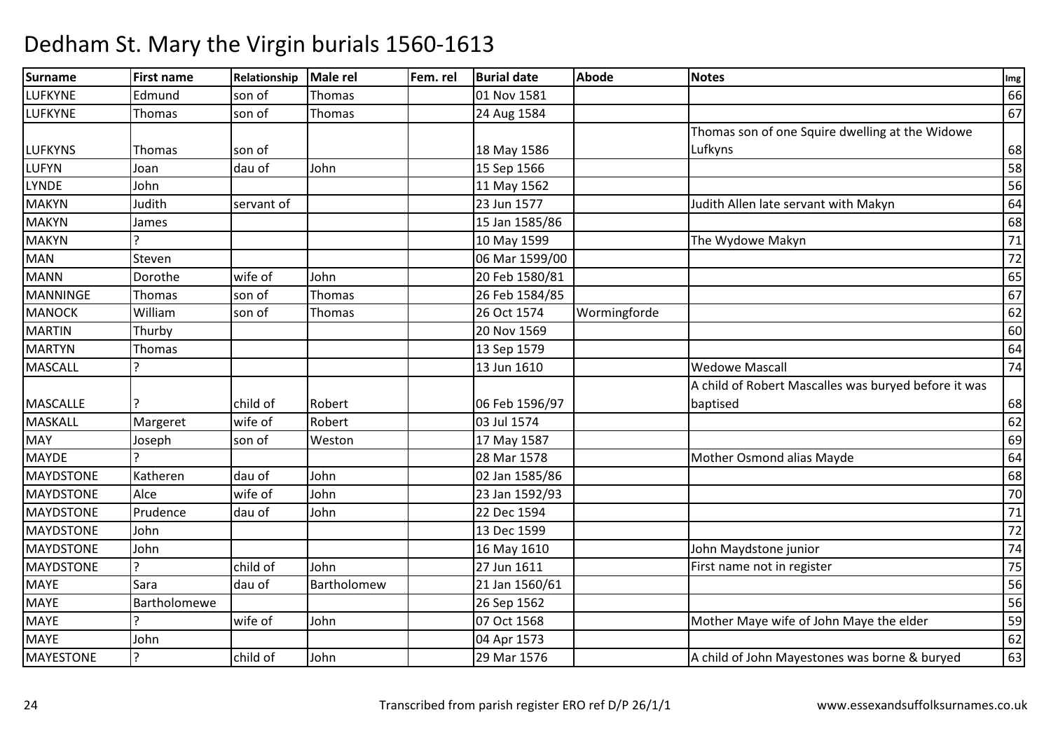# Dedham St. Mary the Virgin burials 1560-1613

| Surname | First name | Relationship | Male rel | Fem. rel | Burial date | Abode | Notes | Img |
|---|---|---|---|---|---|---|---|---|
| LUFKYNE | Edmund | son of | Thomas | | 01 Nov 1581 | | | 66 |
| LUFKYNE | Thomas | son of | Thomas | | 24 Aug 1584 | | | 67 |
| LUFKYNS | Thomas | son of | | | 18 May 1586 | | Thomas son of one Squire dwelling at the Widowe Lufkyns | 68 |
| LUFYN | Joan | dau of | John | | 15 Sep 1566 | | | 58 |
| LYNDE | John | | | | 11 May 1562 | | | 56 |
| MAKYN | Judith | servant of | | | 23 Jun 1577 | | Judith Allen late servant with Makyn | 64 |
| MAKYN | James | | | | 15 Jan 1585/86 | | | 68 |
| MAKYN | ? | | | | 10 May 1599 | | The Wydowe Makyn | 71 |
| MAN | Steven | | | | 06 Mar 1599/00 | | | 72 |
| MANN | Dorothe | wife of | John | | 20 Feb 1580/81 | | | 65 |
| MANNINGE | Thomas | son of | Thomas | | 26 Feb 1584/85 | | | 67 |
| MANOCK | William | son of | Thomas | | 26 Oct 1574 | Wormingforde | | 62 |
| MARTIN | Thurby | | | | 20 Nov 1569 | | | 60 |
| MARTYN | Thomas | | | | 13 Sep 1579 | | | 64 |
| MASCALL | ? | | | | 13 Jun 1610 | | Wedowe Mascall | 74 |
| MASCALLE | ? | child of | Robert | | 06 Feb 1596/97 | | A child of Robert Mascalles was buryed before it was baptised | 68 |
| MASKALL | Margeret | wife of | Robert | | 03 Jul 1574 | | | 62 |
| MAY | Joseph | son of | Weston | | 17 May 1587 | | | 69 |
| MAYDE | ? | | | | 28 Mar 1578 | | Mother Osmond alias Mayde | 64 |
| MAYDSTONE | Katheren | dau of | John | | 02 Jan 1585/86 | | | 68 |
| MAYDSTONE | Alce | wife of | John | | 23 Jan 1592/93 | | | 70 |
| MAYDSTONE | Prudence | dau of | John | | 22 Dec 1594 | | | 71 |
| MAYDSTONE | John | | | | 13 Dec 1599 | | | 72 |
| MAYDSTONE | John | | | | 16 May 1610 | | John Maydstone junior | 74 |
| MAYDSTONE | ? | child of | John | | 27 Jun 1611 | | First name not in register | 75 |
| MAYE | Sara | dau of | Bartholomew | | 21 Jan 1560/61 | | | 56 |
| MAYE | Bartholomewe | | | | 26 Sep 1562 | | | 56 |
| MAYE | ? | wife of | John | | 07 Oct 1568 | | Mother Maye wife of John Maye the elder | 59 |
| MAYE | John | | | | 04 Apr 1573 | | | 62 |
| MAYESTONE | ? | child of | John | | 29 Mar 1576 | | A child of John Mayestones was borne & buryed | 63 |

Transcribed from parish register ERO ref D/P 26/1/1 www.essexandsuffolksurnames.co.uk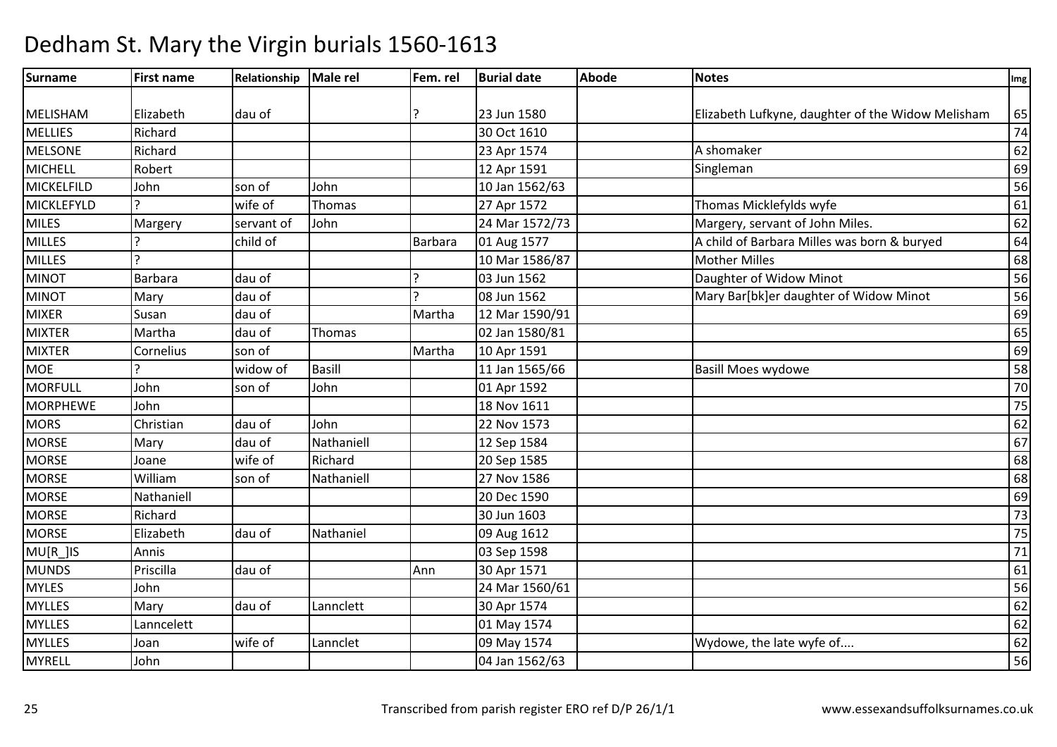# Dedham St. Mary the Virgin burials 1560-1613

| Surname | First name | Relationship | Male rel | Fem. rel | Burial date | Abode | Notes | Img |
|---|---|---|---|---|---|---|---|---|
| MELISHAM | Elizabeth | dau of | | ? | 23 Jun 1580 | | Elizabeth Lufkyne, daughter of the Widow Melisham | 65 |
| MELLIES | Richard | | | | 30 Oct 1610 | | | 74 |
| MELSONE | Richard | | | | 23 Apr 1574 | | A shomaker | 62 |
| MICHELL | Robert | | | | 12 Apr 1591 | | Singleman | 69 |
| MICKELFILD | John | son of | John | | 10 Jan 1562/63 | | | 56 |
| MICKLEFYLD | ? | wife of | Thomas | | 27 Apr 1572 | | Thomas Micklefylds wyfe | 61 |
| MILES | Margery | servant of | John | | 24 Mar 1572/73 | | Margery, servant of John Miles. | 62 |
| MILLES | ? | child of | | Barbara | 01 Aug 1577 | | A child of Barbara Milles was born & buryed | 64 |
| MILLES | ? | | | | 10 Mar 1586/87 | | Mother Milles | 68 |
| MINOT | Barbara | dau of | | ? | 03 Jun 1562 | | Daughter of Widow Minot | 56 |
| MINOT | Mary | dau of | | ? | 08 Jun 1562 | | Mary Bar[bk]er daughter of Widow Minot | 56 |
| MIXER | Susan | dau of | | Martha | 12 Mar 1590/91 | | | 69 |
| MIXTER | Martha | dau of | Thomas | | 02 Jan 1580/81 | | | 65 |
| MIXTER | Cornelius | son of | | Martha | 10 Apr 1591 | | | 69 |
| MOE | ? | widow of | Basill | | 11 Jan 1565/66 | | Basill Moes wydowe | 58 |
| MORFULL | John | son of | John | | 01 Apr 1592 | | | 70 |
| MORPHEWE | John | | | | 18 Nov 1611 | | | 75 |
| MORS | Christian | dau of | John | | 22 Nov 1573 | | | 62 |
| MORSE | Mary | dau of | Nathaniell | | 12 Sep 1584 | | | 67 |
| MORSE | Joane | wife of | Richard | | 20 Sep 1585 | | | 68 |
| MORSE | William | son of | Nathaniell | | 27 Nov 1586 | | | 68 |
| MORSE | Nathaniell | | | | 20 Dec 1590 | | | 69 |
| MORSE | Richard | | | | 30 Jun 1603 | | | 73 |
| MORSE | Elizabeth | dau of | Nathaniel | | 09 Aug 1612 | | | 75 |
| MU[R_]IS | Annis | | | | 03 Sep 1598 | | | 71 |
| MUNDS | Priscilla | dau of | | Ann | 30 Apr 1571 | | | 61 |
| MYLES | John | | | | 24 Mar 1560/61 | | | 56 |
| MYLLES | Mary | dau of | Lannclett | | 30 Apr 1574 | | | 62 |
| MYLLES | Lanncelett | | | | 01 May 1574 | | | 62 |
| MYLLES | Joan | wife of | Lannclet | | 09 May 1574 | | Wydowe, the late wyfe of.... | 62 |
| MYRELL | John | | | | 04 Jan 1562/63 | | | 56 |

Transcribed from parish register ERO ref D/P 26/1/1 www.essexandsuffolksurnames.co.uk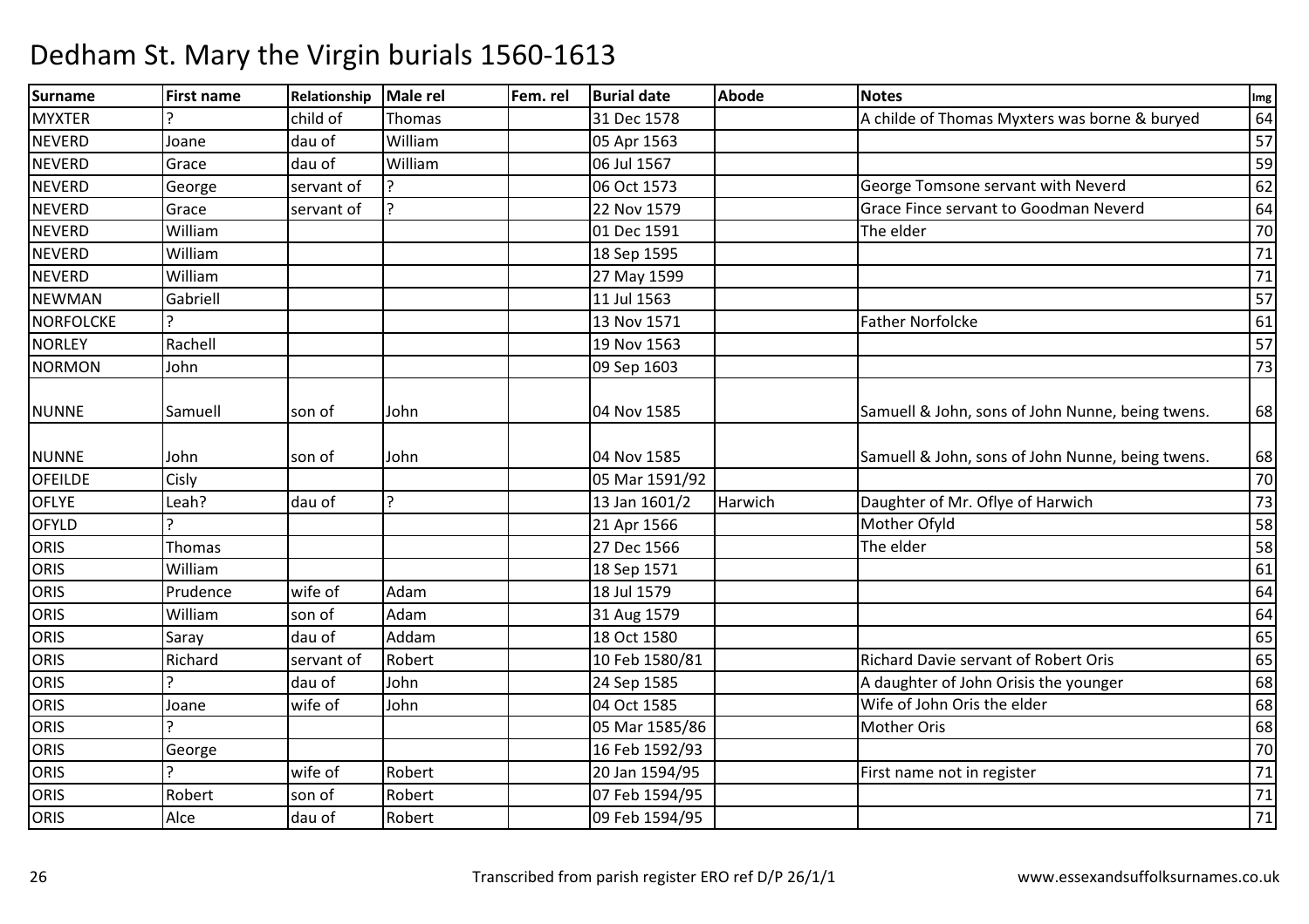# Dedham St. Mary the Virgin burials 1560-1613

| Surname | First name | Relationship | Male rel | Fem. rel | Burial date | Abode | Notes | Img |
|---|---|---|---|---|---|---|---|---|
| MYXTER | ? | child of | Thomas | | 31 Dec 1578 | | A childe of Thomas Myxters was borne & buryed | 64 |
| NEVERD | Joane | dau of | William | | 05 Apr 1563 | | | 57 |
| NEVERD | Grace | dau of | William | | 06 Jul 1567 | | | 59 |
| NEVERD | George | servant of | ? | | 06 Oct 1573 | | George Tomsone servant with Neverd | 62 |
| NEVERD | Grace | servant of | ? | | 22 Nov 1579 | | Grace Fince servant to Goodman Neverd | 64 |
| NEVERD | William | | | | 01 Dec 1591 | | The elder | 70 |
| NEVERD | William | | | | 18 Sep 1595 | | | 71 |
| NEVERD | William | | | | 27 May 1599 | | | 71 |
| NEWMAN | Gabriell | | | | 11 Jul 1563 | | | 57 |
| NORFOLCKE | ? | | | | 13 Nov 1571 | | Father Norfolcke | 61 |
| NORLEY | Rachell | | | | 19 Nov 1563 | | | 57 |
| NORMON | John | | | | 09 Sep 1603 | | | 73 |
| NUNNE | Samuell | son of | John | | 04 Nov 1585 | | Samuell & John, sons of John Nunne, being twens. | 68 |
| NUNNE | John | son of | John | | 04 Nov 1585 | | Samuell & John, sons of John Nunne, being twens. | 68 |
| OFEILDE | Cisly | | | | 05 Mar 1591/92 | | | 70 |
| OFLYE | Leah? | dau of | ? | | 13 Jan 1601/2 | Harwich | Daughter of Mr. Oflye of Harwich | 73 |
| OFYLD | ? | | | | 21 Apr 1566 | | Mother Ofyld | 58 |
| ORIS | Thomas | | | | 27 Dec 1566 | | The elder | 58 |
| ORIS | William | | | | 18 Sep 1571 | | | 61 |
| ORIS | Prudence | wife of | Adam | | 18 Jul 1579 | | | 64 |
| ORIS | William | son of | Adam | | 31 Aug 1579 | | | 64 |
| ORIS | Saray | dau of | Addam | | 18 Oct 1580 | | | 65 |
| ORIS | Richard | servant of | Robert | | 10 Feb 1580/81 | | Richard Davie servant of Robert Oris | 65 |
| ORIS | ? | dau of | John | | 24 Sep 1585 | | A daughter of John Orisis the younger | 68 |
| ORIS | Joane | wife of | John | | 04 Oct 1585 | | Wife of John Oris the elder | 68 |
| ORIS | ? | | | | 05 Mar 1585/86 | | Mother Oris | 68 |
| ORIS | George | | | | 16 Feb 1592/93 | | | 70 |
| ORIS | ? | wife of | Robert | | 20 Jan 1594/95 | | First name not in register | 71 |
| ORIS | Robert | son of | Robert | | 07 Feb 1594/95 | | | 71 |
| ORIS | Alce | dau of | Robert | | 09 Feb 1594/95 | | | 71 |

Transcribed from parish register ERO ref D/P 26/1/1

www.essexandsuffolksurnames.co.uk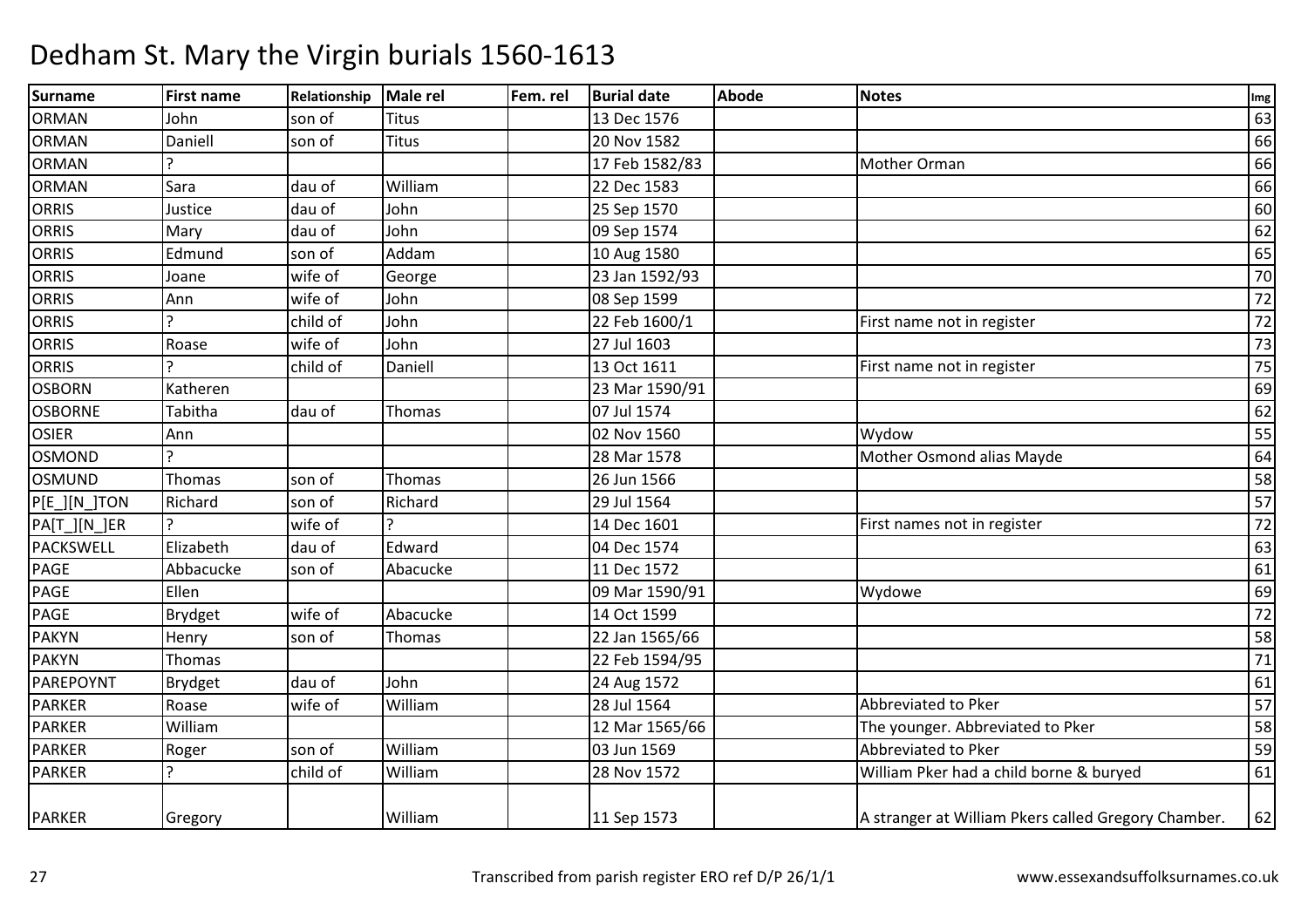# Dedham St. Mary the Virgin burials 1560-1613

| Surname | First name | Relationship | Male rel | Fem. rel | Burial date | Abode | Notes | Img |
|---|---|---|---|---|---|---|---|---|
| ORMAN | John | son of | Titus | | 13 Dec 1576 | | | 63 |
| ORMAN | Daniell | son of | Titus | | 20 Nov 1582 | | | 66 |
| ORMAN | ? | | | | 17 Feb 1582/83 | | Mother Orman | 66 |
| ORMAN | Sara | dau of | William | | 22 Dec 1583 | | | 66 |
| ORRIS | Justice | dau of | John | | 25 Sep 1570 | | | 60 |
| ORRIS | Mary | dau of | John | | 09 Sep 1574 | | | 62 |
| ORRIS | Edmund | son of | Addam | | 10 Aug 1580 | | | 65 |
| ORRIS | Joane | wife of | George | | 23 Jan 1592/93 | | | 70 |
| ORRIS | Ann | wife of | John | | 08 Sep 1599 | | | 72 |
| ORRIS | ? | child of | John | | 22 Feb 1600/1 | | First name not in register | 72 |
| ORRIS | Roase | wife of | John | | 27 Jul 1603 | | | 73 |
| ORRIS | ? | child of | Daniell | | 13 Oct 1611 | | First name not in register | 75 |
| OSBORN | Katheren | | | | 23 Mar 1590/91 | | | 69 |
| OSBORNE | Tabitha | dau of | Thomas | | 07 Jul 1574 | | | 62 |
| OSIER | Ann | | | | 02 Nov 1560 | | Wydow | 55 |
| OSMOND | ? | | | | 28 Mar 1578 | | Mother Osmond alias Mayde | 64 |
| OSMUND | Thomas | son of | Thomas | | 26 Jun 1566 | | | 58 |
| P[E_][N_]TON | Richard | son of | Richard | | 29 Jul 1564 | | | 57 |
| PA[T_][N_]ER | ? | wife of | ? | | 14 Dec 1601 | | First names not in register | 72 |
| PACKSWELL | Elizabeth | dau of | Edward | | 04 Dec 1574 | | | 63 |
| PAGE | Abbacucke | son of | Abacucke | | 11 Dec 1572 | | | 61 |
| PAGE | Ellen | | | | 09 Mar 1590/91 | | Wydowe | 69 |
| PAGE | Brydget | wife of | Abacucke | | 14 Oct 1599 | | | 72 |
| PAKYN | Henry | son of | Thomas | | 22 Jan 1565/66 | | | 58 |
| PAKYN | Thomas | | | | 22 Feb 1594/95 | | | 71 |
| PAREPOYNT | Brydget | dau of | John | | 24 Aug 1572 | | | 61 |
| PARKER | Roase | wife of | William | | 28 Jul 1564 | | Abbreviated to Pker | 57 |
| PARKER | William | | | | 12 Mar 1565/66 | | The younger. Abbreviated to Pker | 58 |
| PARKER | Roger | son of | William | | 03 Jun 1569 | | Abbreviated to Pker | 59 |
| PARKER | ? | child of | William | | 28 Nov 1572 | | William Pker had a child borne & buryed | 61 |
| PARKER | Gregory | | William | | 11 Sep 1573 | | A stranger at William Pkers called Gregory Chamber. | 62 |

Transcribed from parish register ERO ref D/P 26/1/1

www.essexandsuffolksurnames.co.uk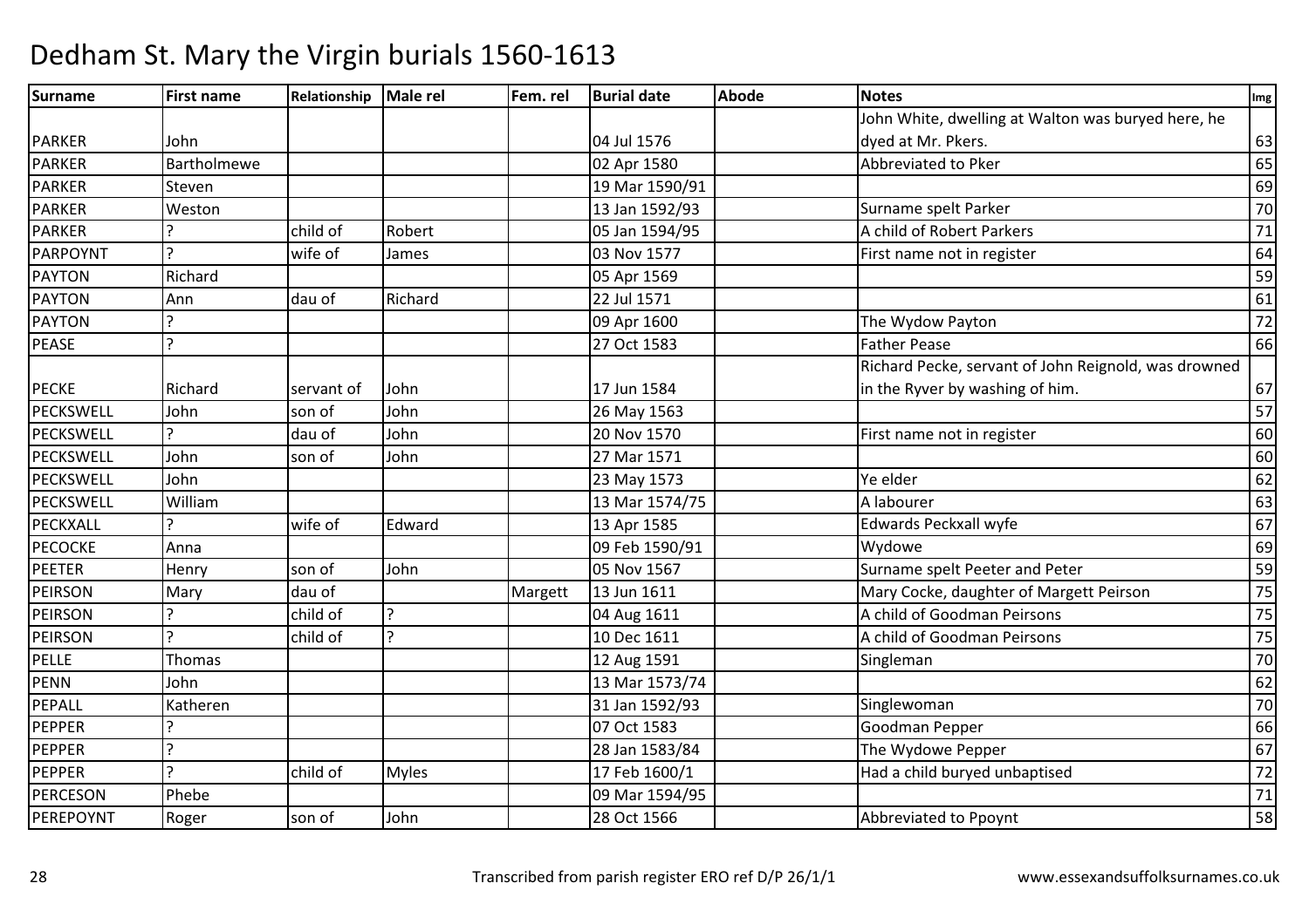# Dedham St. Mary the Virgin burials 1560-1613

| Surname | First name | Relationship | Male rel | Fem. rel | Burial date | Abode | Notes | Img |
|---|---|---|---|---|---|---|---|---|
| PARKER | John | | | | 04 Jul 1576 | | John White, dwelling at Walton was buryed here, he dyed at Mr. Pkers. | 63 |
| PARKER | Bartholmewe | | | | 02 Apr 1580 | | Abbreviated to Pker | 65 |
| PARKER | Steven | | | | 19 Mar 1590/91 | | | 69 |
| PARKER | Weston | | | | 13 Jan 1592/93 | | Surname spelt Parker | 70 |
| PARKER | ? | child of | Robert | | 05 Jan 1594/95 | | A child of Robert Parkers | 71 |
| PARPOYNT | ? | wife of | James | | 03 Nov 1577 | | First name not in register | 64 |
| PAYTON | Richard | | | | 05 Apr 1569 | | | 59 |
| PAYTON | Ann | dau of | Richard | | 22 Jul 1571 | | | 61 |
| PAYTON | ? | | | | 09 Apr 1600 | | The Wydow Payton | 72 |
| PEASE | ? | | | | 27 Oct 1583 | | Father Pease | 66 |
| PECKE | Richard | servant of | John | | 17 Jun 1584 | | Richard Pecke, servant of John Reignold, was drowned in the Ryver by washing of him. | 67 |
| PECKSWELL | John | son of | John | | 26 May 1563 | | | 57 |
| PECKSWELL | ? | dau of | John | | 20 Nov 1570 | | First name not in register | 60 |
| PECKSWELL | John | son of | John | | 27 Mar 1571 | | | 60 |
| PECKSWELL | John | | | | 23 May 1573 | | Ye elder | 62 |
| PECKSWELL | William | | | | 13 Mar 1574/75 | | A labourer | 63 |
| PECKXALL | ? | wife of | Edward | | 13 Apr 1585 | | Edwards Peckxall wyfe | 67 |
| PECOCKE | Anna | | | | 09 Feb 1590/91 | | Wydowe | 69 |
| PEETER | Henry | son of | John | | 05 Nov 1567 | | Surname spelt Peeter and Peter | 59 |
| PEIRSON | Mary | dau of | | Margett | 13 Jun 1611 | | Mary Cocke, daughter of Margett Peirson | 75 |
| PEIRSON | ? | child of | ? | | 04 Aug 1611 | | A child of Goodman Peirsons | 75 |
| PEIRSON | ? | child of | ? | | 10 Dec 1611 | | A child of Goodman Peirsons | 75 |
| PELLE | Thomas | | | | 12 Aug 1591 | | Singleman | 70 |
| PENN | John | | | | 13 Mar 1573/74 | | | 62 |
| PEPALL | Katheren | | | | 31 Jan 1592/93 | | Singlewoman | 70 |
| PEPPER | ? | | | | 07 Oct 1583 | | Goodman Pepper | 66 |
| PEPPER | ? | | | | 28 Jan 1583/84 | | The Wydowe Pepper | 67 |
| PEPPER | ? | child of | Myles | | 17 Feb 1600/1 | | Had a child buryed unbaptised | 72 |
| PERCESON | Phebe | | | | 09 Mar 1594/95 | | | 71 |
| PEREPOYNT | Roger | son of | John | | 28 Oct 1566 | | Abbreviated to Ppoynt | 58 |

Transcribed from parish register ERO ref D/P 26/1/1 www.essexandsuffolksurnames.co.uk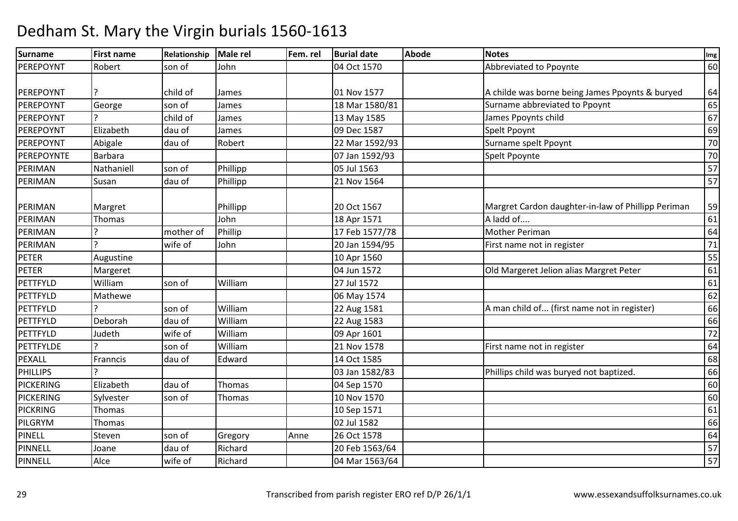# Dedham St. Mary the Virgin burials 1560-1613

| Surname | First name | Relationship | Male rel | Fem. rel | Burial date | Abode | Notes | Img |
|---|---|---|---|---|---|---|---|---|
| PEREPOYNT | Robert | son of | John | | 04 Oct 1570 | | Abbreviated to Ppoynte | 60 |
| PEREPOYNT | ? | child of | James | | 01 Nov 1577 | | A childe was borne being James Ppoynts & buryed | 64 |
| PEREPOYNT | George | son of | James | | 18 Mar 1580/81 | | Surname abbreviated to Ppoynt | 65 |
| PEREPOYNT | ? | child of | James | | 13 May 1585 | | James Ppoynts child | 67 |
| PEREPOYNT | Elizabeth | dau of | James | | 09 Dec 1587 | | Spelt Ppoynt | 69 |
| PEREPOYNT | Abigale | dau of | Robert | | 22 Mar 1592/93 | | Surname spelt Ppoynt | 70 |
| PEREPOYNTE | Barbara | | | | 07 Jan 1592/93 | | Spelt Ppoynte | 70 |
| PERIMAN | Nathaniell | son of | Phillipp | | 05 Jul 1563 | | | 57 |
| PERIMAN | Susan | dau of | Phillipp | | 21 Nov 1564 | | | 57 |
| PERIMAN | Margret | | Phillipp | | 20 Oct 1567 | | Margret Cardon daughter-in-law of Phillipp Periman | 59 |
| PERIMAN | Thomas | | John | | 18 Apr 1571 | | A ladd of.... | 61 |
| PERIMAN | ? | mother of | Phillip | | 17 Feb 1577/78 | | Mother Periman | 64 |
| PERIMAN | ? | wife of | John | | 20 Jan 1594/95 | | First name not in register | 71 |
| PETER | Augustine | | | | 10 Apr 1560 | | | 55 |
| PETER | Margeret | | | | 04 Jun 1572 | | Old Margeret Jelion alias Margret Peter | 61 |
| PETTFYLD | William | son of | William | | 27 Jul 1572 | | | 61 |
| PETTFYLD | Mathewe | | | | 06 May 1574 | | | 62 |
| PETTFYLD | ? | son of | William | | 22 Aug 1581 | | A man child of... (first name not in register) | 66 |
| PETTFYLD | Deborah | dau of | William | | 22 Aug 1583 | | | 66 |
| PETTFYLD | Judeth | wife of | William | | 09 Apr 1601 | | | 72 |
| PETTFYLDE | ? | son of | William | | 21 Nov 1578 | | First name not in register | 64 |
| PEXALL | Franncis | dau of | Edward | | 14 Oct 1585 | | | 68 |
| PHILLIPS | ? | | | | 03 Jan 1582/83 | | Phillips child was buryed not baptized. | 66 |
| PICKERING | Elizabeth | dau of | Thomas | | 04 Sep 1570 | | | 60 |
| PICKERING | Sylvester | son of | Thomas | | 10 Nov 1570 | | | 60 |
| PICKRING | Thomas | | | | 10 Sep 1571 | | | 61 |
| PILGRYM | Thomas | | | | 02 Jul 1582 | | | 66 |
| PINELL | Steven | son of | Gregory | Anne | 26 Oct 1578 | | | 64 |
| PINNELL | Joane | dau of | Richard | | 20 Feb 1563/64 | | | 57 |
| PINNELL | Alce | wife of | Richard | | 04 Mar 1563/64 | | | 57 |

Transcribed from parish register ERO ref D/P 26/1/1 www.essexandsuffolksurnames.co.uk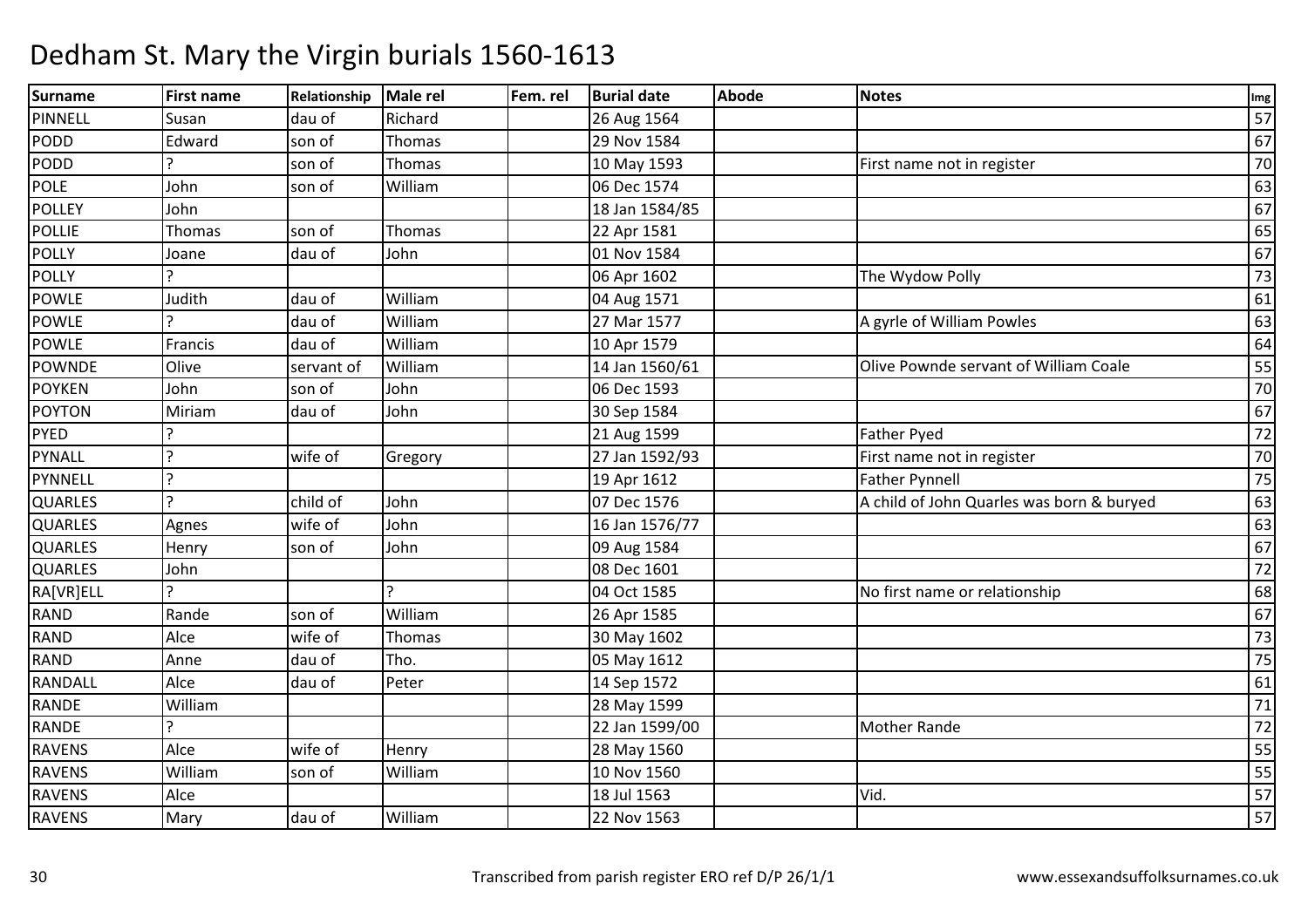# Dedham St. Mary the Virgin burials 1560-1613

| Surname | First name | Relationship | Male rel | Fem. rel | Burial date | Abode | Notes | Img |
|---|---|---|---|---|---|---|---|---|
| PINNELL | Susan | dau of | Richard | | 26 Aug 1564 | | | 57 |
| PODD | Edward | son of | Thomas | | 29 Nov 1584 | | | 67 |
| PODD | ? | son of | Thomas | | 10 May 1593 | | First name not in register | 70 |
| POLE | John | son of | William | | 06 Dec 1574 | | | 63 |
| POLLEY | John | | | | 18 Jan 1584/85 | | | 67 |
| POLLIE | Thomas | son of | Thomas | | 22 Apr 1581 | | | 65 |
| POLLY | Joane | dau of | John | | 01 Nov 1584 | | | 67 |
| POLLY | ? | | | | 06 Apr 1602 | | The Wydow Polly | 73 |
| POWLE | Judith | dau of | William | | 04 Aug 1571 | | | 61 |
| POWLE | ? | dau of | William | | 27 Mar 1577 | | A gyrle of William Powles | 63 |
| POWLE | Francis | dau of | William | | 10 Apr 1579 | | | 64 |
| POWNDE | Olive | servant of | William | | 14 Jan 1560/61 | | Olive Pownde servant of William Coale | 55 |
| POYKEN | John | son of | John | | 06 Dec 1593 | | | 70 |
| POYTON | Miriam | dau of | John | | 30 Sep 1584 | | | 67 |
| PYED | ? | | | | 21 Aug 1599 | | Father Pyed | 72 |
| PYNALL | ? | wife of | Gregory | | 27 Jan 1592/93 | | First name not in register | 70 |
| PYNNELL | ? | | | | 19 Apr 1612 | | Father Pynnell | 75 |
| QUARLES | ? | child of | John | | 07 Dec 1576 | | A child of John Quarles was born & buryed | 63 |
| QUARLES | Agnes | wife of | John | | 16 Jan 1576/77 | | | 63 |
| QUARLES | Henry | son of | John | | 09 Aug 1584 | | | 67 |
| QUARLES | John | | | | 08 Dec 1601 | | | 72 |
| RA[VR]ELL | ? | | ? | | 04 Oct 1585 | | No first name or relationship | 68 |
| RAND | Rande | son of | William | | 26 Apr 1585 | | | 67 |
| RAND | Alce | wife of | Thomas | | 30 May 1602 | | | 73 |
| RAND | Anne | dau of | Tho. | | 05 May 1612 | | | 75 |
| RANDALL | Alce | dau of | Peter | | 14 Sep 1572 | | | 61 |
| RANDE | William | | | | 28 May 1599 | | | 71 |
| RANDE | ? | | | | 22 Jan 1599/00 | | Mother Rande | 72 |
| RAVENS | Alce | wife of | Henry | | 28 May 1560 | | | 55 |
| RAVENS | William | son of | William | | 10 Nov 1560 | | | 55 |
| RAVENS | Alce | | | | 18 Jul 1563 | | Vid. | 57 |
| RAVENS | Mary | dau of | William | | 22 Nov 1563 | | | 57 |

Transcribed from parish register ERO ref D/P 26/1/1 www.essexandsuffolksurnames.co.uk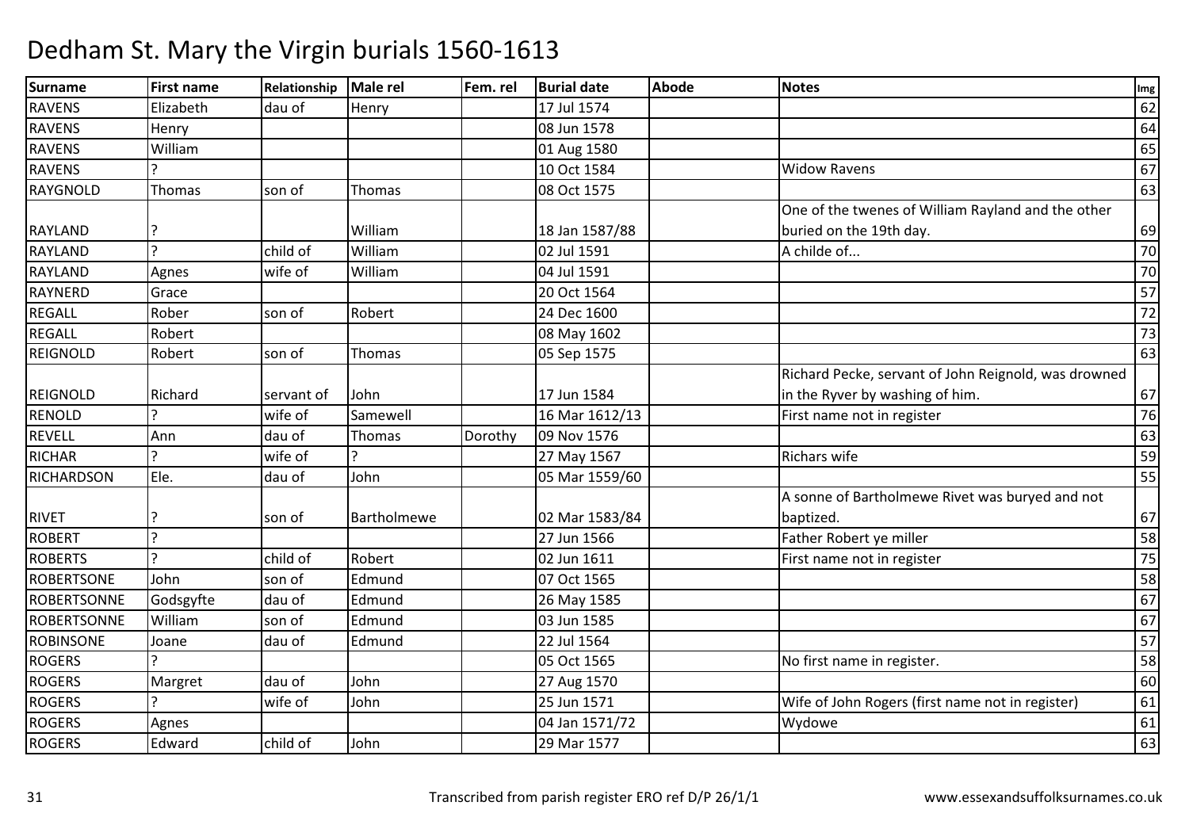# Dedham St. Mary the Virgin burials 1560-1613

| Surname | First name | Relationship | Male rel | Fem. rel | Burial date | Abode | Notes | Img |
|---|---|---|---|---|---|---|---|---|
| RAVENS | Elizabeth | dau of | Henry | | 17 Jul 1574 | | | 62 |
| RAVENS | Henry | | | | 08 Jun 1578 | | | 64 |
| RAVENS | William | | | | 01 Aug 1580 | | | 65 |
| RAVENS | ? | | | | 10 Oct 1584 | | Widow Ravens | 67 |
| RAYGNOLD | Thomas | son of | Thomas | | 08 Oct 1575 | | | 63 |
| RAYLAND | ? | | William | | 18 Jan 1587/88 | | One of the twenes of William Rayland and the other buried on the 19th day. | 69 |
| RAYLAND | ? | child of | William | | 02 Jul 1591 | | A childe of... | 70 |
| RAYLAND | Agnes | wife of | William | | 04 Jul 1591 | | | 70 |
| RAYNERD | Grace | | | | 20 Oct 1564 | | | 57 |
| REGALL | Rober | son of | Robert | | 24 Dec 1600 | | | 72 |
| REGALL | Robert | | | | 08 May 1602 | | | 73 |
| REIGNOLD | Robert | son of | Thomas | | 05 Sep 1575 | | | 63 |
| REIGNOLD | Richard | servant of | John | | 17 Jun 1584 | | Richard Pecke, servant of John Reignold, was drowned in the Ryver by washing of him. | 67 |
| RENOLD | ? | wife of | Samewell | | 16 Mar 1612/13 | | First name not in register | 76 |
| REVELL | Ann | dau of | Thomas | Dorothy | 09 Nov 1576 | | | 63 |
| RICHAR | ? | wife of | ? | | 27 May 1567 | | Richars wife | 59 |
| RICHARDSON | Ele. | dau of | John | | 05 Mar 1559/60 | | | 55 |
| RIVET | ? | son of | Bartholmewe | | 02 Mar 1583/84 | | A sonne of Bartholmewe Rivet was buryed and not baptized. | 67 |
| ROBERT | ? | | | | 27 Jun 1566 | | Father Robert ye miller | 58 |
| ROBERTS | ? | child of | Robert | | 02 Jun 1611 | | First name not in register | 75 |
| ROBERTSONE | John | son of | Edmund | | 07 Oct 1565 | | | 58 |
| ROBERTSONNE | Godsgyfte | dau of | Edmund | | 26 May 1585 | | | 67 |
| ROBERTSONNE | William | son of | Edmund | | 03 Jun 1585 | | | 67 |
| ROBINSONE | Joane | dau of | Edmund | | 22 Jul 1564 | | | 57 |
| ROGERS | ? | | | | 05 Oct 1565 | | No first name in register. | 58 |
| ROGERS | Margret | dau of | John | | 27 Aug 1570 | | | 60 |
| ROGERS | ? | wife of | John | | 25 Jun 1571 | | Wife of John Rogers (first name not in register) | 61 |
| ROGERS | Agnes | | | | 04 Jan 1571/72 | | Wydowe | 61 |
| ROGERS | Edward | child of | John | | 29 Mar 1577 | | | 63 |

Transcribed from parish register ERO ref D/P 26/1/1 www.essexandsuffolksurnames.co.uk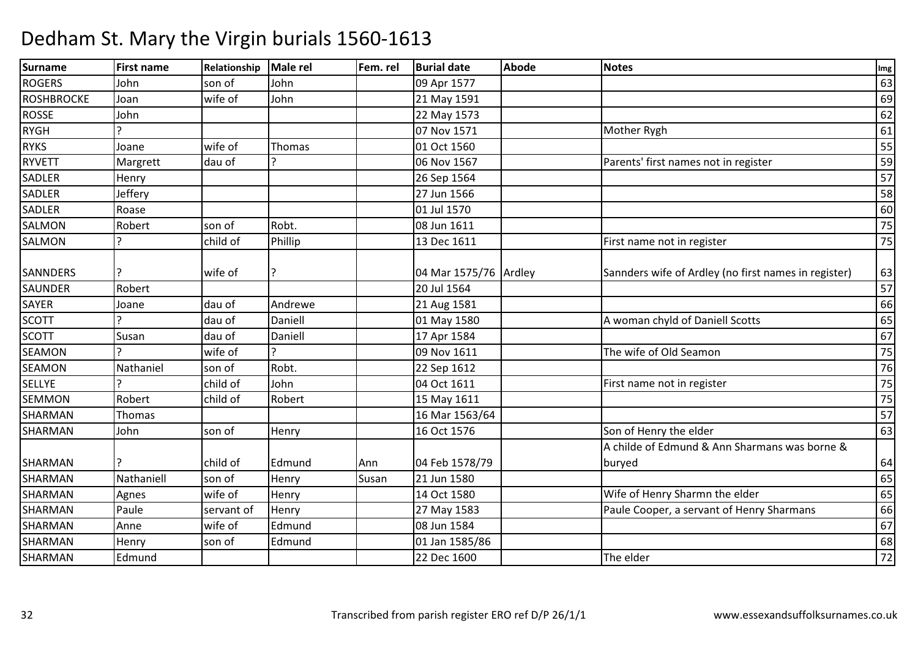# Dedham St. Mary the Virgin burials 1560-1613

| Surname | First name | Relationship | Male rel | Fem. rel | Burial date | Abode | Notes | Img |
|---|---|---|---|---|---|---|---|---|
| ROGERS | John | son of | John | | 09 Apr 1577 | | | 63 |
| ROSHBROCKE | Joan | wife of | John | | 21 May 1591 | | | 69 |
| ROSSE | John | | | | 22 May 1573 | | | 62 |
| RYGH | ? | | | | 07 Nov 1571 | | Mother Rygh | 61 |
| RYKS | Joane | wife of | Thomas | | 01 Oct 1560 | | | 55 |
| RYVETT | Margrett | dau of | ? | | 06 Nov 1567 | | Parents' first names not in register | 59 |
| SADLER | Henry | | | | 26 Sep 1564 | | | 57 |
| SADLER | Jeffery | | | | 27 Jun 1566 | | | 58 |
| SADLER | Roase | | | | 01 Jul 1570 | | | 60 |
| SALMON | Robert | son of | Robt. | | 08 Jun 1611 | | | 75 |
| SALMON | ? | child of | Phillip | | 13 Dec 1611 | | First name not in register | 75 |
| SANNDERS | ? | wife of | ? | | 04 Mar 1575/76 | Ardley | Sannders wife of Ardley (no first names in register) | 63 |
| SAUNDER | Robert | | | | 20 Jul 1564 | | | 57 |
| SAYER | Joane | dau of | Andrewe | | 21 Aug 1581 | | | 66 |
| SCOTT | ? | dau of | Daniell | | 01 May 1580 | | A woman chyld of Daniell Scotts | 65 |
| SCOTT | Susan | dau of | Daniell | | 17 Apr 1584 | | | 67 |
| SEAMON | ? | wife of | ? | | 09 Nov 1611 | | The wife of Old Seamon | 75 |
| SEAMON | Nathaniel | son of | Robt. | | 22 Sep 1612 | | | 76 |
| SELLYE | ? | child of | John | | 04 Oct 1611 | | First name not in register | 75 |
| SEMMON | Robert | child of | Robert | | 15 May 1611 | | | 75 |
| SHARMAN | Thomas | | | | 16 Mar 1563/64 | | | 57 |
| SHARMAN | John | son of | Henry | | 16 Oct 1576 | | Son of Henry the elder | 63 |
| SHARMAN | ? | child of | Edmund | Ann | 04 Feb 1578/79 | | A childe of Edmund & Ann Sharmans was borne & buryed | 64 |
| SHARMAN | Nathaniell | son of | Henry | Susan | 21 Jun 1580 | | | 65 |
| SHARMAN | Agnes | wife of | Henry | | 14 Oct 1580 | | Wife of Henry Sharmn the elder | 65 |
| SHARMAN | Paule | servant of | Henry | | 27 May 1583 | | Paule Cooper, a servant of Henry Sharmans | 66 |
| SHARMAN | Anne | wife of | Edmund | | 08 Jun 1584 | | | 67 |
| SHARMAN | Henry | son of | Edmund | | 01 Jan 1585/86 | | | 68 |
| SHARMAN | Edmund | | | | 22 Dec 1600 | | The elder | 72 |

Transcribed from parish register ERO ref D/P 26/1/1

www.essexandsuffolksurnames.co.uk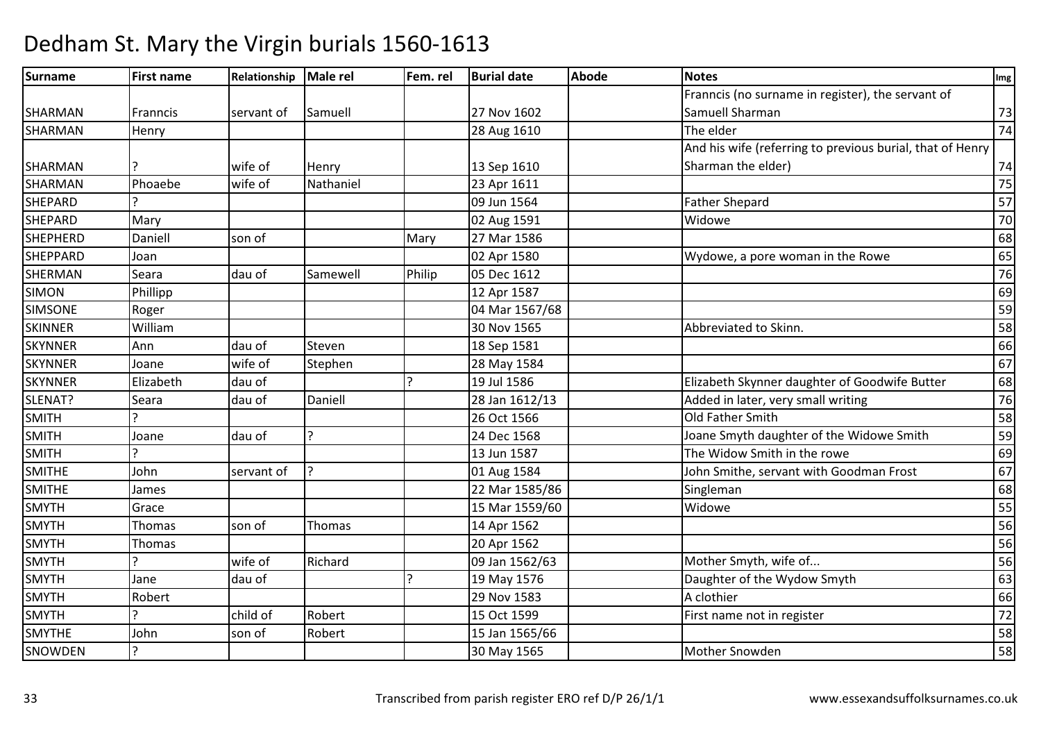# Dedham St. Mary the Virgin burials 1560-1613

| Surname | First name | Relationship | Male rel | Fem. rel | Burial date | Abode | Notes | Img |
|---|---|---|---|---|---|---|---|---|
| SHARMAN | Franncis | servant of | Samuell | | 27 Nov 1602 | | Franncis (no surname in register), the servant of Samuell Sharman | 73 |
| SHARMAN | Henry | | | | 28 Aug 1610 | | The elder | 74 |
| SHARMAN | ? | wife of | Henry | | 13 Sep 1610 | | And his wife (referring to previous burial, that of Henry Sharman the elder) | 74 |
| SHARMAN | Phoaebe | wife of | Nathaniel | | 23 Apr 1611 | | | 75 |
| SHEPARD | ? | | | | 09 Jun 1564 | | Father Shepard | 57 |
| SHEPARD | Mary | | | | 02 Aug 1591 | | Widowe | 70 |
| SHEPHERD | Daniell | son of | | Mary | 27 Mar 1586 | | | 68 |
| SHEPPARD | Joan | | | | 02 Apr 1580 | | Wydowe, a pore woman in the Rowe | 65 |
| SHERMAN | Seara | dau of | Samewell | Philip | 05 Dec 1612 | | | 76 |
| SIMON | Phillipp | | | | 12 Apr 1587 | | | 69 |
| SIMSONE | Roger | | | | 04 Mar 1567/68 | | | 59 |
| SKINNER | William | | | | 30 Nov 1565 | | Abbreviated to Skinn. | 58 |
| SKYNNER | Ann | dau of | Steven | | 18 Sep 1581 | | | 66 |
| SKYNNER | Joane | wife of | Stephen | | 28 May 1584 | | | 67 |
| SKYNNER | Elizabeth | dau of | | ? | 19 Jul 1586 | | Elizabeth Skynner daughter of Goodwife Butter | 68 |
| SLENAT? | Seara | dau of | Daniell | | 28 Jan 1612/13 | | Added in later, very small writing | 76 |
| SMITH | ? | | | | 26 Oct 1566 | | Old Father Smith | 58 |
| SMITH | Joane | dau of | ? | | 24 Dec 1568 | | Joane Smyth daughter of the Widowe Smith | 59 |
| SMITH | ? | | | | 13 Jun 1587 | | The Widow Smith in the rowe | 69 |
| SMITHE | John | servant of | ? | | 01 Aug 1584 | | John Smithe, servant with Goodman Frost | 67 |
| SMITHE | James | | | | 22 Mar 1585/86 | | Singleman | 68 |
| SMYTH | Grace | | | | 15 Mar 1559/60 | | Widowe | 55 |
| SMYTH | Thomas | son of | Thomas | | 14 Apr 1562 | | | 56 |
| SMYTH | Thomas | | | | 20 Apr 1562 | | | 56 |
| SMYTH | ? | wife of | Richard | | 09 Jan 1562/63 | | Mother Smyth, wife of... | 56 |
| SMYTH | Jane | dau of | | ? | 19 May 1576 | | Daughter of the Wydow Smyth | 63 |
| SMYTH | Robert | | | | 29 Nov 1583 | | A clothier | 66 |
| SMYTH | ? | child of | Robert | | 15 Oct 1599 | | First name not in register | 72 |
| SMYTHE | John | son of | Robert | | 15 Jan 1565/66 | | | 58 |
| SNOWDEN | ? | | | | 30 May 1565 | | Mother Snowden | 58 |

Transcribed from parish register ERO ref D/P 26/1/1

www.essexandsuffolksurnames.co.uk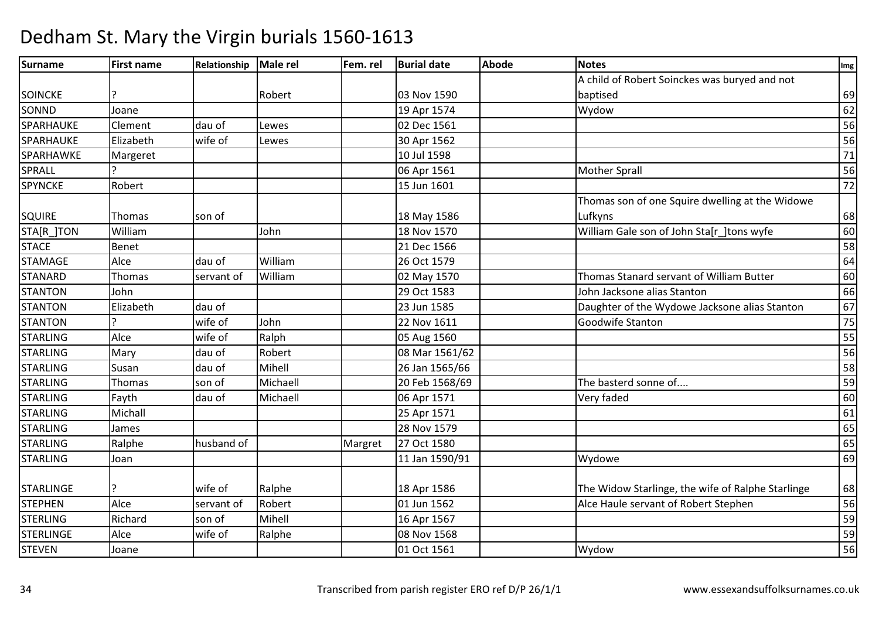# Dedham St. Mary the Virgin burials 1560-1613

| Surname | First name | Relationship | Male rel | Fem. rel | Burial date | Abode | Notes | Img |
|---|---|---|---|---|---|---|---|---|
| SOINCKE | ? | | Robert | | 03 Nov 1590 | | A child of Robert Soinckes was buryed and not baptised | 69 |
| SONND | Joane | | | | 19 Apr 1574 | | Wydow | 62 |
| SPARHAUKE | Clement | dau of | Lewes | | 02 Dec 1561 | | | 56 |
| SPARHAUKE | Elizabeth | wife of | Lewes | | 30 Apr 1562 | | | 56 |
| SPARHAWKE | Margeret | | | | 10 Jul 1598 | | | 71 |
| SPRALL | ? | | | | 06 Apr 1561 | | Mother Sprall | 56 |
| SPYNCKE | Robert | | | | 15 Jun 1601 | | | 72 |
| SQUIRE | Thomas | son of | | | 18 May 1586 | | Thomas son of one Squire dwelling at the Widowe Lufkyns | 68 |
| STA[R_]TON | William | | John | | 18 Nov 1570 | | William Gale son of John Sta[r_]tons wyfe | 60 |
| STACE | Benet | | | | 21 Dec 1566 | | | 58 |
| STAMAGE | Alce | dau of | William | | 26 Oct 1579 | | | 64 |
| STANARD | Thomas | servant of | William | | 02 May 1570 | | Thomas Stanard servant of William Butter | 60 |
| STANTON | John | | | | 29 Oct 1583 | | John Jacksone alias Stanton | 66 |
| STANTON | Elizabeth | dau of | | | 23 Jun 1585 | | Daughter of the Wydowe Jacksone alias Stanton | 67 |
| STANTON | ? | wife of | John | | 22 Nov 1611 | | Goodwife Stanton | 75 |
| STARLING | Alce | wife of | Ralph | | 05 Aug 1560 | | | 55 |
| STARLING | Mary | dau of | Robert | | 08 Mar 1561/62 | | | 56 |
| STARLING | Susan | dau of | Mihell | | 26 Jan 1565/66 | | | 58 |
| STARLING | Thomas | son of | Michaell | | 20 Feb 1568/69 | | The basterd sonne of.... | 59 |
| STARLING | Fayth | dau of | Michaell | | 06 Apr 1571 | | Very faded | 60 |
| STARLING | Michall | | | | 25 Apr 1571 | | | 61 |
| STARLING | James | | | | 28 Nov 1579 | | | 65 |
| STARLING | Ralphe | husband of | | Margret | 27 Oct 1580 | | | 65 |
| STARLING | Joan | | | | 11 Jan 1590/91 | | Wydowe | 69 |
| STARLINGE | ? | wife of | Ralphe | | 18 Apr 1586 | | The Widow Starlinge, the wife of Ralphe Starlinge | 68 |
| STEPHEN | Alce | servant of | Robert | | 01 Jun 1562 | | Alce Haule servant of Robert Stephen | 56 |
| STERLING | Richard | son of | Mihell | | 16 Apr 1567 | | | 59 |
| STERLINGE | Alce | wife of | Ralphe | | 08 Nov 1568 | | | 59 |
| STEVEN | Joane | | | | 01 Oct 1561 | | Wydow | 56 |

Transcribed from parish register ERO ref D/P 26/1/1

www.essexandsuffolksurnames.co.uk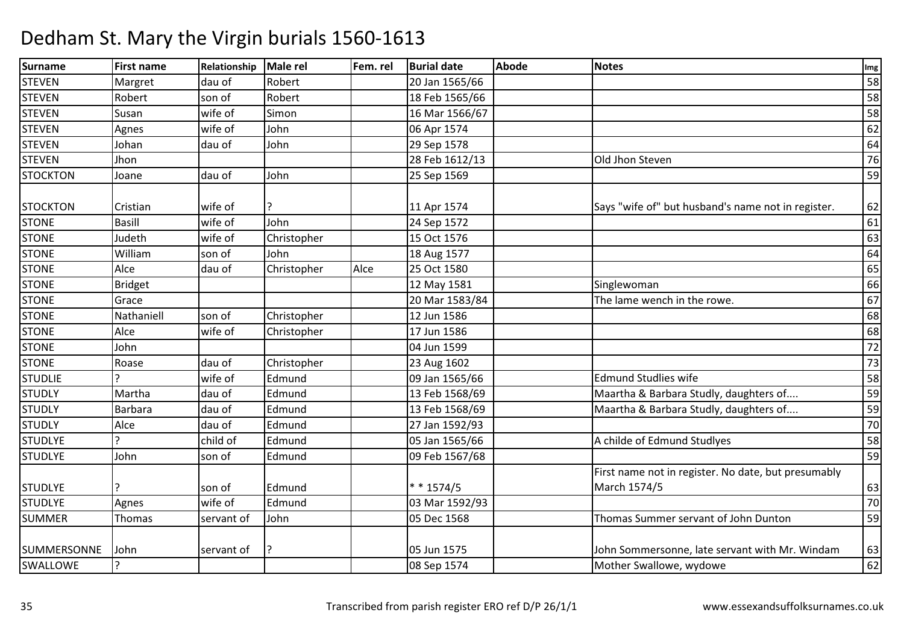# Dedham St. Mary the Virgin burials 1560-1613

| Surname | First name | Relationship | Male rel | Fem. rel | Burial date | Abode | Notes | Img |
|---|---|---|---|---|---|---|---|---|
| STEVEN | Margret | dau of | Robert | | 20 Jan 1565/66 | | | 58 |
| STEVEN | Robert | son of | Robert | | 18 Feb 1565/66 | | | 58 |
| STEVEN | Susan | wife of | Simon | | 16 Mar 1566/67 | | | 58 |
| STEVEN | Agnes | wife of | John | | 06 Apr 1574 | | | 62 |
| STEVEN | Johan | dau of | John | | 29 Sep 1578 | | | 64 |
| STEVEN | Jhon | | | | 28 Feb 1612/13 | | Old Jhon Steven | 76 |
| STOCKTON | Joane | dau of | John | | 25 Sep 1569 | | | 59 |
| STOCKTON | Cristian | wife of | ? | | 11 Apr 1574 | | Says "wife of" but husband's name not in register. | 62 |
| STONE | Basill | wife of | John | | 24 Sep 1572 | | | 61 |
| STONE | Judeth | wife of | Christopher | | 15 Oct 1576 | | | 63 |
| STONE | William | son of | John | | 18 Aug 1577 | | | 64 |
| STONE | Alce | dau of | Christopher | Alce | 25 Oct 1580 | | | 65 |
| STONE | Bridget | | | | 12 May 1581 | | Singlewoman | 66 |
| STONE | Grace | | | | 20 Mar 1583/84 | | The lame wench in the rowe. | 67 |
| STONE | Nathaniell | son of | Christopher | | 12 Jun 1586 | | | 68 |
| STONE | Alce | wife of | Christopher | | 17 Jun 1586 | | | 68 |
| STONE | John | | | | 04 Jun 1599 | | | 72 |
| STONE | Roase | dau of | Christopher | | 23 Aug 1602 | | | 73 |
| STUDLIE | ? | wife of | Edmund | | 09 Jan 1565/66 | | Edmund Studlies wife | 58 |
| STUDLY | Martha | dau of | Edmund | | 13 Feb 1568/69 | | Maartha & Barbara Studly, daughters of.... | 59 |
| STUDLY | Barbara | dau of | Edmund | | 13 Feb 1568/69 | | Maartha & Barbara Studly, daughters of.... | 59 |
| STUDLY | Alce | dau of | Edmund | | 27 Jan 1592/93 | | | 70 |
| STUDLYE | ? | child of | Edmund | | 05 Jan 1565/66 | | A childe of Edmund Studlyes | 58 |
| STUDLYE | John | son of | Edmund | | 09 Feb 1567/68 | | | 59 |
| STUDLYE | ? | son of | Edmund | | * * 1574/5 | | First name not in register. No date, but presumably March 1574/5 | 63 |
| STUDLYE | Agnes | wife of | Edmund | | 03 Mar 1592/93 | | | 70 |
| SUMMER | Thomas | servant of | John | | 05 Dec 1568 | | Thomas Summer servant of John Dunton | 59 |
| SUMMERSONNE | John | servant of | ? | | 05 Jun 1575 | | John Sommersonne, late servant with Mr. Windam | 63 |
| SWALLOWE | ? | | | | 08 Sep 1574 | | Mother Swallowe, wydowe | 62 |

Transcribed from parish register ERO ref D/P 26/1/1 www.essexandsuffolksurnames.co.uk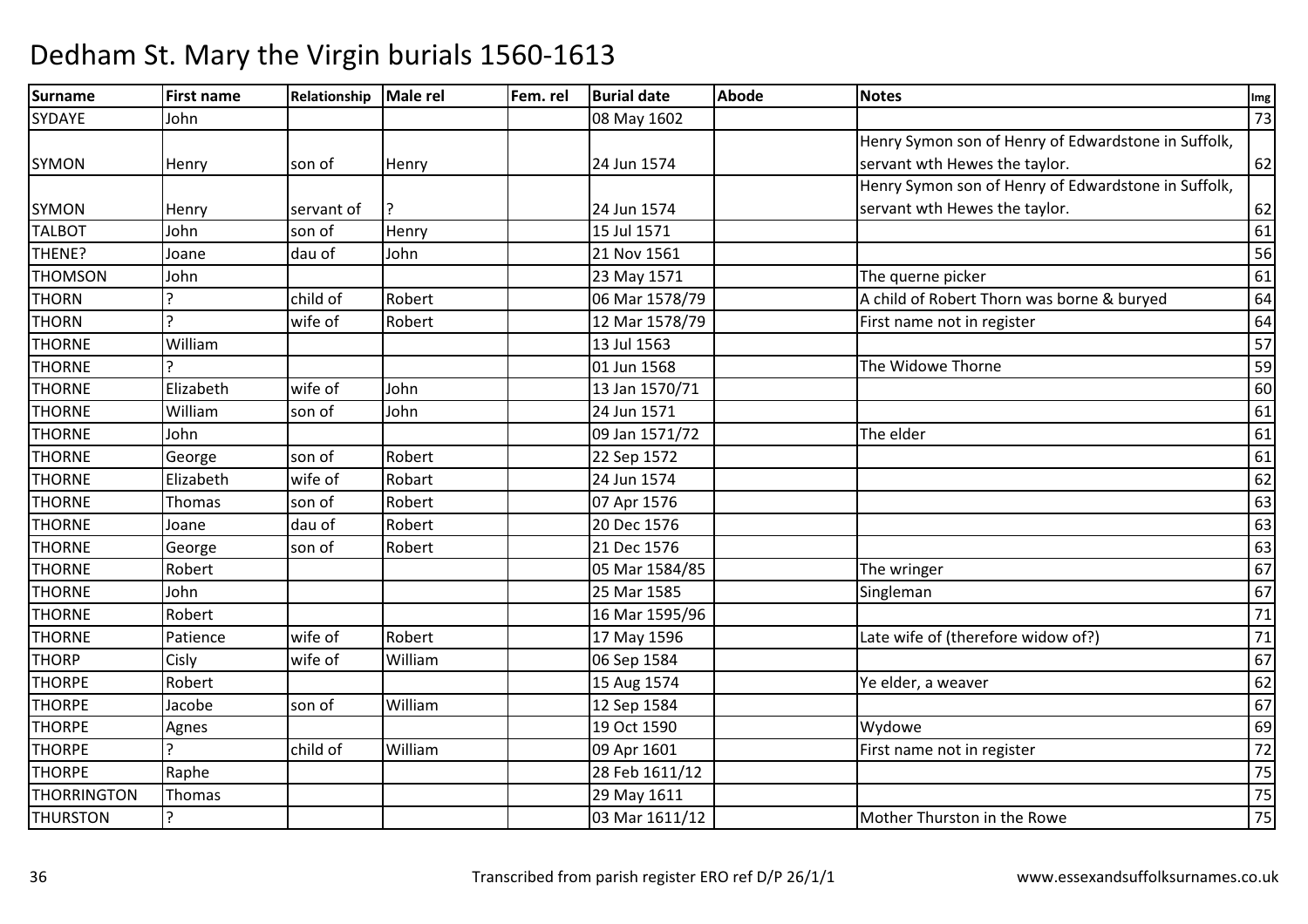# Dedham St. Mary the Virgin burials 1560-1613

| Surname | First name | Relationship | Male rel | Fem. rel | Burial date | Abode | Notes | Img |
|---|---|---|---|---|---|---|---|---|
| SYDAYE | John | | | | 08 May 1602 | | | 73 |
| SYMON | Henry | son of | Henry | | 24 Jun 1574 | | Henry Symon son of Henry of Edwardstone in Suffolk, servant wth Hewes the taylor. | 62 |
| SYMON | Henry | servant of | ? | | 24 Jun 1574 | | Henry Symon son of Henry of Edwardstone in Suffolk, servant wth Hewes the taylor. | 62 |
| TALBOT | John | son of | Henry | | 15 Jul 1571 | | | 61 |
| THENE? | Joane | dau of | John | | 21 Nov 1561 | | | 56 |
| THOMSON | John | | | | 23 May 1571 | | The querne picker | 61 |
| THORN | ? | child of | Robert | | 06 Mar 1578/79 | | A child of Robert Thorn was borne & buryed | 64 |
| THORN | ? | wife of | Robert | | 12 Mar 1578/79 | | First name not in register | 64 |
| THORNE | William | | | | 13 Jul 1563 | | | 57 |
| THORNE | ? | | | | 01 Jun 1568 | | The Widowe Thorne | 59 |
| THORNE | Elizabeth | wife of | John | | 13 Jan 1570/71 | | | 60 |
| THORNE | William | son of | John | | 24 Jun 1571 | | | 61 |
| THORNE | John | | | | 09 Jan 1571/72 | | The elder | 61 |
| THORNE | George | son of | Robert | | 22 Sep 1572 | | | 61 |
| THORNE | Elizabeth | wife of | Robart | | 24 Jun 1574 | | | 62 |
| THORNE | Thomas | son of | Robert | | 07 Apr 1576 | | | 63 |
| THORNE | Joane | dau of | Robert | | 20 Dec 1576 | | | 63 |
| THORNE | George | son of | Robert | | 21 Dec 1576 | | | 63 |
| THORNE | Robert | | | | 05 Mar 1584/85 | | The wringer | 67 |
| THORNE | John | | | | 25 Mar 1585 | | Singleman | 67 |
| THORNE | Robert | | | | 16 Mar 1595/96 | | | 71 |
| THORNE | Patience | wife of | Robert | | 17 May 1596 | | Late wife of (therefore widow of?) | 71 |
| THORP | Cisly | wife of | William | | 06 Sep 1584 | | | 67 |
| THORPE | Robert | | | | 15 Aug 1574 | | Ye elder, a weaver | 62 |
| THORPE | Jacobe | son of | William | | 12 Sep 1584 | | | 67 |
| THORPE | Agnes | | | | 19 Oct 1590 | | Wydowe | 69 |
| THORPE | ? | child of | William | | 09 Apr 1601 | | First name not in register | 72 |
| THORPE | Raphe | | | | 28 Feb 1611/12 | | | 75 |
| THORRINGTON | Thomas | | | | 29 May 1611 | | | 75 |
| THURSTON | ? | | | | 03 Mar 1611/12 | | Mother Thurston in the Rowe | 75 |

Transcribed from parish register ERO ref D/P 26/1/1 www.essexandsuffolksurnames.co.uk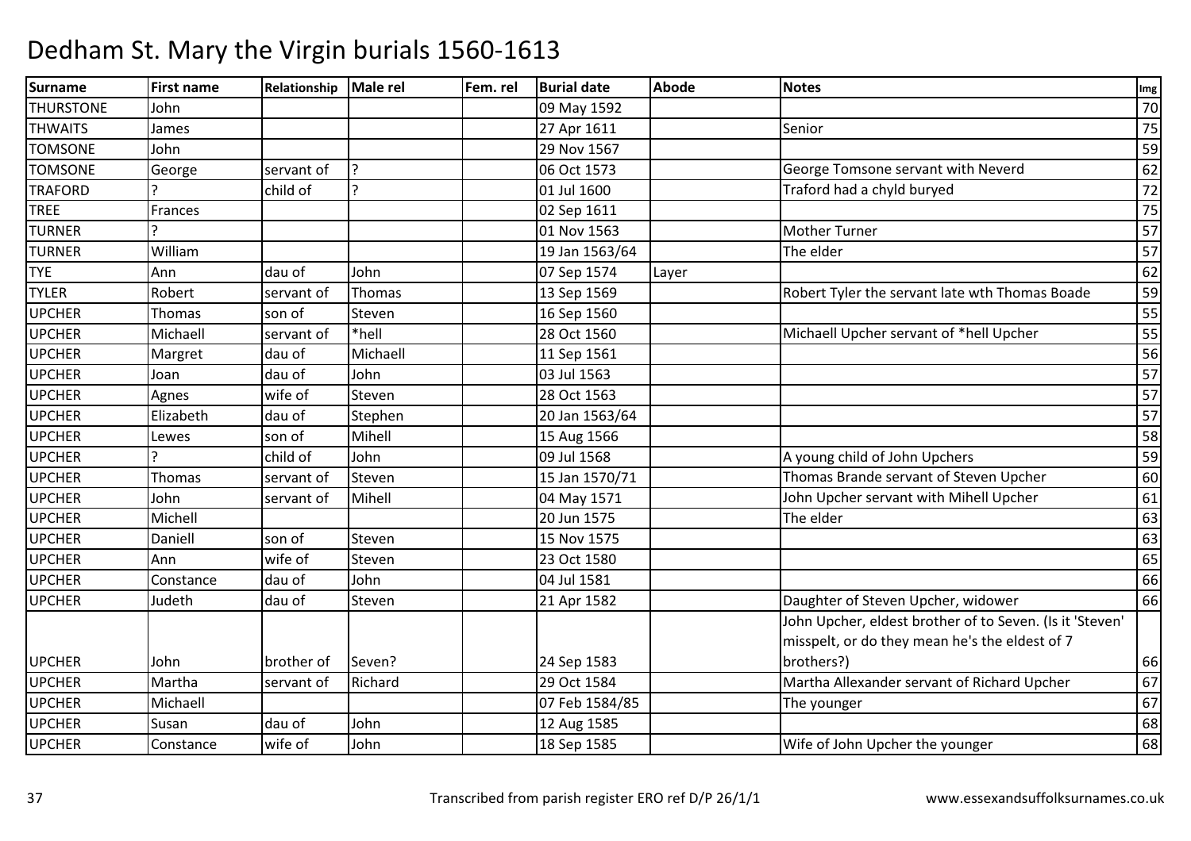# Dedham St. Mary the Virgin burials 1560-1613

| Surname | First name | Relationship | Male rel | Fem. rel | Burial date | Abode | Notes | Img |
|---|---|---|---|---|---|---|---|---|
| THURSTONE | John | | | | 09 May 1592 | | | 70 |
| THWAITS | James | | | | 27 Apr 1611 | | Senior | 75 |
| TOMSONE | John | | | | 29 Nov 1567 | | | 59 |
| TOMSONE | George | servant of | ? | | 06 Oct 1573 | | George Tomsone servant with Neverd | 62 |
| TRAFORD | ? | child of | ? | | 01 Jul 1600 | | Traford had a chyld buryed | 72 |
| TREE | Frances | | | | 02 Sep 1611 | | | 75 |
| TURNER | ? | | | | 01 Nov 1563 | | Mother Turner | 57 |
| TURNER | William | | | | 19 Jan 1563/64 | | The elder | 57 |
| TYE | Ann | dau of | John | | 07 Sep 1574 | Layer | | 62 |
| TYLER | Robert | servant of | Thomas | | 13 Sep 1569 | | Robert Tyler the servant late wth Thomas Boade | 59 |
| UPCHER | Thomas | son of | Steven | | 16 Sep 1560 | | | 55 |
| UPCHER | Michaell | servant of | *hell | | 28 Oct 1560 | | Michaell Upcher servant of *hell Upcher | 55 |
| UPCHER | Margret | dau of | Michaell | | 11 Sep 1561 | | | 56 |
| UPCHER | Joan | dau of | John | | 03 Jul 1563 | | | 57 |
| UPCHER | Agnes | wife of | Steven | | 28 Oct 1563 | | | 57 |
| UPCHER | Elizabeth | dau of | Stephen | | 20 Jan 1563/64 | | | 57 |
| UPCHER | Lewes | son of | Mihell | | 15 Aug 1566 | | | 58 |
| UPCHER | ? | child of | John | | 09 Jul 1568 | | A young child of John Upchers | 59 |
| UPCHER | Thomas | servant of | Steven | | 15 Jan 1570/71 | | Thomas Brande servant of Steven Upcher | 60 |
| UPCHER | John | servant of | Mihell | | 04 May 1571 | | John Upcher servant with Mihell Upcher | 61 |
| UPCHER | Michell | | | | 20 Jun 1575 | | The elder | 63 |
| UPCHER | Daniell | son of | Steven | | 15 Nov 1575 | | | 63 |
| UPCHER | Ann | wife of | Steven | | 23 Oct 1580 | | | 65 |
| UPCHER | Constance | dau of | John | | 04 Jul 1581 | | | 66 |
| UPCHER | Judeth | dau of | Steven | | 21 Apr 1582 | | Daughter of Steven Upcher, widower | 66 |
| UPCHER | John | brother of | Seven? | | 24 Sep 1583 | | John Upcher, eldest brother of to Seven. (Is it 'Steven' misspelt, or do they mean he's the eldest of 7 brothers?) | 66 |
| UPCHER | Martha | servant of | Richard | | 29 Oct 1584 | | Martha Allexander servant of Richard Upcher | 67 |
| UPCHER | Michaell | | | | 07 Feb 1584/85 | | The younger | 67 |
| UPCHER | Susan | dau of | John | | 12 Aug 1585 | | | 68 |
| UPCHER | Constance | wife of | John | | 18 Sep 1585 | | Wife of John Upcher the younger | 68 |

Transcribed from parish register ERO ref D/P 26/1/1

www.essexandsuffolksurnames.co.uk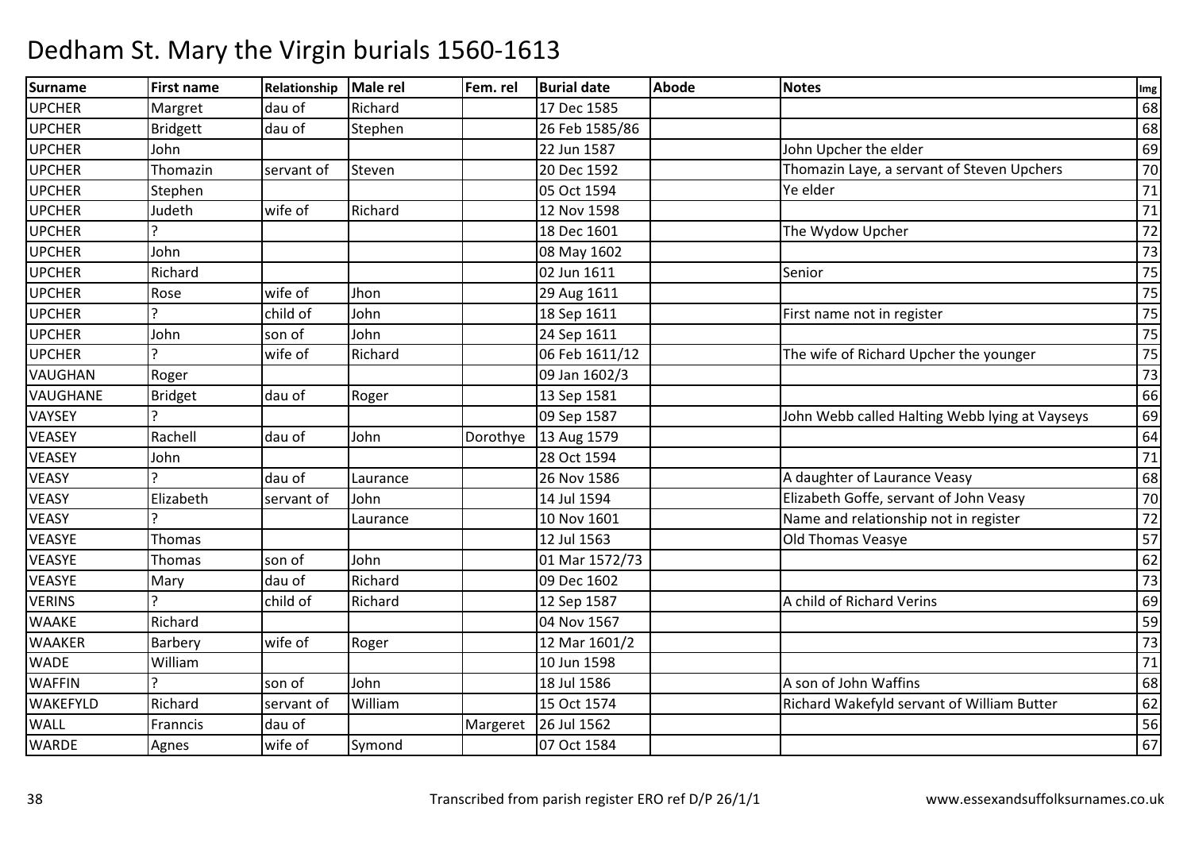# Dedham St. Mary the Virgin burials 1560-1613

| Surname | First name | Relationship | Male rel | Fem. rel | Burial date | Abode | Notes | Img |
|---|---|---|---|---|---|---|---|---|
| UPCHER | Margret | dau of | Richard | | 17 Dec 1585 | | | 68 |
| UPCHER | Bridgett | dau of | Stephen | | 26 Feb 1585/86 | | | 68 |
| UPCHER | John | | | | 22 Jun 1587 | | John Upcher the elder | 69 |
| UPCHER | Thomazin | servant of | Steven | | 20 Dec 1592 | | Thomazin Laye, a servant of Steven Upchers | 70 |
| UPCHER | Stephen | | | | 05 Oct 1594 | | Ye elder | 71 |
| UPCHER | Judeth | wife of | Richard | | 12 Nov 1598 | | | 71 |
| UPCHER | ? | | | | 18 Dec 1601 | | The Wydow Upcher | 72 |
| UPCHER | John | | | | 08 May 1602 | | | 73 |
| UPCHER | Richard | | | | 02 Jun 1611 | | Senior | 75 |
| UPCHER | Rose | wife of | Jhon | | 29 Aug 1611 | | | 75 |
| UPCHER | ? | child of | John | | 18 Sep 1611 | | First name not in register | 75 |
| UPCHER | John | son of | John | | 24 Sep 1611 | | | 75 |
| UPCHER | ? | wife of | Richard | | 06 Feb 1611/12 | | The wife of Richard Upcher the younger | 75 |
| VAUGHAN | Roger | | | | 09 Jan 1602/3 | | | 73 |
| VAUGHANE | Bridget | dau of | Roger | | 13 Sep 1581 | | | 66 |
| VAYSEY | ? | | | | 09 Sep 1587 | | John Webb called Halting Webb lying at Vayseys | 69 |
| VEASEY | Rachell | dau of | John | Dorothye | 13 Aug 1579 | | | 64 |
| VEASEY | John | | | | 28 Oct 1594 | | | 71 |
| VEASY | ? | dau of | Laurance | | 26 Nov 1586 | | A daughter of Laurance Veasy | 68 |
| VEASY | Elizabeth | servant of | John | | 14 Jul 1594 | | Elizabeth Goffe, servant of John Veasy | 70 |
| VEASY | ? | | Laurance | | 10 Nov 1601 | | Name and relationship not in register | 72 |
| VEASYE | Thomas | | | | 12 Jul 1563 | | Old Thomas Veasye | 57 |
| VEASYE | Thomas | son of | John | | 01 Mar 1572/73 | | | 62 |
| VEASYE | Mary | dau of | Richard | | 09 Dec 1602 | | | 73 |
| VERINS | ? | child of | Richard | | 12 Sep 1587 | | A child of Richard Verins | 69 |
| WAAKE | Richard | | | | 04 Nov 1567 | | | 59 |
| WAAKER | Barbery | wife of | Roger | | 12 Mar 1601/2 | | | 73 |
| WADE | William | | | | 10 Jun 1598 | | | 71 |
| WAFFIN | ? | son of | John | | 18 Jul 1586 | | A son of John Waffins | 68 |
| WAKEFYLD | Richard | servant of | William | | 15 Oct 1574 | | Richard Wakefyld servant of William Butter | 62 |
| WALL | Franncis | dau of | | Margeret | 26 Jul 1562 | | | 56 |
| WARDE | Agnes | wife of | Symond | | 07 Oct 1584 | | | 67 |

Transcribed from parish register ERO ref D/P 26/1/1 www.essexandsuffolksurnames.co.uk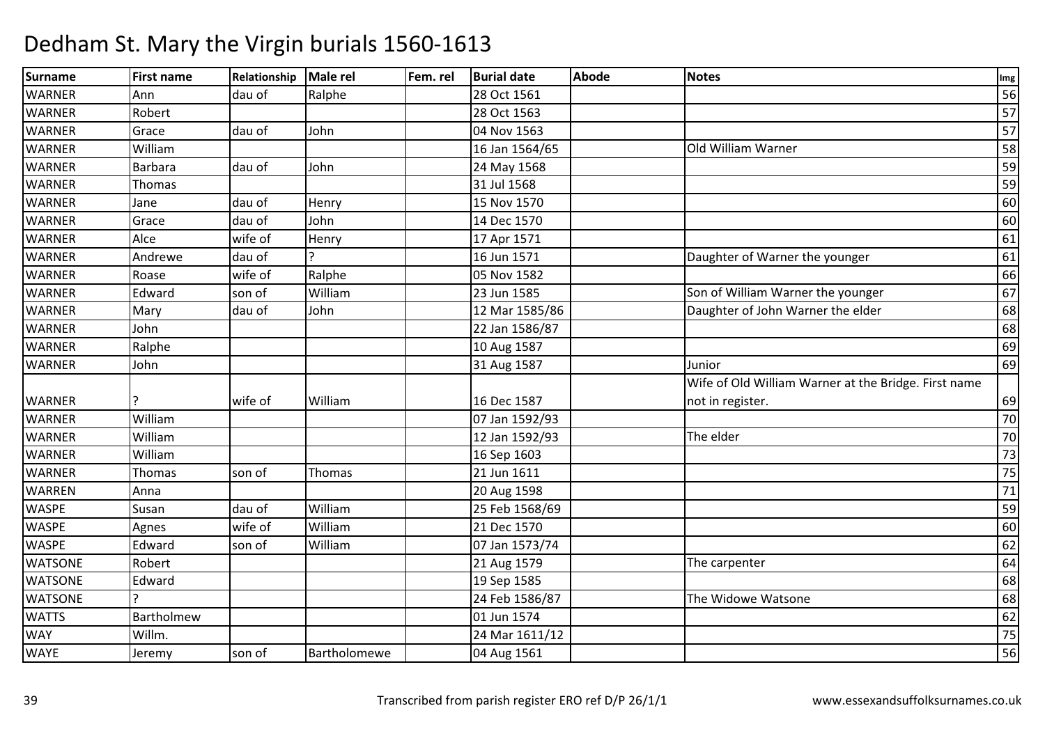# Dedham St. Mary the Virgin burials 1560-1613

| Surname | First name | Relationship | Male rel | Fem. rel | Burial date | Abode | Notes | Img |
|---|---|---|---|---|---|---|---|---|
| WARNER | Ann | dau of | Ralphe | | 28 Oct 1561 | | | 56 |
| WARNER | Robert | | | | 28 Oct 1563 | | | 57 |
| WARNER | Grace | dau of | John | | 04 Nov 1563 | | | 57 |
| WARNER | William | | | | 16 Jan 1564/65 | | Old William Warner | 58 |
| WARNER | Barbara | dau of | John | | 24 May 1568 | | | 59 |
| WARNER | Thomas | | | | 31 Jul 1568 | | | 59 |
| WARNER | Jane | dau of | Henry | | 15 Nov 1570 | | | 60 |
| WARNER | Grace | dau of | John | | 14 Dec 1570 | | | 60 |
| WARNER | Alce | wife of | Henry | | 17 Apr 1571 | | | 61 |
| WARNER | Andrewe | dau of | ? | | 16 Jun 1571 | | Daughter of Warner the younger | 61 |
| WARNER | Roase | wife of | Ralphe | | 05 Nov 1582 | | | 66 |
| WARNER | Edward | son of | William | | 23 Jun 1585 | | Son of William Warner the younger | 67 |
| WARNER | Mary | dau of | John | | 12 Mar 1585/86 | | Daughter of John Warner the elder | 68 |
| WARNER | John | | | | 22 Jan 1586/87 | | | 68 |
| WARNER | Ralphe | | | | 10 Aug 1587 | | | 69 |
| WARNER | John | | | | 31 Aug 1587 | | Junior | 69 |
| WARNER | ? | wife of | William | | 16 Dec 1587 | | Wife of Old William Warner at the Bridge. First name not in register. | 69 |
| WARNER | William | | | | 07 Jan 1592/93 | | | 70 |
| WARNER | William | | | | 12 Jan 1592/93 | | The elder | 70 |
| WARNER | William | | | | 16 Sep 1603 | | | 73 |
| WARNER | Thomas | son of | Thomas | | 21 Jun 1611 | | | 75 |
| WARREN | Anna | | | | 20 Aug 1598 | | | 71 |
| WASPE | Susan | dau of | William | | 25 Feb 1568/69 | | | 59 |
| WASPE | Agnes | wife of | William | | 21 Dec 1570 | | | 60 |
| WASPE | Edward | son of | William | | 07 Jan 1573/74 | | | 62 |
| WATSONE | Robert | | | | 21 Aug 1579 | | The carpenter | 64 |
| WATSONE | Edward | | | | 19 Sep 1585 | | | 68 |
| WATSONE | ? | | | | 24 Feb 1586/87 | | The Widowe Watsone | 68 |
| WATTS | Bartholmew | | | | 01 Jun 1574 | | | 62 |
| WAY | Willm. | | | | 24 Mar 1611/12 | | | 75 |
| WAYE | Jeremy | son of | Bartholomewe | | 04 Aug 1561 | | | 56 |

Transcribed from parish register ERO ref D/P 26/1/1

www.essexandsuffolksurnames.co.uk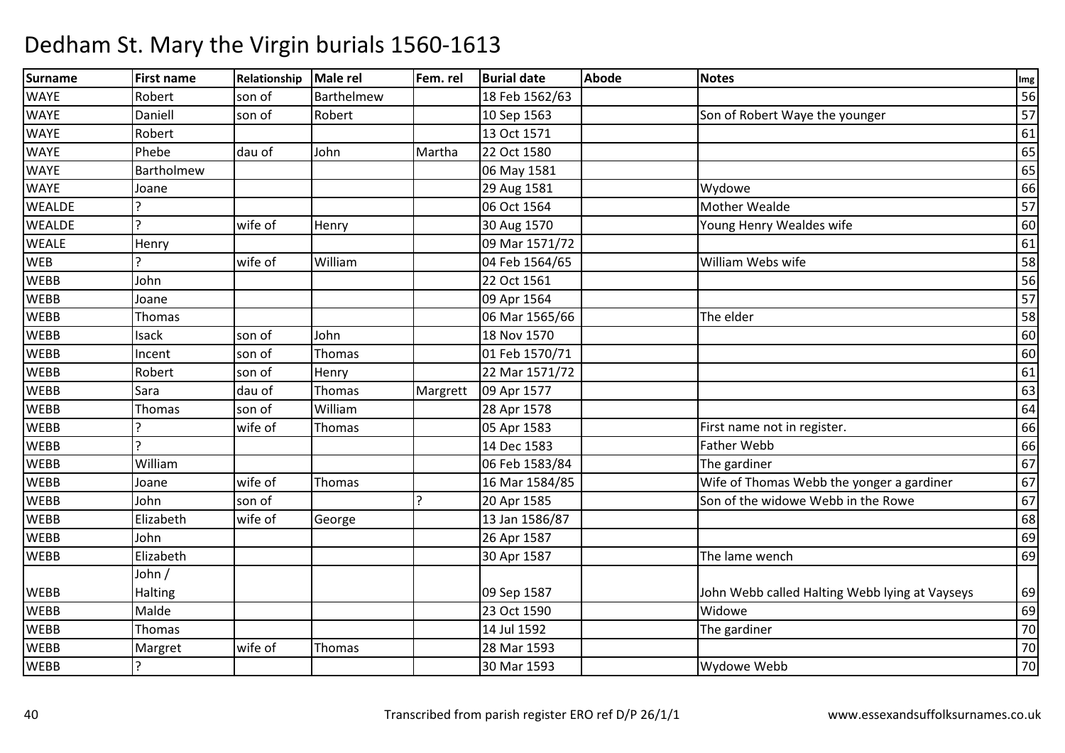# Dedham St. Mary the Virgin burials 1560-1613

| Surname | First name | Relationship | Male rel | Fem. rel | Burial date | Abode | Notes | Img |
|---|---|---|---|---|---|---|---|---|
| WAYE | Robert | son of | Barthelmew | | 18 Feb 1562/63 | | | 56 |
| WAYE | Daniell | son of | Robert | | 10 Sep 1563 | | Son of Robert Waye the younger | 57 |
| WAYE | Robert | | | | 13 Oct 1571 | | | 61 |
| WAYE | Phebe | dau of | John | Martha | 22 Oct 1580 | | | 65 |
| WAYE | Bartholmew | | | | 06 May 1581 | | | 65 |
| WAYE | Joane | | | | 29 Aug 1581 | | Wydowe | 66 |
| WEALDE | ? | | | | 06 Oct 1564 | | Mother Wealde | 57 |
| WEALDE | ? | wife of | Henry | | 30 Aug 1570 | | Young Henry Wealdes wife | 60 |
| WEALE | Henry | | | | 09 Mar 1571/72 | | | 61 |
| WEB | ? | wife of | William | | 04 Feb 1564/65 | | William Webs wife | 58 |
| WEBB | John | | | | 22 Oct 1561 | | | 56 |
| WEBB | Joane | | | | 09 Apr 1564 | | | 57 |
| WEBB | Thomas | | | | 06 Mar 1565/66 | | The elder | 58 |
| WEBB | Isack | son of | John | | 18 Nov 1570 | | | 60 |
| WEBB | Incent | son of | Thomas | | 01 Feb 1570/71 | | | 60 |
| WEBB | Robert | son of | Henry | | 22 Mar 1571/72 | | | 61 |
| WEBB | Sara | dau of | Thomas | Margrett | 09 Apr 1577 | | | 63 |
| WEBB | Thomas | son of | William | | 28 Apr 1578 | | | 64 |
| WEBB | ? | wife of | Thomas | | 05 Apr 1583 | | First name not in register. | 66 |
| WEBB | ? | | | | 14 Dec 1583 | | Father Webb | 66 |
| WEBB | William | | | | 06 Feb 1583/84 | | The gardiner | 67 |
| WEBB | Joane | wife of | Thomas | | 16 Mar 1584/85 | | Wife of Thomas Webb the yonger a gardiner | 67 |
| WEBB | John | son of | | ? | 20 Apr 1585 | | Son of the widowe Webb in the Rowe | 67 |
| WEBB | Elizabeth | wife of | George | | 13 Jan 1586/87 | | | 68 |
| WEBB | John | | | | 26 Apr 1587 | | | 69 |
| WEBB | Elizabeth | | | | 30 Apr 1587 | | The lame wench | 69 |
| WEBB | John / Halting | | | | 09 Sep 1587 | | John Webb called Halting Webb lying at Vayseys | 69 |
| WEBB | Malde | | | | 23 Oct 1590 | | Widowe | 69 |
| WEBB | Thomas | | | | 14 Jul 1592 | | The gardiner | 70 |
| WEBB | Margret | wife of | Thomas | | 28 Mar 1593 | | | 70 |
| WEBB | ? | | | | 30 Mar 1593 | | Wydowe Webb | 70 |

Transcribed from parish register ERO ref D/P 26/1/1 www.essexandsuffolksurnames.co.uk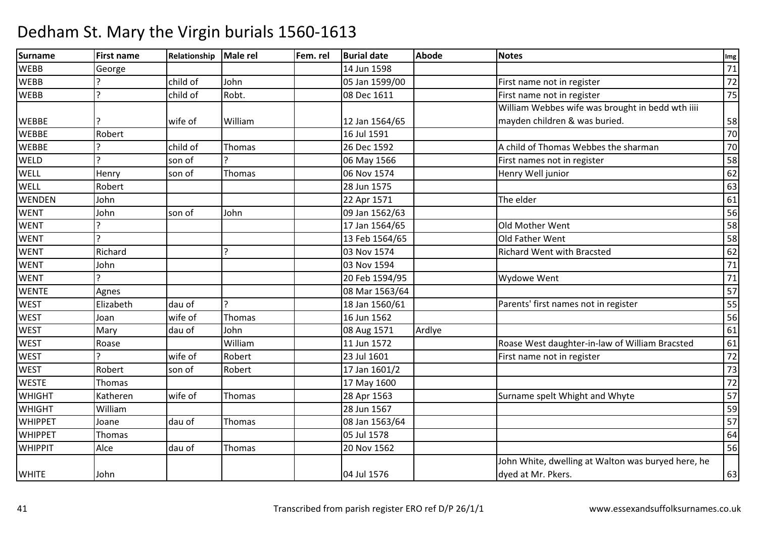# Dedham St. Mary the Virgin burials 1560-1613

| Surname | First name | Relationship | Male rel | Fem. rel | Burial date | Abode | Notes | Img |
|---|---|---|---|---|---|---|---|---|
| WEBB | George | | | | 14 Jun 1598 | | | 71 |
| WEBB | ? | child of | John | | 05 Jan 1599/00 | | First name not in register | 72 |
| WEBB | ? | child of | Robt. | | 08 Dec 1611 | | First name not in register | 75 |
| WEBBE | ? | wife of | William | | 12 Jan 1564/65 | | William Webbes wife was brought in bedd wth iiii mayden children & was buried. | 58 |
| WEBBE | Robert | | | | 16 Jul 1591 | | | 70 |
| WEBBE | ? | child of | Thomas | | 26 Dec 1592 | | A child of Thomas Webbes the sharman | 70 |
| WELD | ? | son of | ? | | 06 May 1566 | | First names not in register | 58 |
| WELL | Henry | son of | Thomas | | 06 Nov 1574 | | Henry Well junior | 62 |
| WELL | Robert | | | | 28 Jun 1575 | | | 63 |
| WENDEN | John | | | | 22 Apr 1571 | | The elder | 61 |
| WENT | John | son of | John | | 09 Jan 1562/63 | | | 56 |
| WENT | ? | | | | 17 Jan 1564/65 | | Old Mother Went | 58 |
| WENT | ? | | | | 13 Feb 1564/65 | | Old Father Went | 58 |
| WENT | Richard | | ? | | 03 Nov 1574 | | Richard Went with Bracsted | 62 |
| WENT | John | | | | 03 Nov 1594 | | | 71 |
| WENT | ? | | | | 20 Feb 1594/95 | | Wydowe Went | 71 |
| WENTE | Agnes | | | | 08 Mar 1563/64 | | | 57 |
| WEST | Elizabeth | dau of | ? | | 18 Jan 1560/61 | | Parents' first names not in register | 55 |
| WEST | Joan | wife of | Thomas | | 16 Jun 1562 | | | 56 |
| WEST | Mary | dau of | John | | 08 Aug 1571 | Ardlye | | 61 |
| WEST | Roase | | William | | 11 Jun 1572 | | Roase West daughter-in-law of William Bracsted | 61 |
| WEST | ? | wife of | Robert | | 23 Jul 1601 | | First name not in register | 72 |
| WEST | Robert | son of | Robert | | 17 Jan 1601/2 | | | 73 |
| WESTE | Thomas | | | | 17 May 1600 | | | 72 |
| WHIGHT | Katheren | wife of | Thomas | | 28 Apr 1563 | | Surname spelt Whight and Whyte | 57 |
| WHIGHT | William | | | | 28 Jun 1567 | | | 59 |
| WHIPPET | Joane | dau of | Thomas | | 08 Jan 1563/64 | | | 57 |
| WHIPPET | Thomas | | | | 05 Jul 1578 | | | 64 |
| WHIPPIT | Alce | dau of | Thomas | | 20 Nov 1562 | | | 56 |
| WHITE | John | | | | 04 Jul 1576 | | John White, dwelling at Walton was buryed here, he dyed at Mr. Pkers. | 63 |

Transcribed from parish register ERO ref D/P 26/1/1 www.essexandsuffolksurnames.co.uk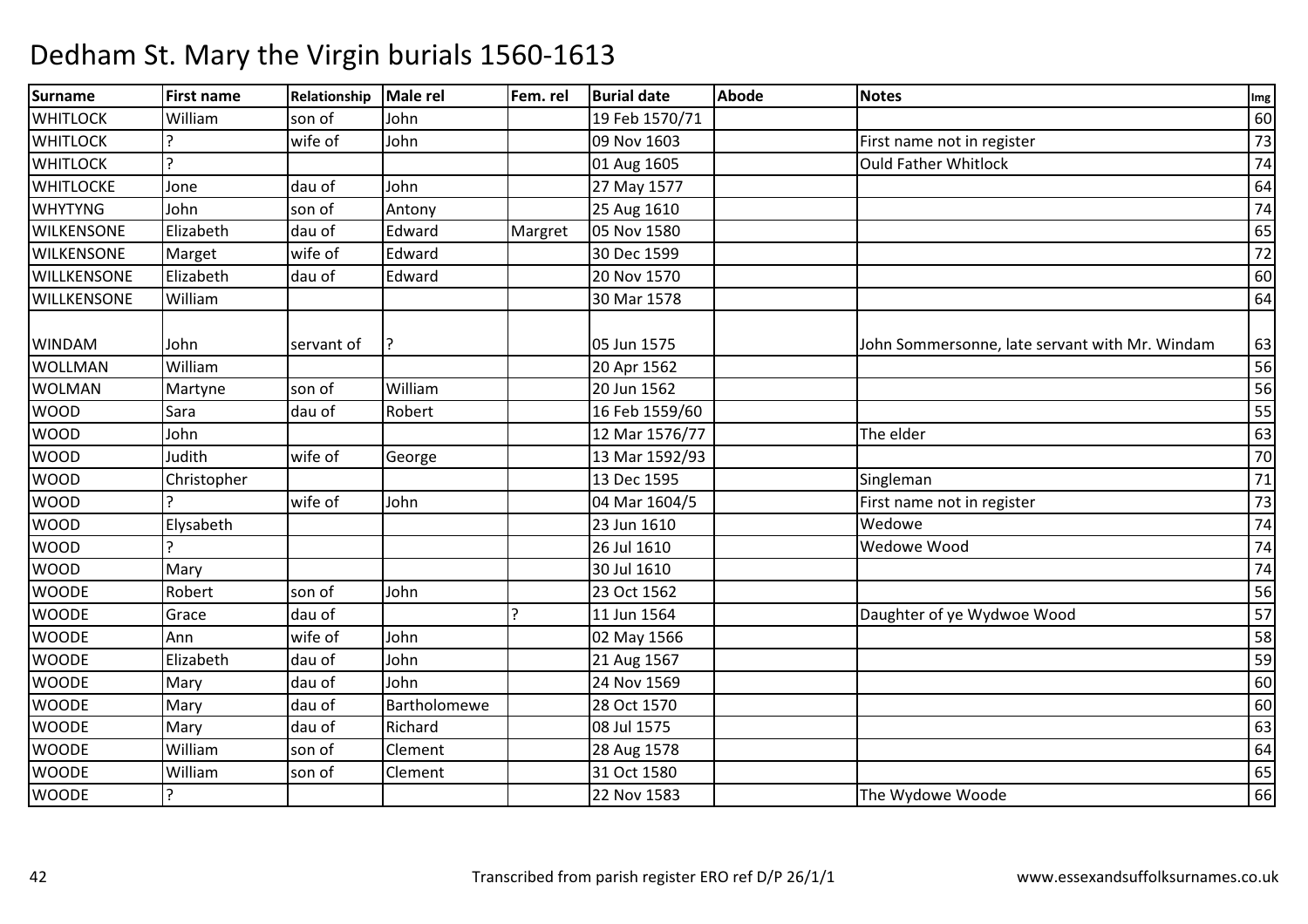# Dedham St. Mary the Virgin burials 1560-1613

| Surname | First name | Relationship | Male rel | Fem. rel | Burial date | Abode | Notes | Img |
|---|---|---|---|---|---|---|---|---|
| WHITLOCK | William | son of | John | | 19 Feb 1570/71 | | | 60 |
| WHITLOCK | ? | wife of | John | | 09 Nov 1603 | | First name not in register | 73 |
| WHITLOCK | ? | | | | 01 Aug 1605 | | Ould Father Whitlock | 74 |
| WHITLOCKE | Jone | dau of | John | | 27 May 1577 | | | 64 |
| WHYTYNG | John | son of | Antony | | 25 Aug 1610 | | | 74 |
| WILKENSONE | Elizabeth | dau of | Edward | Margret | 05 Nov 1580 | | | 65 |
| WILKENSONE | Marget | wife of | Edward | | 30 Dec 1599 | | | 72 |
| WILLKENSONE | Elizabeth | dau of | Edward | | 20 Nov 1570 | | | 60 |
| WILLKENSONE | William | | | | 30 Mar 1578 | | | 64 |
| WINDAM | John | servant of | ? | | 05 Jun 1575 | | John Sommersonne, late servant with Mr. Windam | 63 |
| WOLLMAN | William | | | | 20 Apr 1562 | | | 56 |
| WOLMAN | Martyne | son of | William | | 20 Jun 1562 | | | 56 |
| WOOD | Sara | dau of | Robert | | 16 Feb 1559/60 | | | 55 |
| WOOD | John | | | | 12 Mar 1576/77 | | The elder | 63 |
| WOOD | Judith | wife of | George | | 13 Mar 1592/93 | | | 70 |
| WOOD | Christopher | | | | 13 Dec 1595 | | Singleman | 71 |
| WOOD | ? | wife of | John | | 04 Mar 1604/5 | | First name not in register | 73 |
| WOOD | Elysabeth | | | | 23 Jun 1610 | | Wedowe | 74 |
| WOOD | ? | | | | 26 Jul 1610 | | Wedowe Wood | 74 |
| WOOD | Mary | | | | 30 Jul 1610 | | | 74 |
| WOODE | Robert | son of | John | | 23 Oct 1562 | | | 56 |
| WOODE | Grace | dau of | | ? | 11 Jun 1564 | | Daughter of ye Wydwoe Wood | 57 |
| WOODE | Ann | wife of | John | | 02 May 1566 | | | 58 |
| WOODE | Elizabeth | dau of | John | | 21 Aug 1567 | | | 59 |
| WOODE | Mary | dau of | John | | 24 Nov 1569 | | | 60 |
| WOODE | Mary | dau of | Bartholomewe | | 28 Oct 1570 | | | 60 |
| WOODE | Mary | dau of | Richard | | 08 Jul 1575 | | | 63 |
| WOODE | William | son of | Clement | | 28 Aug 1578 | | | 64 |
| WOODE | William | son of | Clement | | 31 Oct 1580 | | | 65 |
| WOODE | ? | | | | 22 Nov 1583 | | The Wydowe Woode | 66 |

Transcribed from parish register ERO ref D/P 26/1/1

www.essexandsuffolksurnames.co.uk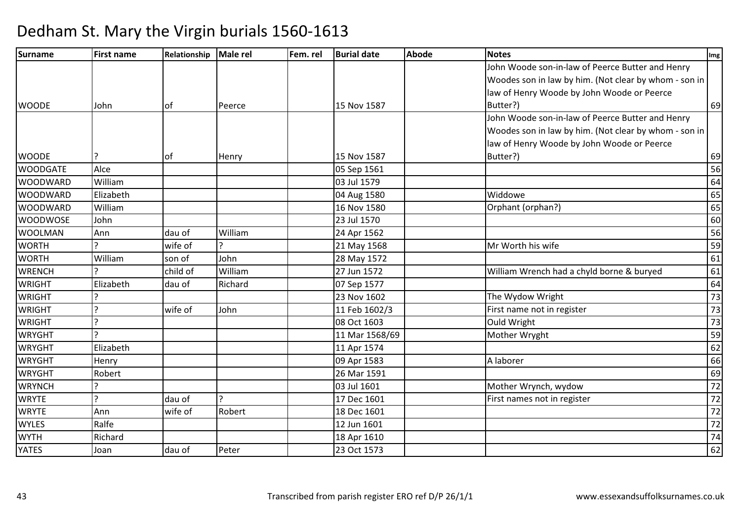# Dedham St. Mary the Virgin burials 1560-1613

| Surname | First name | Relationship | Male rel | Fem. rel | Burial date | Abode | Notes | Img |
|---|---|---|---|---|---|---|---|---|
| WOODE | John | of | Peerce | | 15 Nov 1587 | | John Woode son-in-law of Peerce Butter and Henry Woodes son in law by him. (Not clear by whom - son in law of Henry Woode by John Woode or Peerce Butter?) | 69 |
| WOODE | ? | of | Henry | | 15 Nov 1587 | | John Woode son-in-law of Peerce Butter and Henry Woodes son in law by him. (Not clear by whom - son in law of Henry Woode by John Woode or Peerce Butter?) | 69 |
| WOODGATE | Alce | | | | 05 Sep 1561 | | | 56 |
| WOODWARD | William | | | | 03 Jul 1579 | | | 64 |
| WOODWARD | Elizabeth | | | | 04 Aug 1580 | | Widdowe | 65 |
| WOODWARD | William | | | | 16 Nov 1580 | | Orphant (orphan?) | 65 |
| WOODWOSE | John | | | | 23 Jul 1570 | | | 60 |
| WOOLMAN | Ann | dau of | William | | 24 Apr 1562 | | | 56 |
| WORTH | ? | wife of | ? | | 21 May 1568 | | Mr Worth his wife | 59 |
| WORTH | William | son of | John | | 28 May 1572 | | | 61 |
| WRENCH | ? | child of | William | | 27 Jun 1572 | | William Wrench had a chyld borne & buryed | 61 |
| WRIGHT | Elizabeth | dau of | Richard | | 07 Sep 1577 | | | 64 |
| WRIGHT | ? | | | | 23 Nov 1602 | | The Wydow Wright | 73 |
| WRIGHT | ? | wife of | John | | 11 Feb 1602/3 | | First name not in register | 73 |
| WRIGHT | ? | | | | 08 Oct 1603 | | Ould Wright | 73 |
| WRYGHT | ? | | | | 11 Mar 1568/69 | | Mother Wryght | 59 |
| WRYGHT | Elizabeth | | | | 11 Apr 1574 | | | 62 |
| WRYGHT | Henry | | | | 09 Apr 1583 | | A laborer | 66 |
| WRYGHT | Robert | | | | 26 Mar 1591 | | | 69 |
| WRYNCH | ? | | | | 03 Jul 1601 | | Mother Wrynch, wydow | 72 |
| WRYTE | ? | dau of | ? | | 17 Dec 1601 | | First names not in register | 72 |
| WRYTE | Ann | wife of | Robert | | 18 Dec 1601 | | | 72 |
| WYLES | Ralfe | | | | 12 Jun 1601 | | | 72 |
| WYTH | Richard | | | | 18 Apr 1610 | | | 74 |
| YATES | Joan | dau of | Peter | | 23 Oct 1573 | | | 62 |

Transcribed from parish register ERO ref D/P 26/1/1 www.essexandsuffolksurnames.co.uk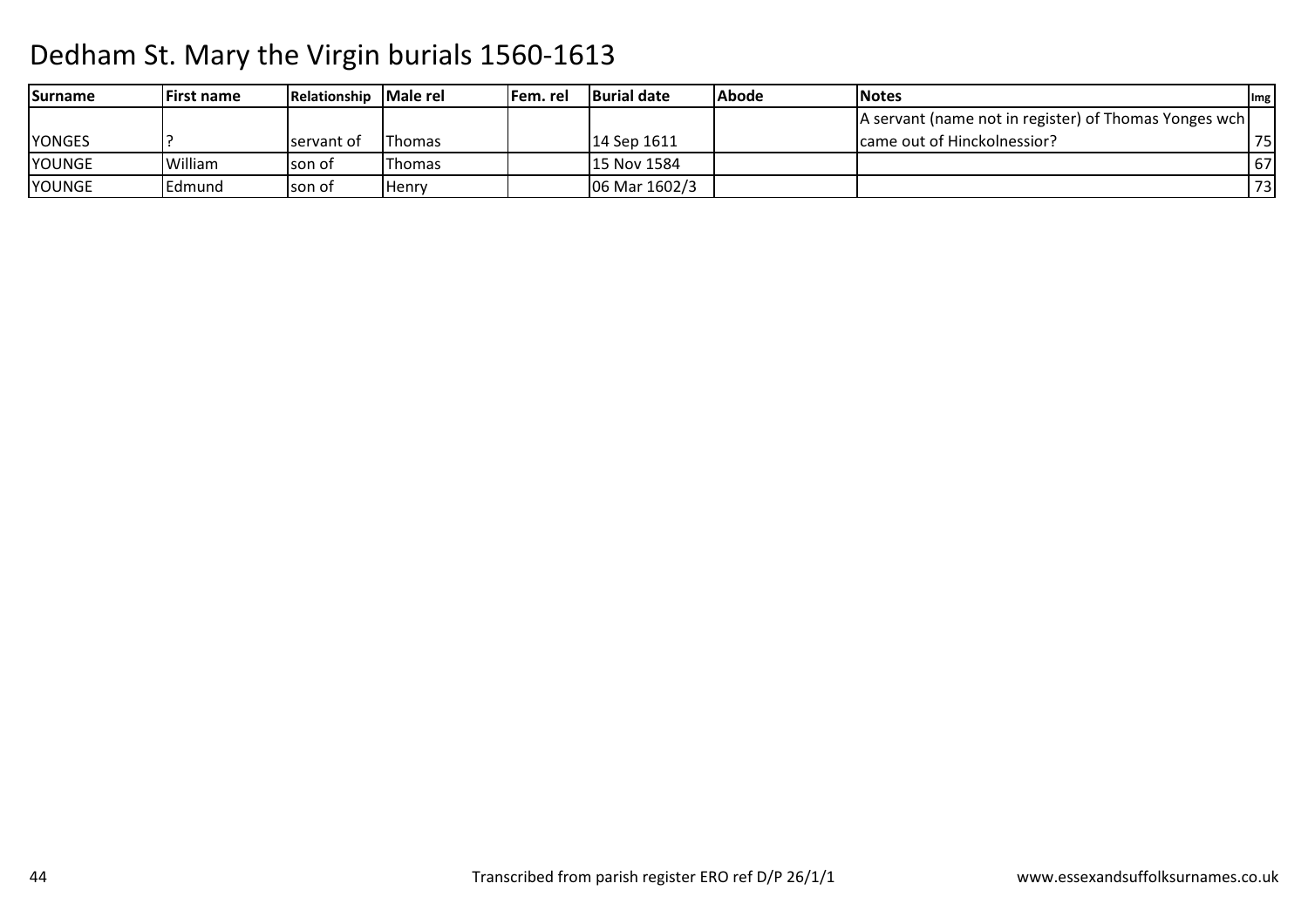# Dedham St. Mary the Virgin burials 1560-1613

| Surname | First name | Relationship | Male rel | Fem. rel | Burial date | Abode | Notes | Img |
|---|---|---|---|---|---|---|---|---|
| YONGES | ? | servant of | Thomas | | 14 Sep 1611 | | A servant (name not in register) of Thomas Yonges wch came out of Hinckolnessior? | 75 |
| YOUNGE | William | son of | Thomas | | 15 Nov 1584 | | | 67 |
| YOUNGE | Edmund | son of | Henry | | 06 Mar 1602/3 | | | 73 |

Transcribed from parish register ERO ref D/P 26/1/1

www.essexandsuffolksurnames.co.uk